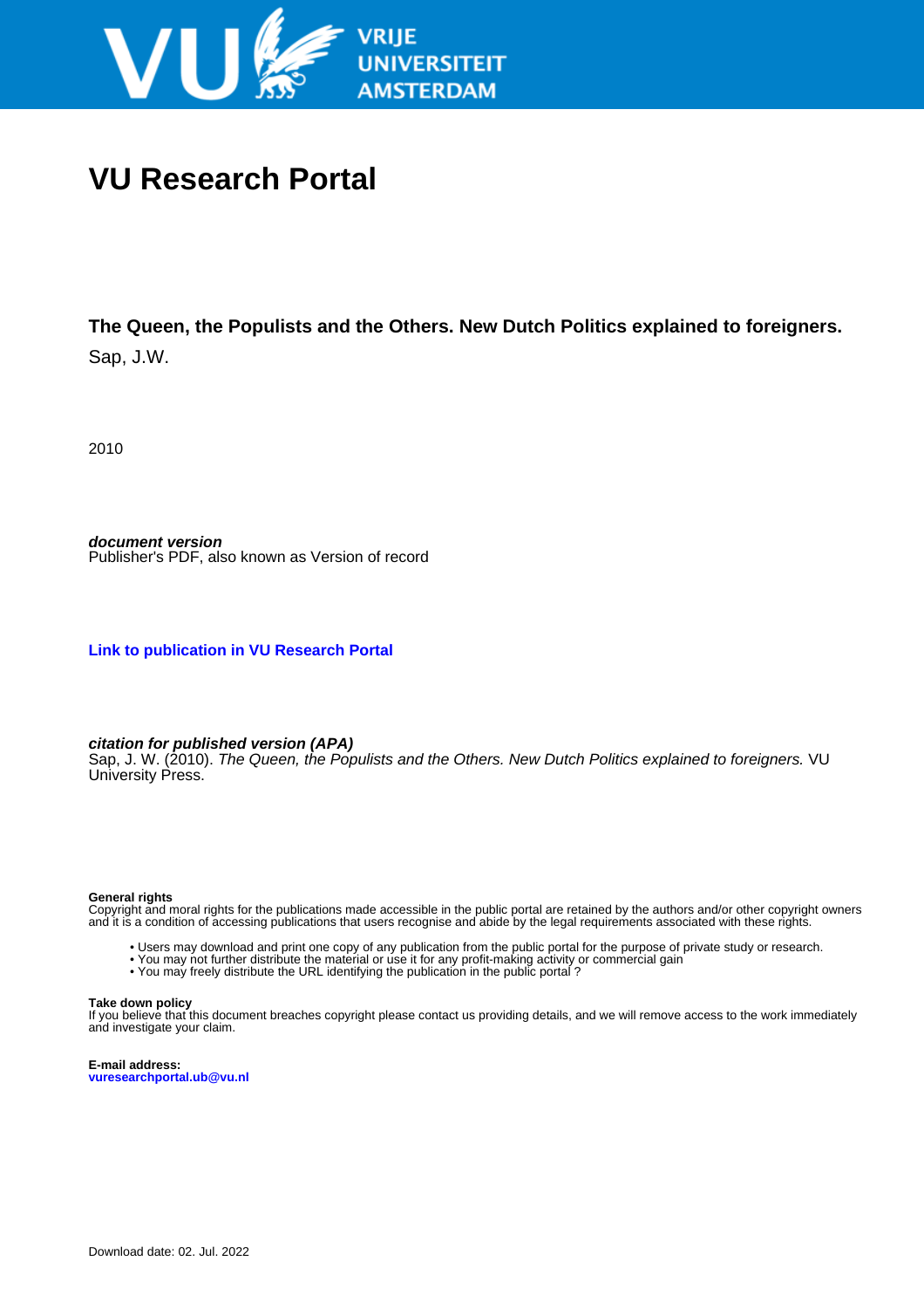# VU Research Portal

**The Queen, the Populists and the Others. New Dutch Politics explained to foreigners.**

Sap, J.W.

2010

***document version***
Publisher's PDF, also known as Version of record

**Link to publication in VU Research Portal**

***citation for published version (APA)***
Sap, J. W. (2010). *The Queen, the Populists and the Others. New Dutch Politics explained to foreigners.* VU University Press.

**General rights**
Copyright and moral rights for the publications made accessible in the public portal are retained by the authors and/or other copyright owners and it is a condition of accessing publications that users recognise and abide by the legal requirements associated with these rights.

- Users may download and print one copy of any publication from the public portal for the purpose of private study or research.
- You may not further distribute the material or use it for any profit-making activity or commercial gain
- You may freely distribute the URL identifying the publication in the public portal ?

**Take down policy**
If you believe that this document breaches copyright please contact us providing details, and we will remove access to the work immediately and investigate your claim.

**E-mail address:**
**vuresearchportal.ub@vu.nl**

Download date: 02. Jul. 2022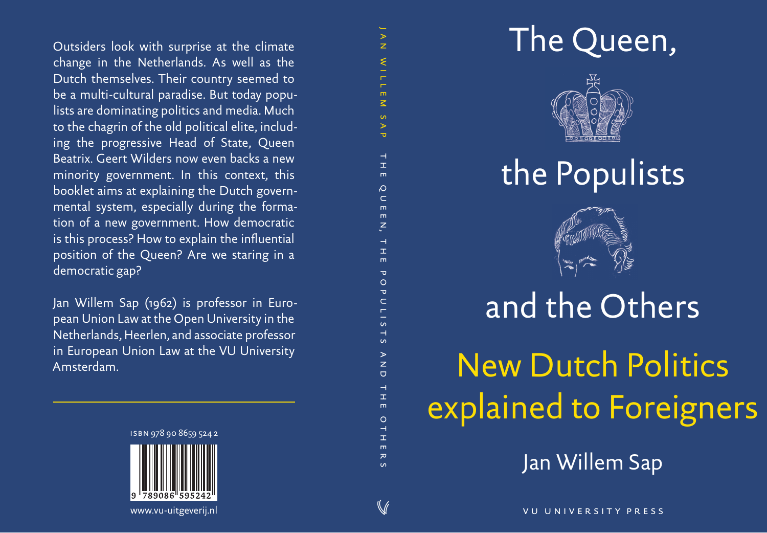# The Queen,

# the Populists

# and the Others

## New Dutch Politics explained to Foreigners

Jan Willem Sap

VU UNIVERSITY PRESS

---

JAN WILLEM SAP THE QUEEN, THE POPULISTS AND THE OTHERS

---

Outsiders look with surprise at the climate change in the Netherlands. As well as the Dutch themselves. Their country seemed to be a multi-cultural paradise. But today populists are dominating politics and media. Much to the chagrin of the old political elite, including the progressive Head of State, Queen Beatrix. Geert Wilders now even backs a new minority government. In this context, this booklet aims at explaining the Dutch governmental system, especially during the formation of a new government. How democratic is this process? How to explain the influential position of the Queen? Are we staring in a democratic gap?

Jan Willem Sap (1962) is professor in European Union Law at the Open University in the Netherlands, Heerlen, and associate professor in European Union Law at the VU University Amsterdam.

ISBN 978 90 8659 524 2

9 789086 595242

www.vu-uitgeverij.nl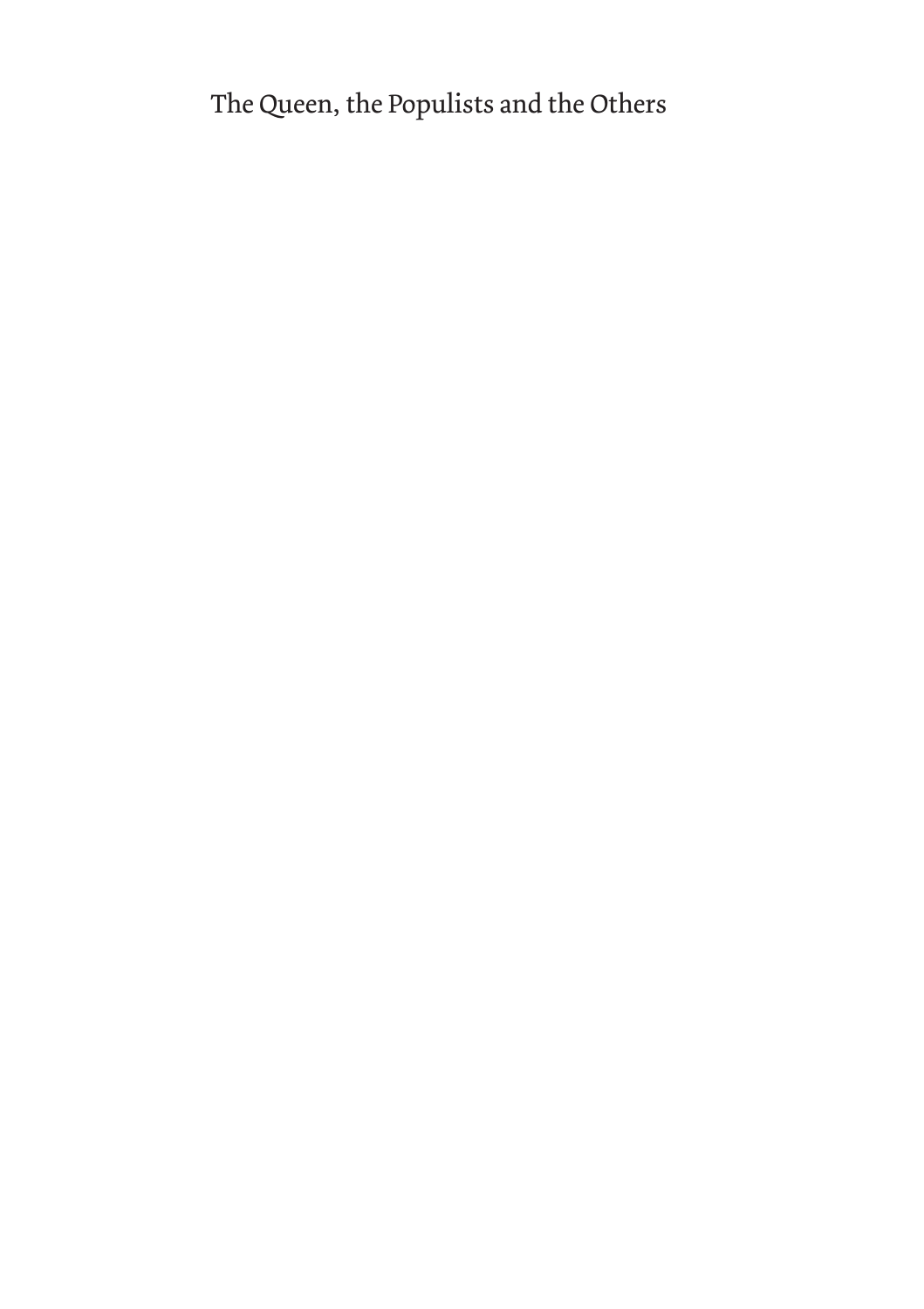The Queen, the Populists and the Others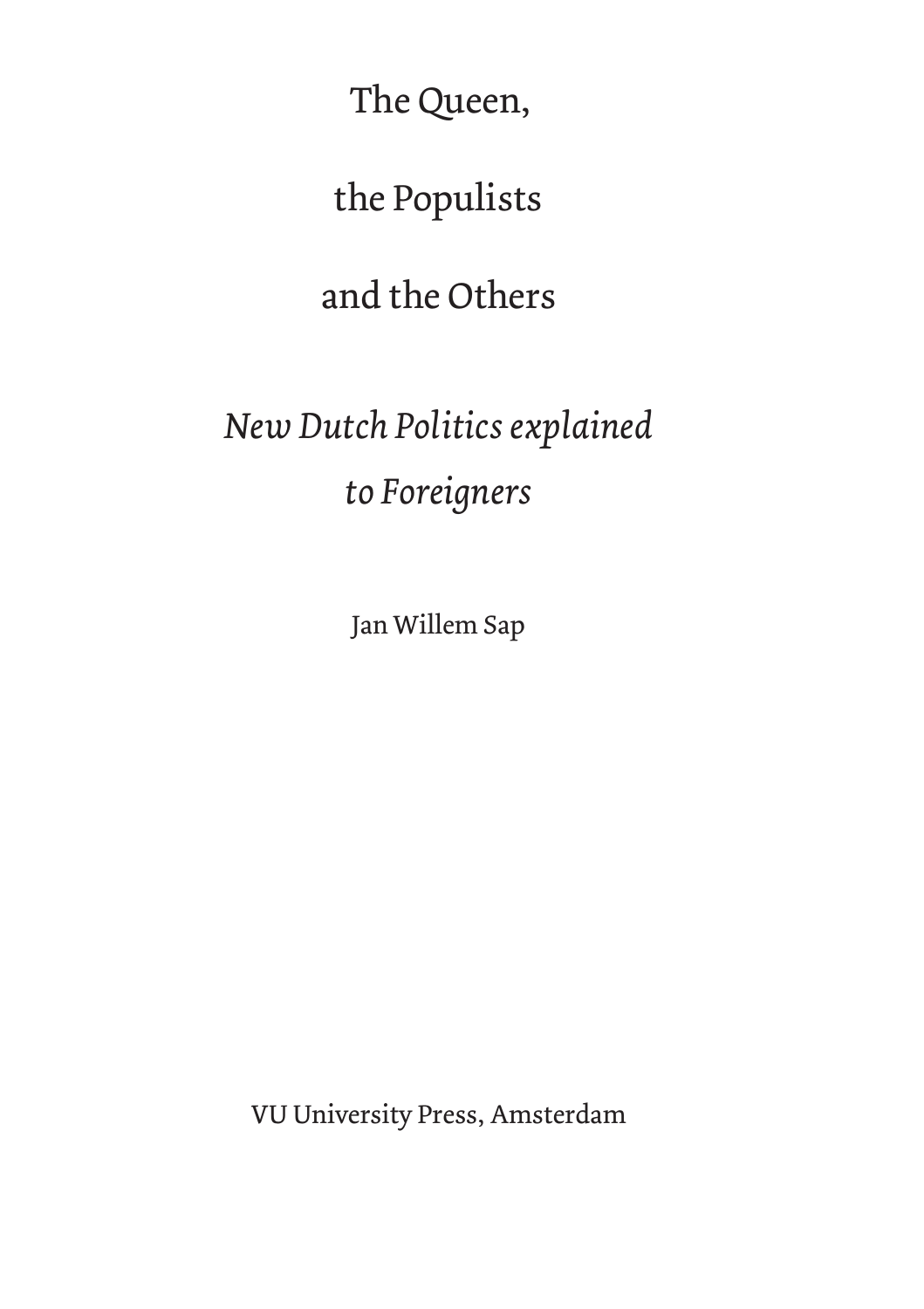# The Queen, the Populists and the Others

## *New Dutch Politics explained to Foreigners*

Jan Willem Sap

VU University Press, Amsterdam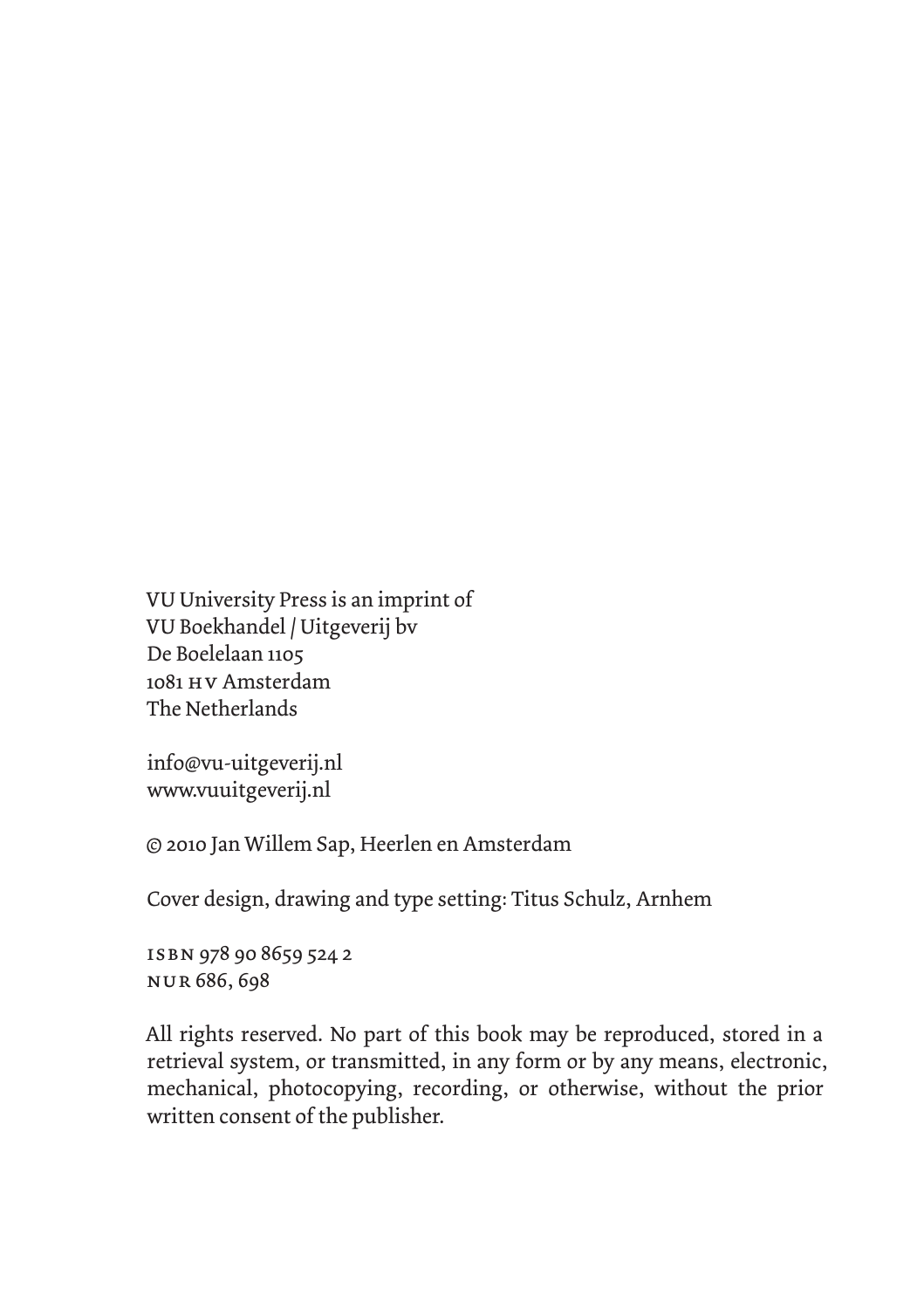VU University Press is an imprint of
VU Boekhandel / Uitgeverij bv
De Boelelaan 1105
1081 HV Amsterdam
The Netherlands

info@vu-uitgeverij.nl
www.vuuitgeverij.nl

© 2010 Jan Willem Sap, Heerlen en Amsterdam

Cover design, drawing and type setting: Titus Schulz, Arnhem

ISBN 978 90 8659 524 2
NUR 686, 698

All rights reserved. No part of this book may be reproduced, stored in a retrieval system, or transmitted, in any form or by any means, electronic, mechanical, photocopying, recording, or otherwise, without the prior written consent of the publisher.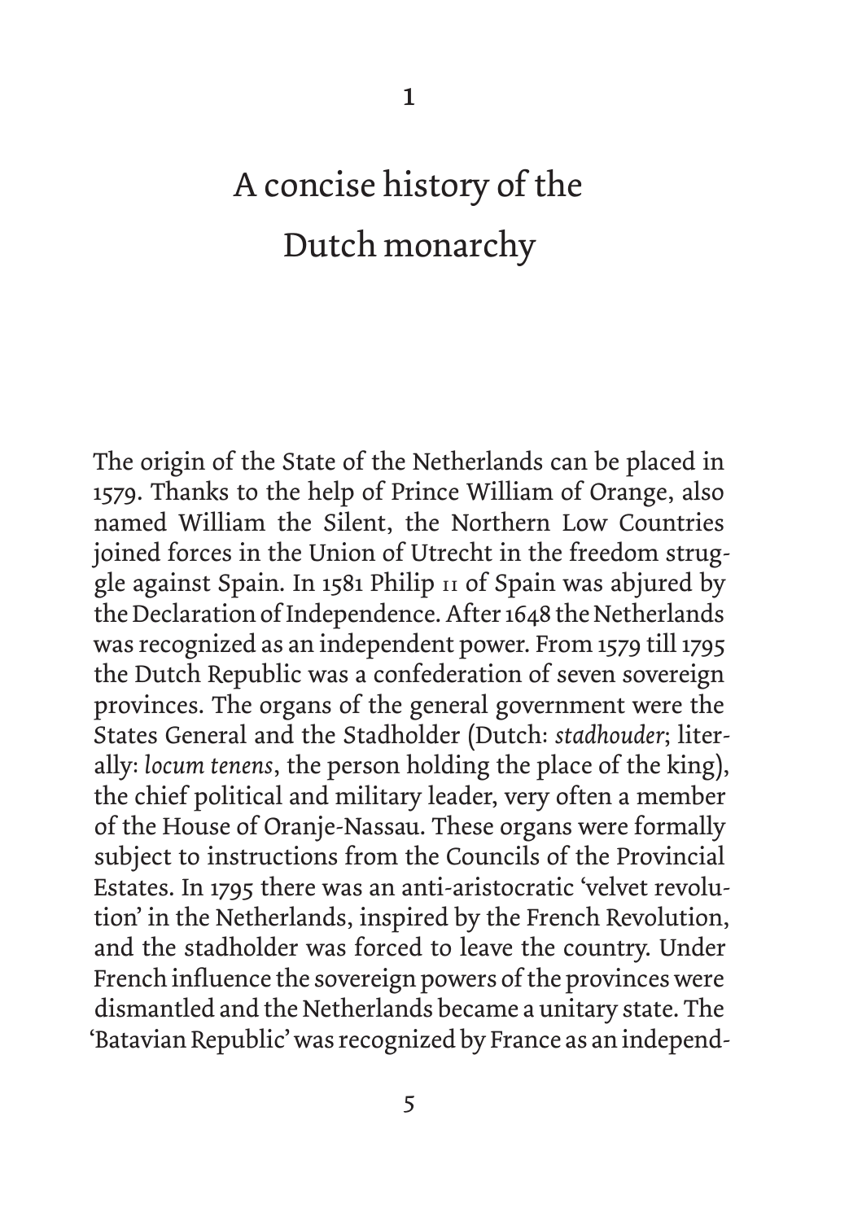# 1

# A concise history of the Dutch monarchy

The origin of the State of the Netherlands can be placed in 1579. Thanks to the help of Prince William of Orange, also named William the Silent, the Northern Low Countries joined forces in the Union of Utrecht in the freedom struggle against Spain. In 1581 Philip II of Spain was abjured by the Declaration of Independence. After 1648 the Netherlands was recognized as an independent power. From 1579 till 1795 the Dutch Republic was a confederation of seven sovereign provinces. The organs of the general government were the States General and the Stadholder (Dutch: *stadhouder*; literally: *locum tenens*, the person holding the place of the king), the chief political and military leader, very often a member of the House of Oranje-Nassau. These organs were formally subject to instructions from the Councils of the Provincial Estates. In 1795 there was an anti-aristocratic 'velvet revolution' in the Netherlands, inspired by the French Revolution, and the stadholder was forced to leave the country. Under French influence the sovereign powers of the provinces were dismantled and the Netherlands became a unitary state. The 'Batavian Republic' was recognized by France as an independ-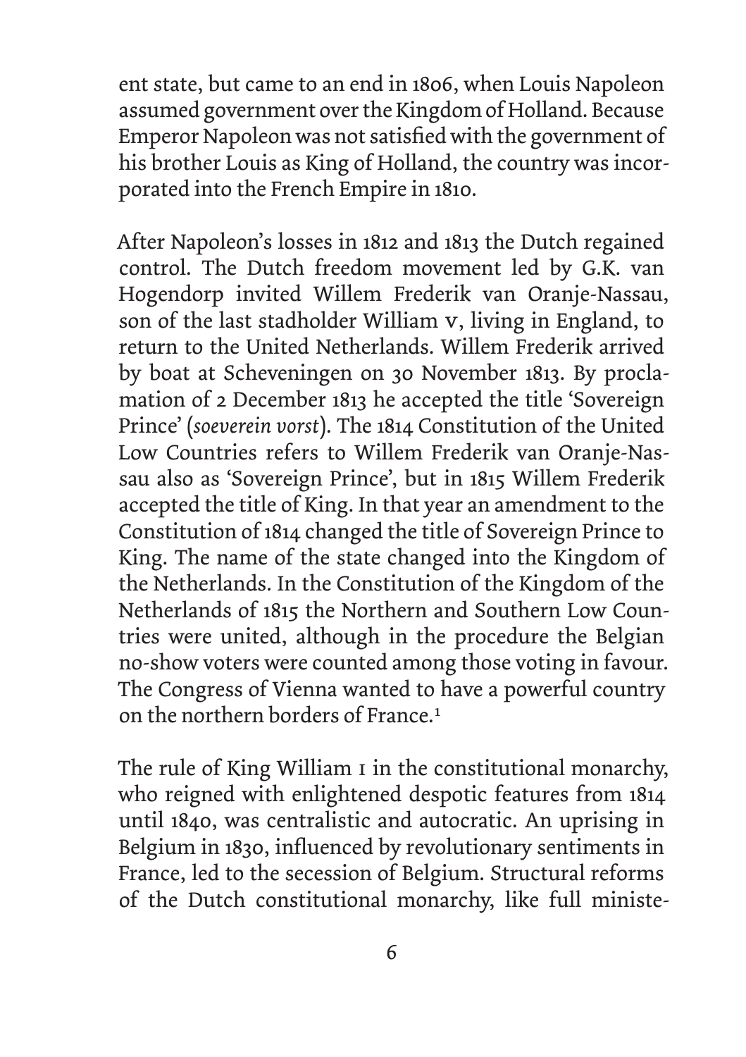ent state, but came to an end in 1806, when Louis Napoleon assumed government over the Kingdom of Holland. Because Emperor Napoleon was not satisfied with the government of his brother Louis as King of Holland, the country was incorporated into the French Empire in 1810.

After Napoleon's losses in 1812 and 1813 the Dutch regained control. The Dutch freedom movement led by G.K. van Hogendorp invited Willem Frederik van Oranje-Nassau, son of the last stadholder William V, living in England, to return to the United Netherlands. Willem Frederik arrived by boat at Scheveningen on 30 November 1813. By proclamation of 2 December 1813 he accepted the title 'Sovereign Prince' (*soeverein vorst*). The 1814 Constitution of the United Low Countries refers to Willem Frederik van Oranje-Nassau also as 'Sovereign Prince', but in 1815 Willem Frederik accepted the title of King. In that year an amendment to the Constitution of 1814 changed the title of Sovereign Prince to King. The name of the state changed into the Kingdom of the Netherlands. In the Constitution of the Kingdom of the Netherlands of 1815 the Northern and Southern Low Countries were united, although in the procedure the Belgian no-show voters were counted among those voting in favour. The Congress of Vienna wanted to have a powerful country on the northern borders of France.[1]

The rule of King William I in the constitutional monarchy, who reigned with enlightened despotic features from 1814 until 1840, was centralistic and autocratic. An uprising in Belgium in 1830, influenced by revolutionary sentiments in France, led to the secession of Belgium. Structural reforms of the Dutch constitutional monarchy, like full ministe-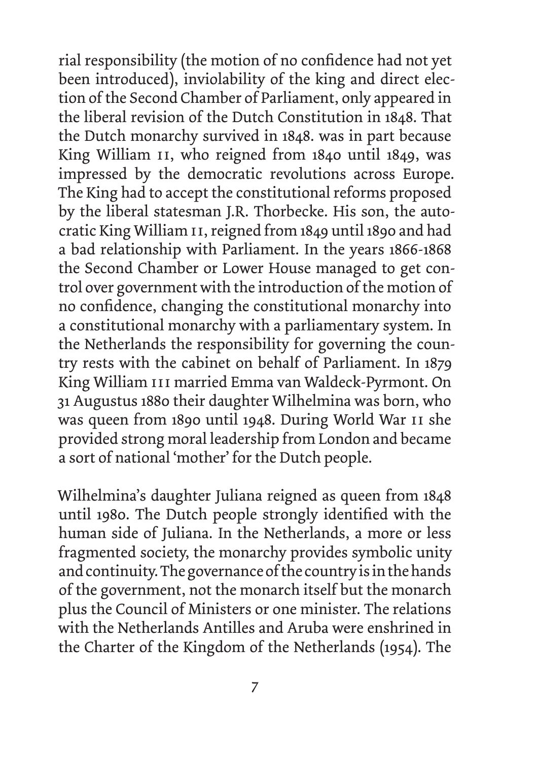rial responsibility (the motion of no confidence had not yet been introduced), inviolability of the king and direct election of the Second Chamber of Parliament, only appeared in the liberal revision of the Dutch Constitution in 1848. That the Dutch monarchy survived in 1848. was in part because King William II, who reigned from 1840 until 1849, was impressed by the democratic revolutions across Europe. The King had to accept the constitutional reforms proposed by the liberal statesman J.R. Thorbecke. His son, the autocratic King William II, reigned from 1849 until 1890 and had a bad relationship with Parliament. In the years 1866-1868 the Second Chamber or Lower House managed to get control over government with the introduction of the motion of no confidence, changing the constitutional monarchy into a constitutional monarchy with a parliamentary system. In the Netherlands the responsibility for governing the country rests with the cabinet on behalf of Parliament. In 1879 King William III married Emma van Waldeck-Pyrmont. On 31 Augustus 1880 their daughter Wilhelmina was born, who was queen from 1890 until 1948. During World War II she provided strong moral leadership from London and became a sort of national 'mother' for the Dutch people.

Wilhelmina's daughter Juliana reigned as queen from 1848 until 1980. The Dutch people strongly identified with the human side of Juliana. In the Netherlands, a more or less fragmented society, the monarchy provides symbolic unity and continuity. The governance of the country is in the hands of the government, not the monarch itself but the monarch plus the Council of Ministers or one minister. The relations with the Netherlands Antilles and Aruba were enshrined in the Charter of the Kingdom of the Netherlands (1954). The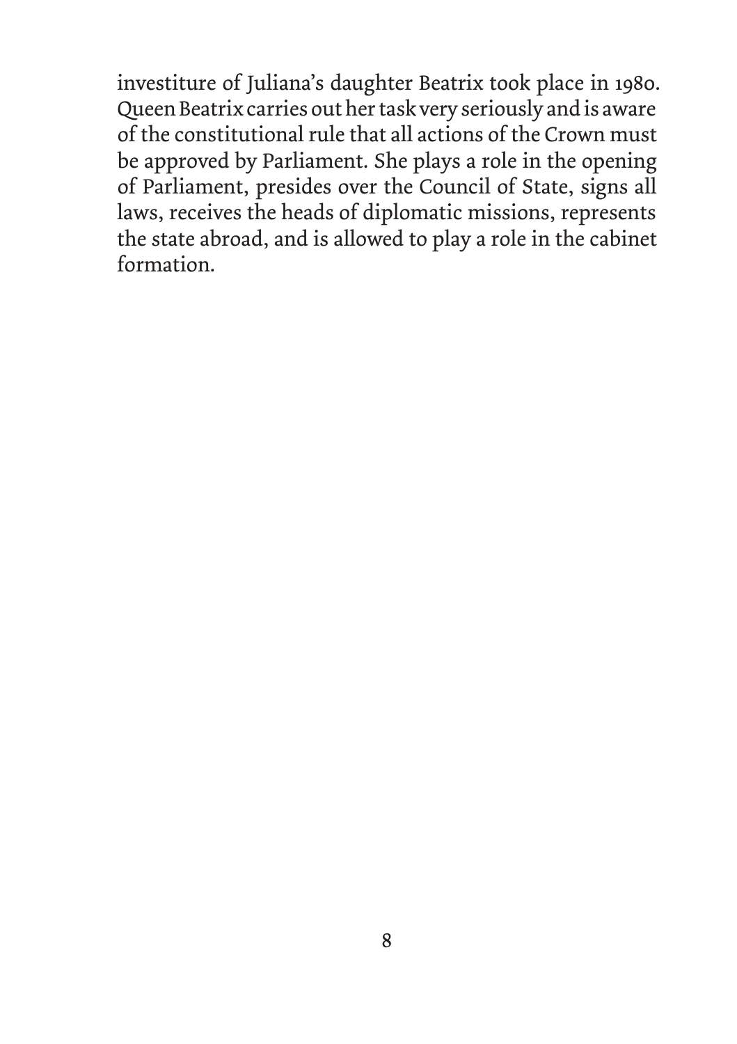investiture of Juliana's daughter Beatrix took place in 1980. Queen Beatrix carries out her task very seriously and is aware of the constitutional rule that all actions of the Crown must be approved by Parliament. She plays a role in the opening of Parliament, presides over the Council of State, signs all laws, receives the heads of diplomatic missions, represents the state abroad, and is allowed to play a role in the cabinet formation.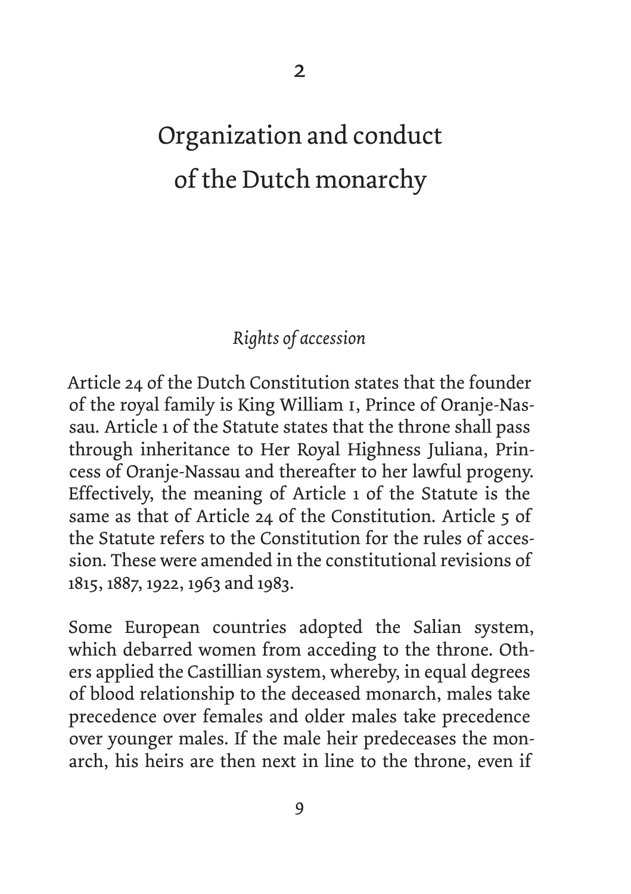# 2

# Organization and conduct of the Dutch monarchy

## *Rights of accession*

Article 24 of the Dutch Constitution states that the founder of the royal family is King William I, Prince of Oranje-Nassau. Article 1 of the Statute states that the throne shall pass through inheritance to Her Royal Highness Juliana, Princess of Oranje-Nassau and thereafter to her lawful progeny. Effectively, the meaning of Article 1 of the Statute is the same as that of Article 24 of the Constitution. Article 5 of the Statute refers to the Constitution for the rules of accession. These were amended in the constitutional revisions of 1815, 1887, 1922, 1963 and 1983.

Some European countries adopted the Salian system, which debarred women from acceding to the throne. Others applied the Castillian system, whereby, in equal degrees of blood relationship to the deceased monarch, males take precedence over females and older males take precedence over younger males. If the male heir predeceases the monarch, his heirs are then next in line to the throne, even if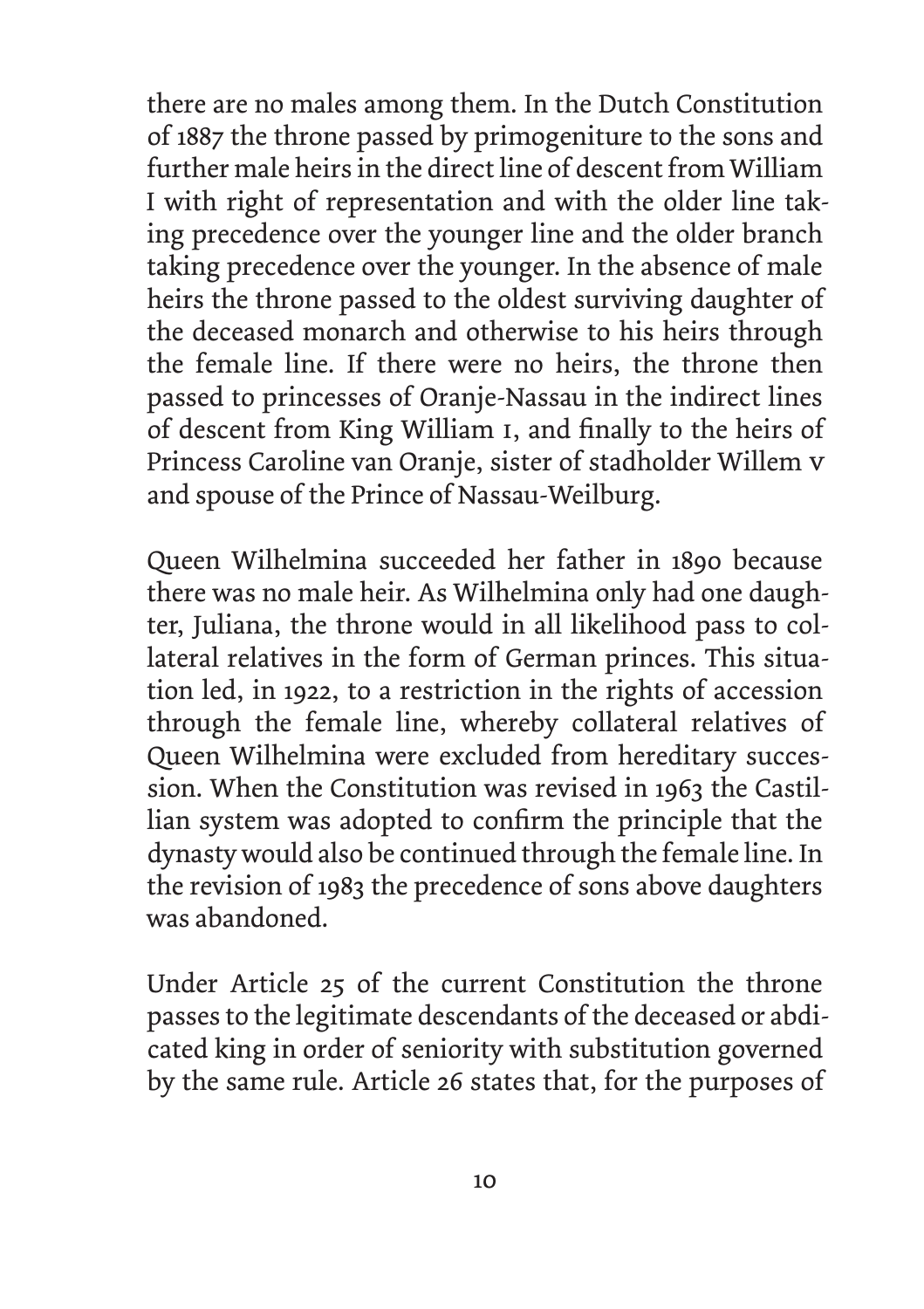there are no males among them. In the Dutch Constitution of 1887 the throne passed by primogeniture to the sons and further male heirs in the direct line of descent from William I with right of representation and with the older line taking precedence over the younger line and the older branch taking precedence over the younger. In the absence of male heirs the throne passed to the oldest surviving daughter of the deceased monarch and otherwise to his heirs through the female line. If there were no heirs, the throne then passed to princesses of Oranje-Nassau in the indirect lines of descent from King William I, and finally to the heirs of Princess Caroline van Oranje, sister of stadholder Willem V and spouse of the Prince of Nassau-Weilburg.

Queen Wilhelmina succeeded her father in 1890 because there was no male heir. As Wilhelmina only had one daughter, Juliana, the throne would in all likelihood pass to collateral relatives in the form of German princes. This situation led, in 1922, to a restriction in the rights of accession through the female line, whereby collateral relatives of Queen Wilhelmina were excluded from hereditary succession. When the Constitution was revised in 1963 the Castillian system was adopted to confirm the principle that the dynasty would also be continued through the female line. In the revision of 1983 the precedence of sons above daughters was abandoned.

Under Article 25 of the current Constitution the throne passes to the legitimate descendants of the deceased or abdicated king in order of seniority with substitution governed by the same rule. Article 26 states that, for the purposes of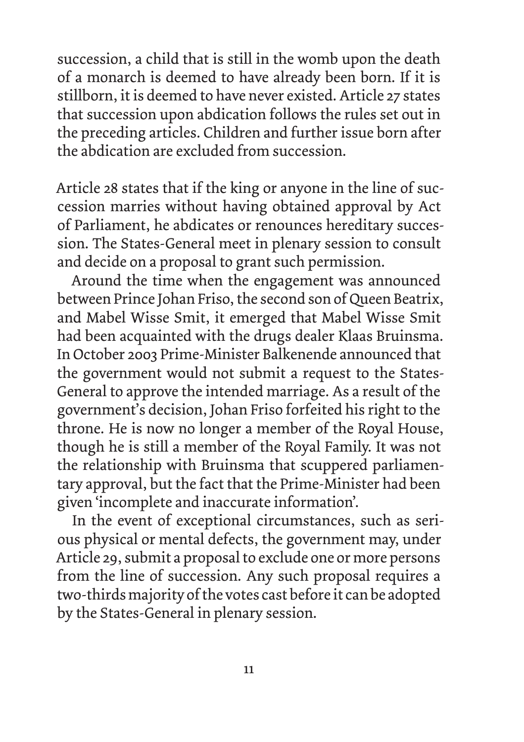succession, a child that is still in the womb upon the death of a monarch is deemed to have already been born. If it is stillborn, it is deemed to have never existed. Article 27 states that succession upon abdication follows the rules set out in the preceding articles. Children and further issue born after the abdication are excluded from succession.

Article 28 states that if the king or anyone in the line of succession marries without having obtained approval by Act of Parliament, he abdicates or renounces hereditary succession. The States-General meet in plenary session to consult and decide on a proposal to grant such permission.

Around the time when the engagement was announced between Prince Johan Friso, the second son of Queen Beatrix, and Mabel Wisse Smit, it emerged that Mabel Wisse Smit had been acquainted with the drugs dealer Klaas Bruinsma. In October 2003 Prime-Minister Balkenende announced that the government would not submit a request to the States-General to approve the intended marriage. As a result of the government's decision, Johan Friso forfeited his right to the throne. He is now no longer a member of the Royal House, though he is still a member of the Royal Family. It was not the relationship with Bruinsma that scuppered parliamentary approval, but the fact that the Prime-Minister had been given 'incomplete and inaccurate information'.

In the event of exceptional circumstances, such as serious physical or mental defects, the government may, under Article 29, submit a proposal to exclude one or more persons from the line of succession. Any such proposal requires a two-thirds majority of the votes cast before it can be adopted by the States-General in plenary session.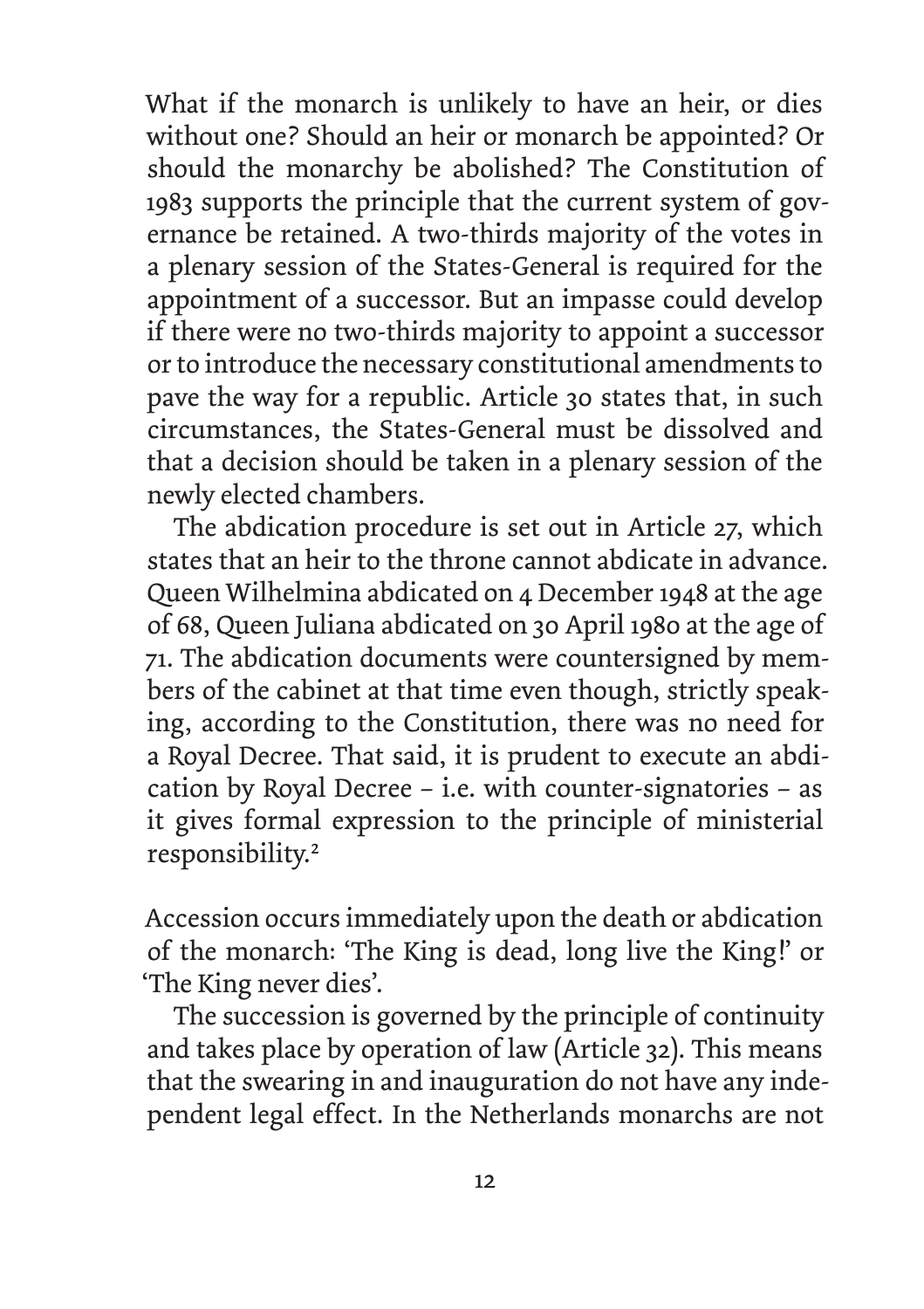What if the monarch is unlikely to have an heir, or dies without one? Should an heir or monarch be appointed? Or should the monarchy be abolished? The Constitution of 1983 supports the principle that the current system of governance be retained. A two-thirds majority of the votes in a plenary session of the States-General is required for the appointment of a successor. But an impasse could develop if there were no two-thirds majority to appoint a successor or to introduce the necessary constitutional amendments to pave the way for a republic. Article 30 states that, in such circumstances, the States-General must be dissolved and that a decision should be taken in a plenary session of the newly elected chambers.

The abdication procedure is set out in Article 27, which states that an heir to the throne cannot abdicate in advance. Queen Wilhelmina abdicated on 4 December 1948 at the age of 68, Queen Juliana abdicated on 30 April 1980 at the age of 71. The abdication documents were countersigned by members of the cabinet at that time even though, strictly speaking, according to the Constitution, there was no need for a Royal Decree. That said, it is prudent to execute an abdication by Royal Decree – i.e. with counter-signatories – as it gives formal expression to the principle of ministerial responsibility.[2]

Accession occurs immediately upon the death or abdication of the monarch: 'The King is dead, long live the King!' or 'The King never dies'.

The succession is governed by the principle of continuity and takes place by operation of law (Article 32). This means that the swearing in and inauguration do not have any independent legal effect. In the Netherlands monarchs are not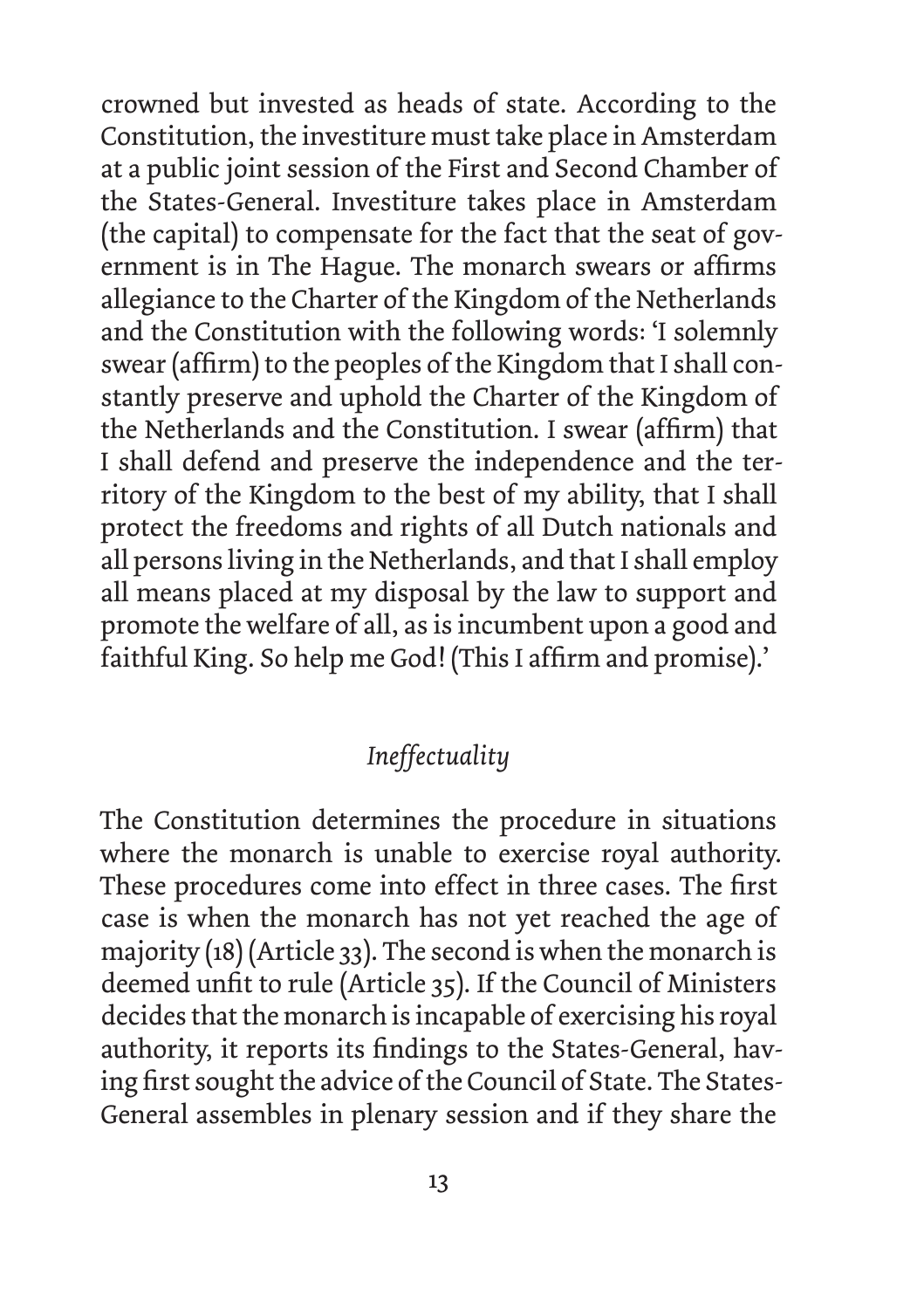crowned but invested as heads of state. According to the Constitution, the investiture must take place in Amsterdam at a public joint session of the First and Second Chamber of the States-General. Investiture takes place in Amsterdam (the capital) to compensate for the fact that the seat of government is in The Hague. The monarch swears or affirms allegiance to the Charter of the Kingdom of the Netherlands and the Constitution with the following words: 'I solemnly swear (affirm) to the peoples of the Kingdom that I shall constantly preserve and uphold the Charter of the Kingdom of the Netherlands and the Constitution. I swear (affirm) that I shall defend and preserve the independence and the territory of the Kingdom to the best of my ability, that I shall protect the freedoms and rights of all Dutch nationals and all persons living in the Netherlands, and that I shall employ all means placed at my disposal by the law to support and promote the welfare of all, as is incumbent upon a good and faithful King. So help me God! (This I affirm and promise).'

### *Ineffectuality*

The Constitution determines the procedure in situations where the monarch is unable to exercise royal authority. These procedures come into effect in three cases. The first case is when the monarch has not yet reached the age of majority (18) (Article 33). The second is when the monarch is deemed unfit to rule (Article 35). If the Council of Ministers decides that the monarch is incapable of exercising his royal authority, it reports its findings to the States-General, having first sought the advice of the Council of State. The States-General assembles in plenary session and if they share the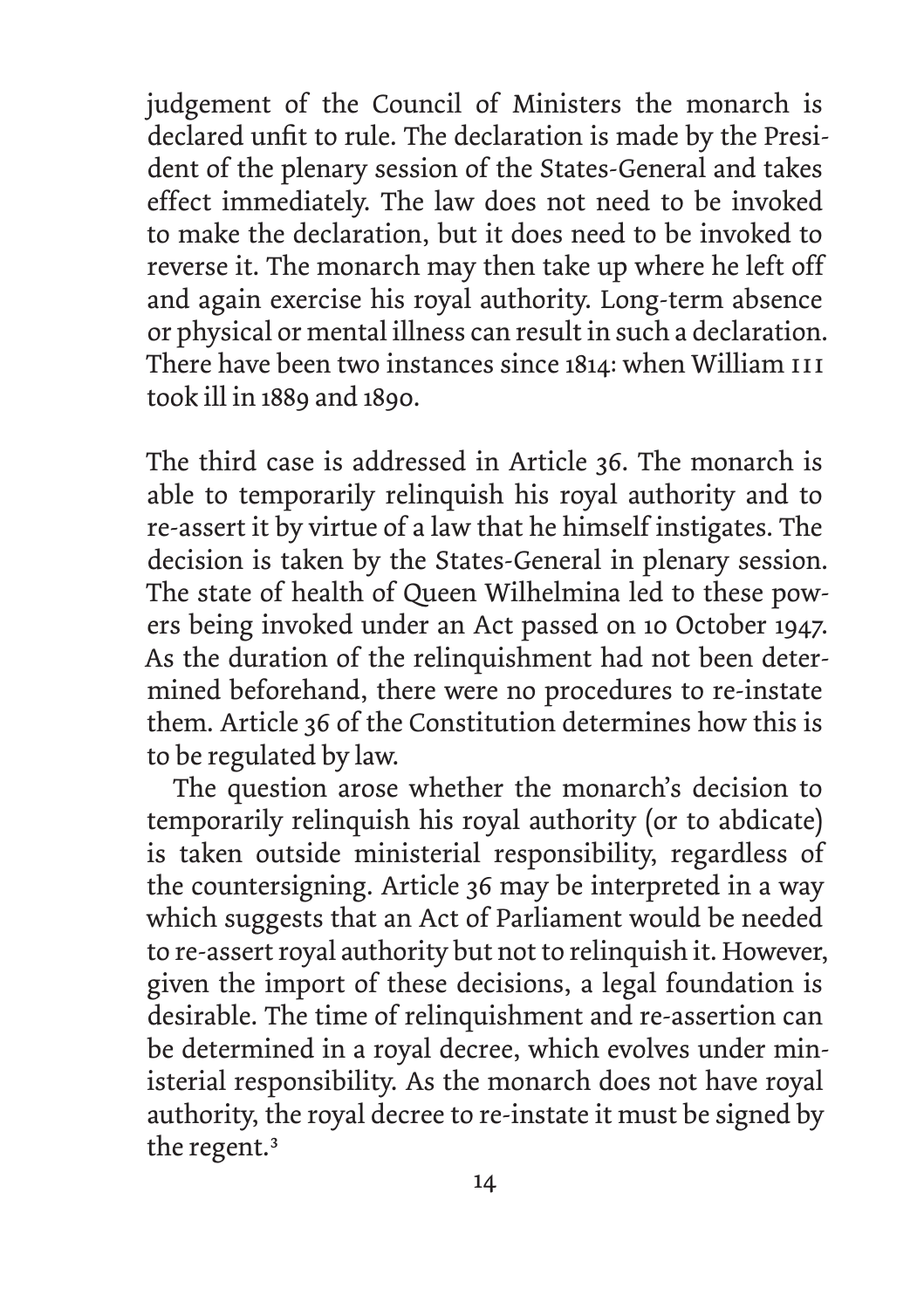judgement of the Council of Ministers the monarch is declared unfit to rule. The declaration is made by the President of the plenary session of the States-General and takes effect immediately. The law does not need to be invoked to make the declaration, but it does need to be invoked to reverse it. The monarch may then take up where he left off and again exercise his royal authority. Long-term absence or physical or mental illness can result in such a declaration. There have been two instances since 1814: when William III took ill in 1889 and 1890.

The third case is addressed in Article 36. The monarch is able to temporarily relinquish his royal authority and to re-assert it by virtue of a law that he himself instigates. The decision is taken by the States-General in plenary session. The state of health of Queen Wilhelmina led to these powers being invoked under an Act passed on 10 October 1947. As the duration of the relinquishment had not been determined beforehand, there were no procedures to re-instate them. Article 36 of the Constitution determines how this is to be regulated by law.

The question arose whether the monarch's decision to temporarily relinquish his royal authority (or to abdicate) is taken outside ministerial responsibility, regardless of the countersigning. Article 36 may be interpreted in a way which suggests that an Act of Parliament would be needed to re-assert royal authority but not to relinquish it. However, given the import of these decisions, a legal foundation is desirable. The time of relinquishment and re-assertion can be determined in a royal decree, which evolves under ministerial responsibility. As the monarch does not have royal authority, the royal decree to re-instate it must be signed by the regent.[3]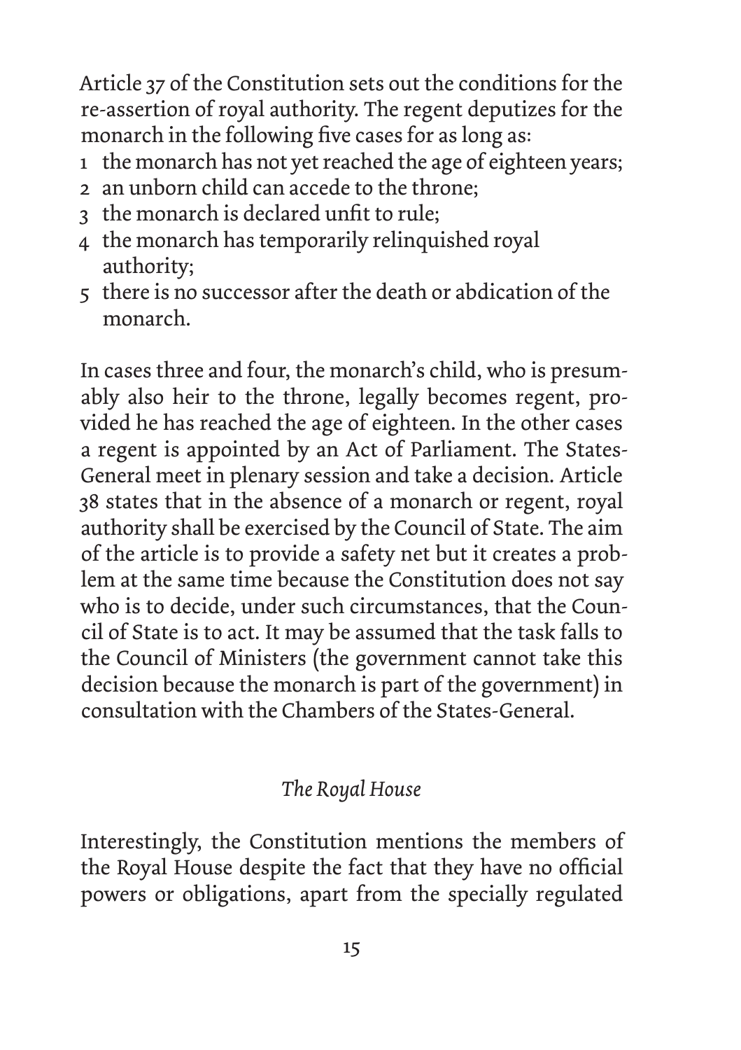Article 37 of the Constitution sets out the conditions for the re-assertion of royal authority. The regent deputizes for the monarch in the following five cases for as long as:

1. the monarch has not yet reached the age of eighteen years;
2. an unborn child can accede to the throne;
3. the monarch is declared unfit to rule;
4. the monarch has temporarily relinquished royal authority;
5. there is no successor after the death or abdication of the monarch.

In cases three and four, the monarch's child, who is presumably also heir to the throne, legally becomes regent, provided he has reached the age of eighteen. In the other cases a regent is appointed by an Act of Parliament. The States-General meet in plenary session and take a decision. Article 38 states that in the absence of a monarch or regent, royal authority shall be exercised by the Council of State. The aim of the article is to provide a safety net but it creates a problem at the same time because the Constitution does not say who is to decide, under such circumstances, that the Council of State is to act. It may be assumed that the task falls to the Council of Ministers (the government cannot take this decision because the monarch is part of the government) in consultation with the Chambers of the States-General.

### *The Royal House*

Interestingly, the Constitution mentions the members of the Royal House despite the fact that they have no official powers or obligations, apart from the specially regulated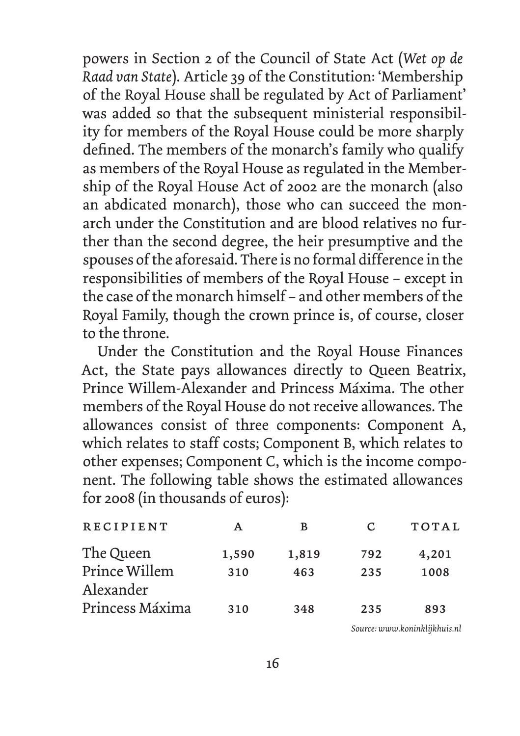powers in Section 2 of the Council of State Act (*Wet op de Raad van State*). Article 39 of the Constitution: 'Membership of the Royal House shall be regulated by Act of Parliament' was added so that the subsequent ministerial responsibility for members of the Royal House could be more sharply defined. The members of the monarch's family who qualify as members of the Royal House as regulated in the Membership of the Royal House Act of 2002 are the monarch (also an abdicated monarch), those who can succeed the monarch under the Constitution and are blood relatives no further than the second degree, the heir presumptive and the spouses of the aforesaid. There is no formal difference in the responsibilities of members of the Royal House – except in the case of the monarch himself – and other members of the Royal Family, though the crown prince is, of course, closer to the throne.

Under the Constitution and the Royal House Finances Act, the State pays allowances directly to Queen Beatrix, Prince Willem-Alexander and Princess Máxima. The other members of the Royal House do not receive allowances. The allowances consist of three components: Component A, which relates to staff costs; Component B, which relates to other expenses; Component C, which is the income component. The following table shows the estimated allowances for 2008 (in thousands of euros):

| RECIPIENT | A | B | C | TOTAL |
|---|---|---|---|---|
| The Queen | 1,590 | 1,819 | 792 | 4,201 |
| Prince Willem Alexander | 310 | 463 | 235 | 1008 |
| Princess Máxima | 310 | 348 | 235 | 893 |

*Source: www.koninklijkhuis.nl*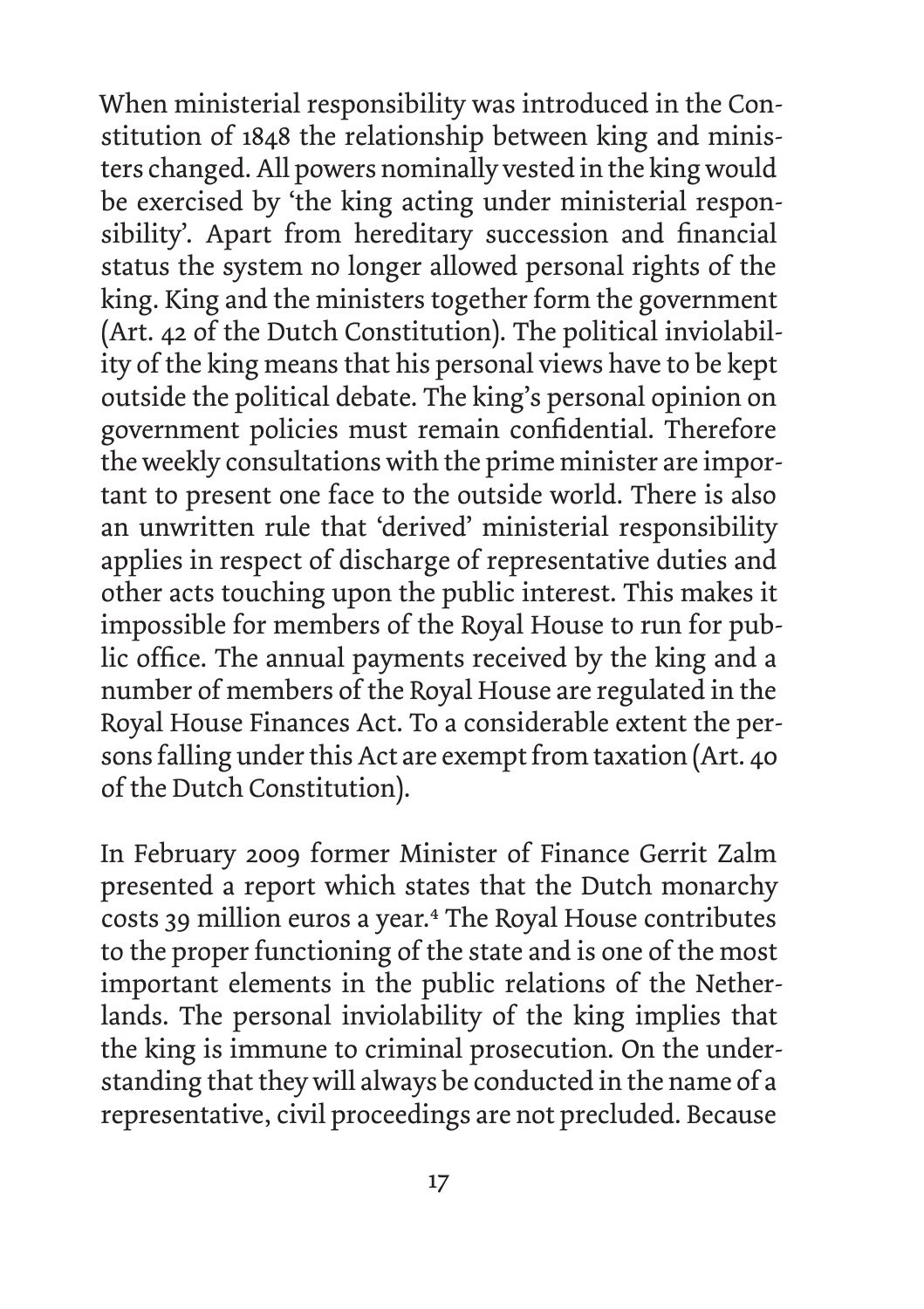When ministerial responsibility was introduced in the Constitution of 1848 the relationship between king and ministers changed. All powers nominally vested in the king would be exercised by 'the king acting under ministerial responsibility'. Apart from hereditary succession and financial status the system no longer allowed personal rights of the king. King and the ministers together form the government (Art. 42 of the Dutch Constitution). The political inviolability of the king means that his personal views have to be kept outside the political debate. The king's personal opinion on government policies must remain confidential. Therefore the weekly consultations with the prime minister are important to present one face to the outside world. There is also an unwritten rule that 'derived' ministerial responsibility applies in respect of discharge of representative duties and other acts touching upon the public interest. This makes it impossible for members of the Royal House to run for public office. The annual payments received by the king and a number of members of the Royal House are regulated in the Royal House Finances Act. To a considerable extent the persons falling under this Act are exempt from taxation (Art. 40 of the Dutch Constitution).

In February 2009 former Minister of Finance Gerrit Zalm presented a report which states that the Dutch monarchy costs 39 million euros a year.[4] The Royal House contributes to the proper functioning of the state and is one of the most important elements in the public relations of the Netherlands. The personal inviolability of the king implies that the king is immune to criminal prosecution. On the understanding that they will always be conducted in the name of a representative, civil proceedings are not precluded. Because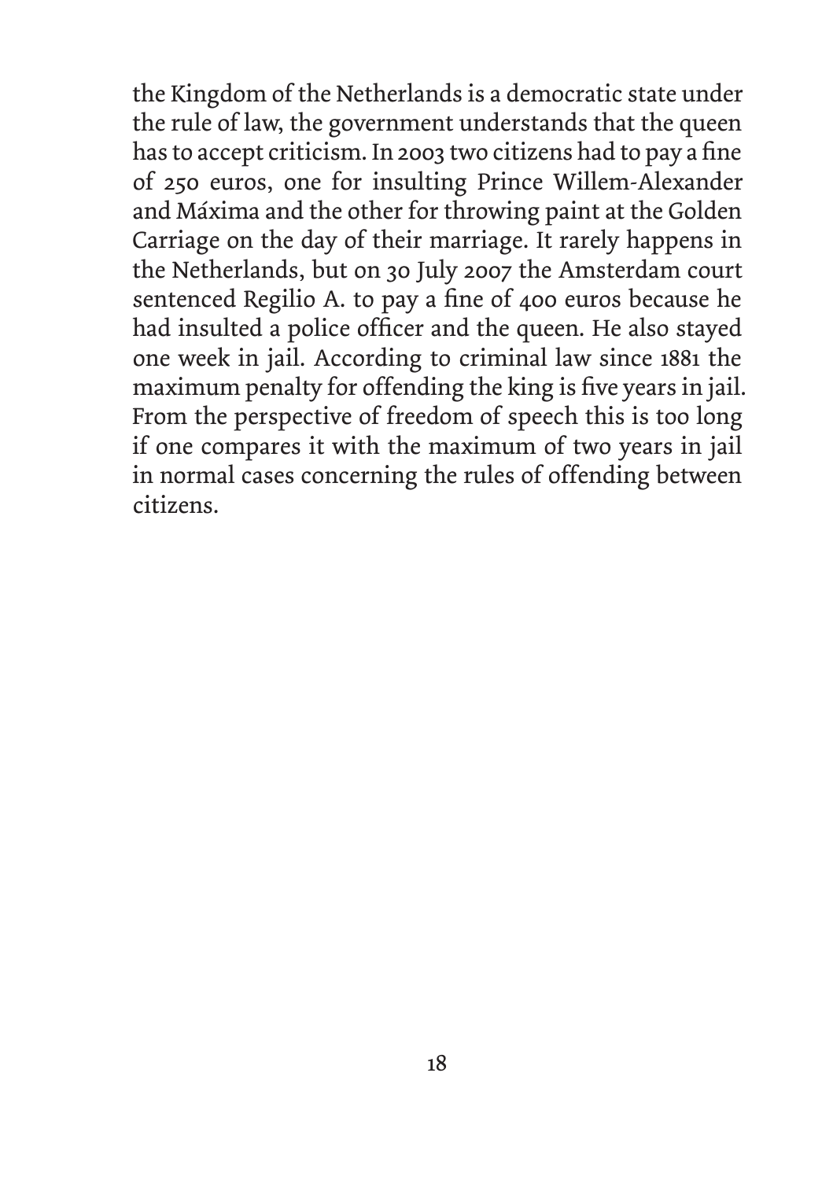the Kingdom of the Netherlands is a democratic state under the rule of law, the government understands that the queen has to accept criticism. In 2003 two citizens had to pay a fine of 250 euros, one for insulting Prince Willem-Alexander and Máxima and the other for throwing paint at the Golden Carriage on the day of their marriage. It rarely happens in the Netherlands, but on 30 July 2007 the Amsterdam court sentenced Regilio A. to pay a fine of 400 euros because he had insulted a police officer and the queen. He also stayed one week in jail. According to criminal law since 1881 the maximum penalty for offending the king is five years in jail. From the perspective of freedom of speech this is too long if one compares it with the maximum of two years in jail in normal cases concerning the rules of offending between citizens.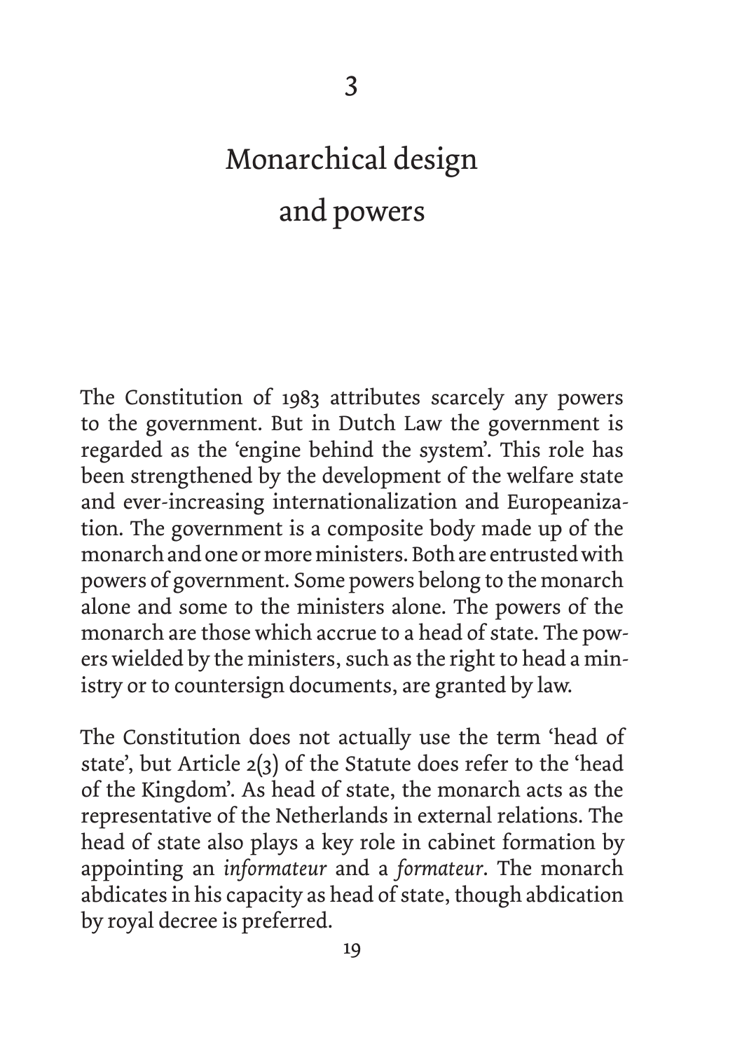# 3

# Monarchical design and powers

The Constitution of 1983 attributes scarcely any powers to the government. But in Dutch Law the government is regarded as the 'engine behind the system'. This role has been strengthened by the development of the welfare state and ever-increasing internationalization and Europeanization. The government is a composite body made up of the monarch and one or more ministers. Both are entrusted with powers of government. Some powers belong to the monarch alone and some to the ministers alone. The powers of the monarch are those which accrue to a head of state. The powers wielded by the ministers, such as the right to head a ministry or to countersign documents, are granted by law.

The Constitution does not actually use the term 'head of state', but Article 2(3) of the Statute does refer to the 'head of the Kingdom'. As head of state, the monarch acts as the representative of the Netherlands in external relations. The head of state also plays a key role in cabinet formation by appointing an *informateur* and a *formateur*. The monarch abdicates in his capacity as head of state, though abdication by royal decree is preferred.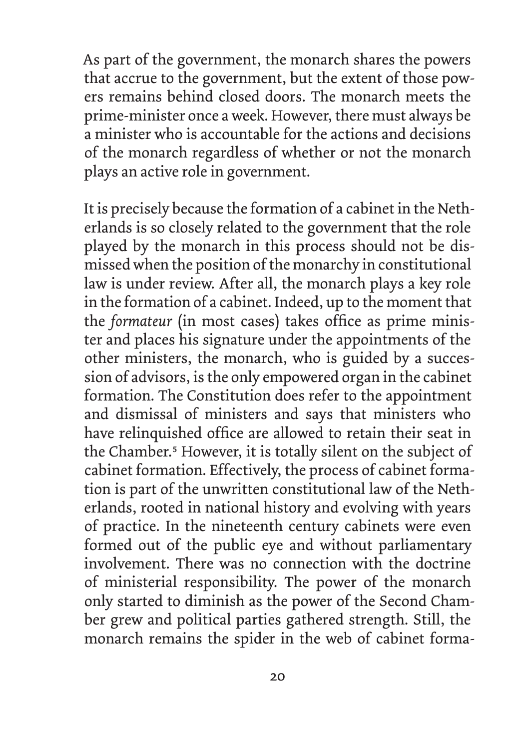As part of the government, the monarch shares the powers that accrue to the government, but the extent of those powers remains behind closed doors. The monarch meets the prime-minister once a week. However, there must always be a minister who is accountable for the actions and decisions of the monarch regardless of whether or not the monarch plays an active role in government.

It is precisely because the formation of a cabinet in the Netherlands is so closely related to the government that the role played by the monarch in this process should not be dismissed when the position of the monarchy in constitutional law is under review. After all, the monarch plays a key role in the formation of a cabinet. Indeed, up to the moment that the *formateur* (in most cases) takes office as prime minister and places his signature under the appointments of the other ministers, the monarch, who is guided by a succession of advisors, is the only empowered organ in the cabinet formation. The Constitution does refer to the appointment and dismissal of ministers and says that ministers who have relinquished office are allowed to retain their seat in the Chamber.[5] However, it is totally silent on the subject of cabinet formation. Effectively, the process of cabinet formation is part of the unwritten constitutional law of the Netherlands, rooted in national history and evolving with years of practice. In the nineteenth century cabinets were even formed out of the public eye and without parliamentary involvement. There was no connection with the doctrine of ministerial responsibility. The power of the monarch only started to diminish as the power of the Second Chamber grew and political parties gathered strength. Still, the monarch remains the spider in the web of cabinet forma-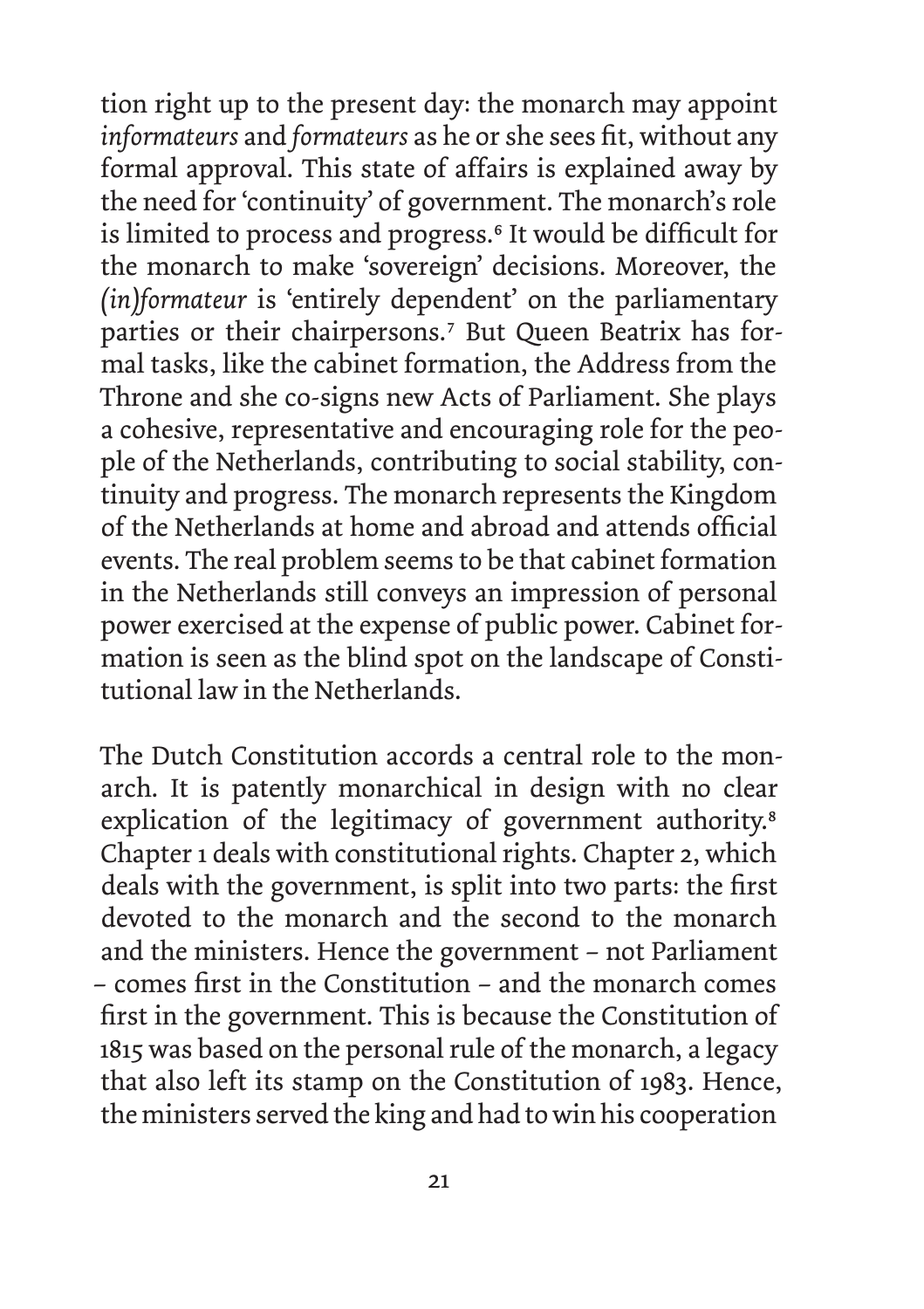tion right up to the present day: the monarch may appoint *informateurs* and *formateurs* as he or she sees fit, without any formal approval. This state of affairs is explained away by the need for 'continuity' of government. The monarch's role is limited to process and progress.[6] It would be difficult for the monarch to make 'sovereign' decisions. Moreover, the *(in)formateur* is 'entirely dependent' on the parliamentary parties or their chairpersons.[7] But Queen Beatrix has formal tasks, like the cabinet formation, the Address from the Throne and she co-signs new Acts of Parliament. She plays a cohesive, representative and encouraging role for the people of the Netherlands, contributing to social stability, continuity and progress. The monarch represents the Kingdom of the Netherlands at home and abroad and attends official events. The real problem seems to be that cabinet formation in the Netherlands still conveys an impression of personal power exercised at the expense of public power. Cabinet formation is seen as the blind spot on the landscape of Constitutional law in the Netherlands.

The Dutch Constitution accords a central role to the monarch. It is patently monarchical in design with no clear explication of the legitimacy of government authority.[8] Chapter 1 deals with constitutional rights. Chapter 2, which deals with the government, is split into two parts: the first devoted to the monarch and the second to the monarch and the ministers. Hence the government – not Parliament – comes first in the Constitution – and the monarch comes first in the government. This is because the Constitution of 1815 was based on the personal rule of the monarch, a legacy that also left its stamp on the Constitution of 1983. Hence, the ministers served the king and had to win his cooperation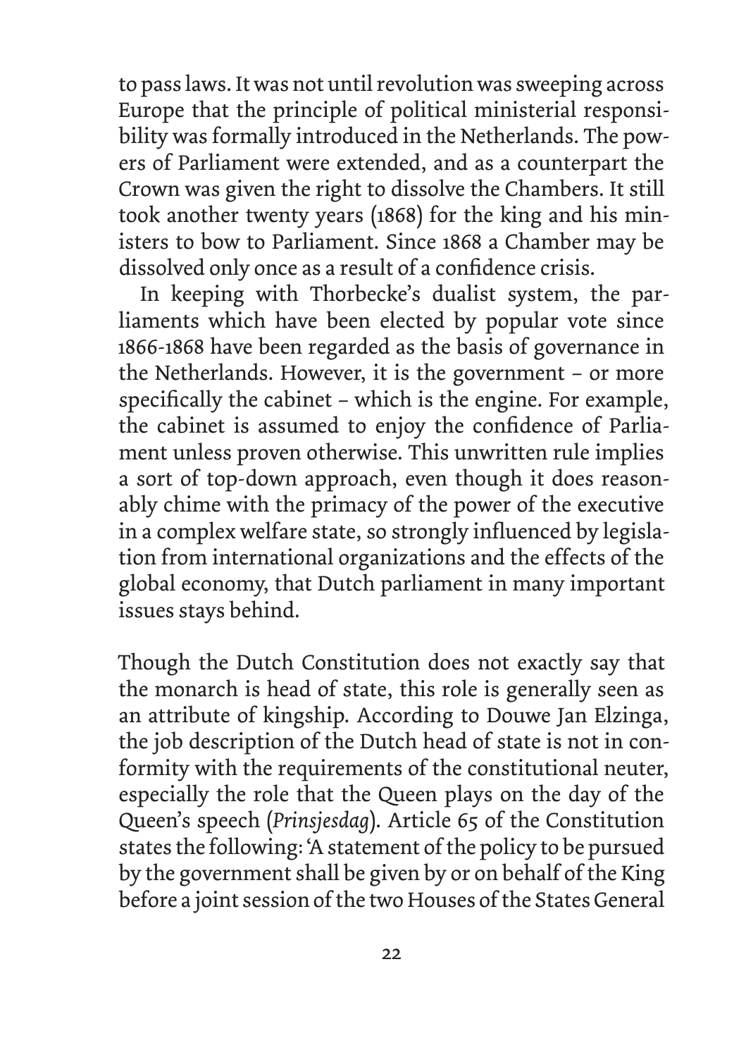to pass laws. It was not until revolution was sweeping across Europe that the principle of political ministerial responsibility was formally introduced in the Netherlands. The powers of Parliament were extended, and as a counterpart the Crown was given the right to dissolve the Chambers. It still took another twenty years (1868) for the king and his ministers to bow to Parliament. Since 1868 a Chamber may be dissolved only once as a result of a confidence crisis.

In keeping with Thorbecke's dualist system, the parliaments which have been elected by popular vote since 1866-1868 have been regarded as the basis of governance in the Netherlands. However, it is the government – or more specifically the cabinet – which is the engine. For example, the cabinet is assumed to enjoy the confidence of Parliament unless proven otherwise. This unwritten rule implies a sort of top-down approach, even though it does reasonably chime with the primacy of the power of the executive in a complex welfare state, so strongly influenced by legislation from international organizations and the effects of the global economy, that Dutch parliament in many important issues stays behind.

Though the Dutch Constitution does not exactly say that the monarch is head of state, this role is generally seen as an attribute of kingship. According to Douwe Jan Elzinga, the job description of the Dutch head of state is not in conformity with the requirements of the constitutional neuter, especially the role that the Queen plays on the day of the Queen's speech (*Prinsjesdag*). Article 65 of the Constitution states the following: 'A statement of the policy to be pursued by the government shall be given by or on behalf of the King before a joint session of the two Houses of the States General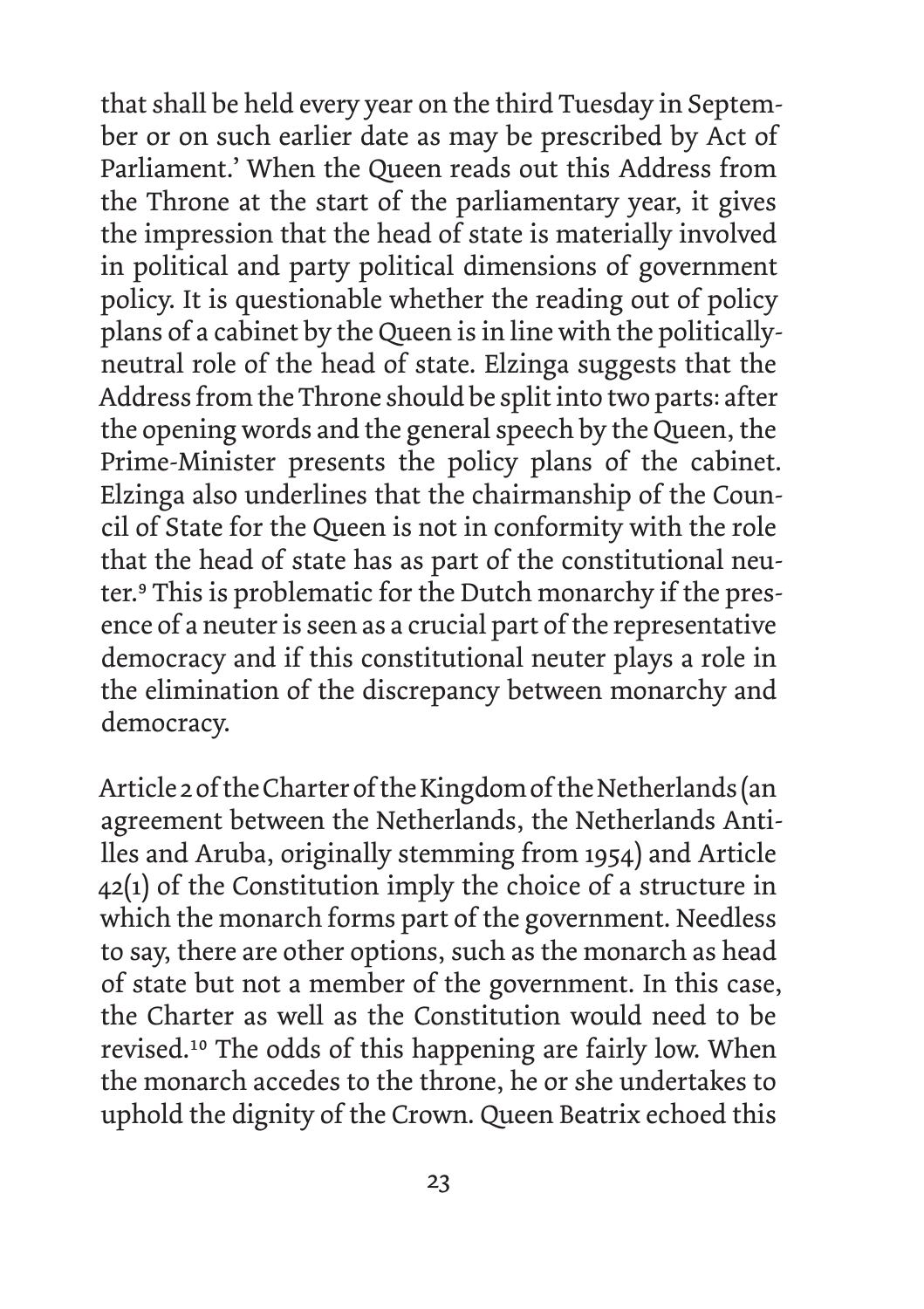that shall be held every year on the third Tuesday in September or on such earlier date as may be prescribed by Act of Parliament.' When the Queen reads out this Address from the Throne at the start of the parliamentary year, it gives the impression that the head of state is materially involved in political and party political dimensions of government policy. It is questionable whether the reading out of policy plans of a cabinet by the Queen is in line with the politically-neutral role of the head of state. Elzinga suggests that the Address from the Throne should be split into two parts: after the opening words and the general speech by the Queen, the Prime-Minister presents the policy plans of the cabinet. Elzinga also underlines that the chairmanship of the Council of State for the Queen is not in conformity with the role that the head of state has as part of the constitutional neuter.[9] This is problematic for the Dutch monarchy if the presence of a neuter is seen as a crucial part of the representative democracy and if this constitutional neuter plays a role in the elimination of the discrepancy between monarchy and democracy.

Article 2 of the Charter of the Kingdom of the Netherlands (an agreement between the Netherlands, the Netherlands Antilles and Aruba, originally stemming from 1954) and Article 42(1) of the Constitution imply the choice of a structure in which the monarch forms part of the government. Needless to say, there are other options, such as the monarch as head of state but not a member of the government. In this case, the Charter as well as the Constitution would need to be revised.[10] The odds of this happening are fairly low. When the monarch accedes to the throne, he or she undertakes to uphold the dignity of the Crown. Queen Beatrix echoed this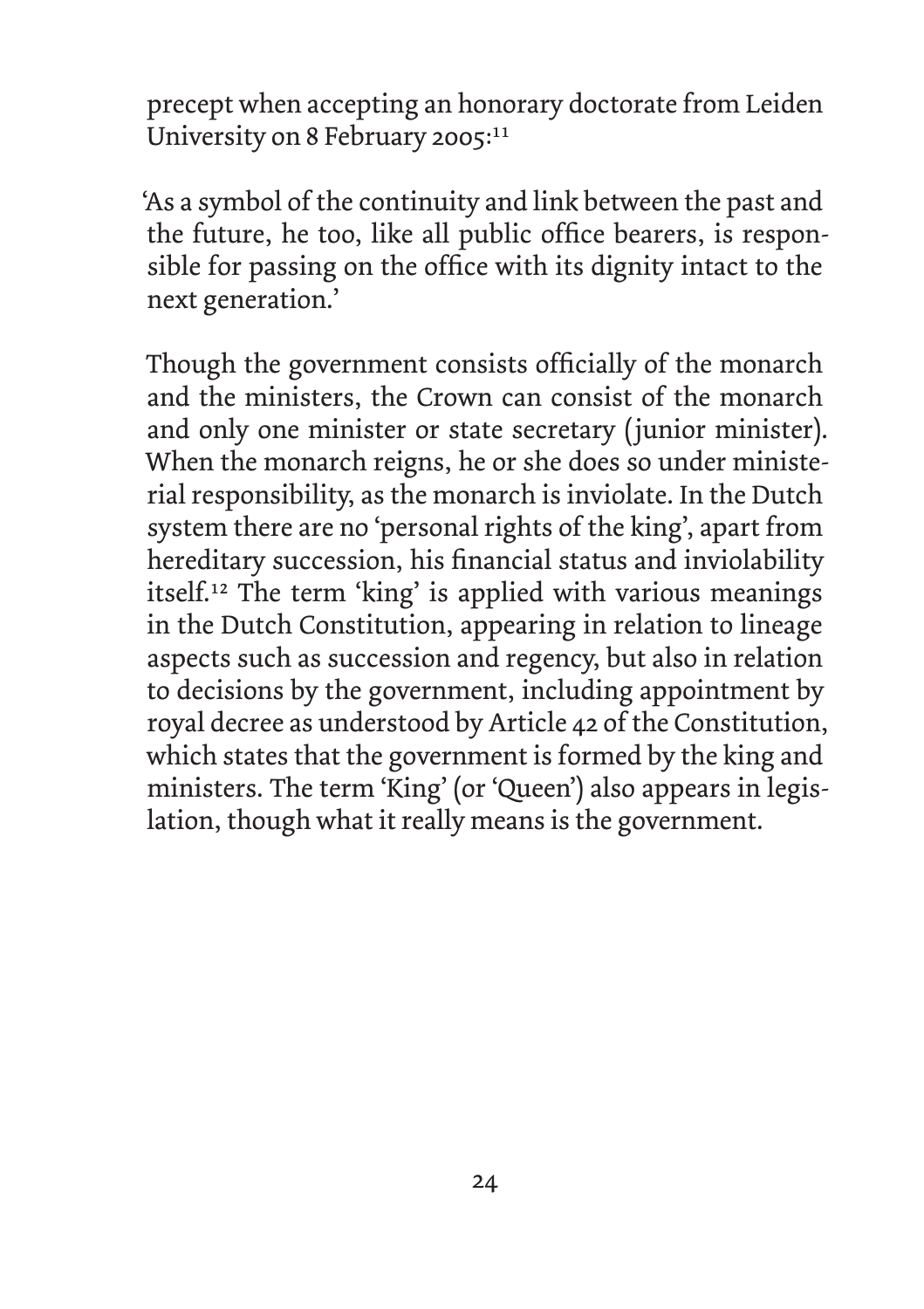precept when accepting an honorary doctorate from Leiden University on 8 February 2005:[11]

> 'As a symbol of the continuity and link between the past and the future, he too, like all public office bearers, is responsible for passing on the office with its dignity intact to the next generation.'

Though the government consists officially of the monarch and the ministers, the Crown can consist of the monarch and only one minister or state secretary (junior minister). When the monarch reigns, he or she does so under ministerial responsibility, as the monarch is inviolate. In the Dutch system there are no 'personal rights of the king', apart from hereditary succession, his financial status and inviolability itself.[12] The term 'king' is applied with various meanings in the Dutch Constitution, appearing in relation to lineage aspects such as succession and regency, but also in relation to decisions by the government, including appointment by royal decree as understood by Article 42 of the Constitution, which states that the government is formed by the king and ministers. The term 'King' (or 'Queen') also appears in legislation, though what it really means is the government.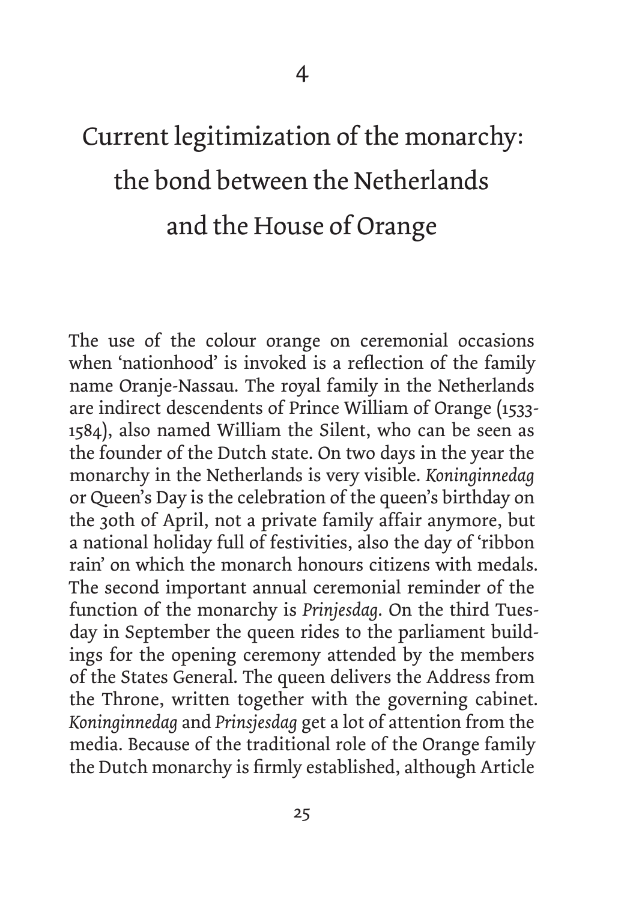# 4

# Current legitimization of the monarchy: the bond between the Netherlands and the House of Orange

The use of the colour orange on ceremonial occasions when 'nationhood' is invoked is a reflection of the family name Oranje-Nassau. The royal family in the Netherlands are indirect descendents of Prince William of Orange (1533-1584), also named William the Silent, who can be seen as the founder of the Dutch state. On two days in the year the monarchy in the Netherlands is very visible. *Koninginnedag* or Queen's Day is the celebration of the queen's birthday on the 30th of April, not a private family affair anymore, but a national holiday full of festivities, also the day of 'ribbon rain' on which the monarch honours citizens with medals. The second important annual ceremonial reminder of the function of the monarchy is *Prinjesdag*. On the third Tuesday in September the queen rides to the parliament buildings for the opening ceremony attended by the members of the States General. The queen delivers the Address from the Throne, written together with the governing cabinet. *Koninginnedag* and *Prinsjesdag* get a lot of attention from the media. Because of the traditional role of the Orange family the Dutch monarchy is firmly established, although Article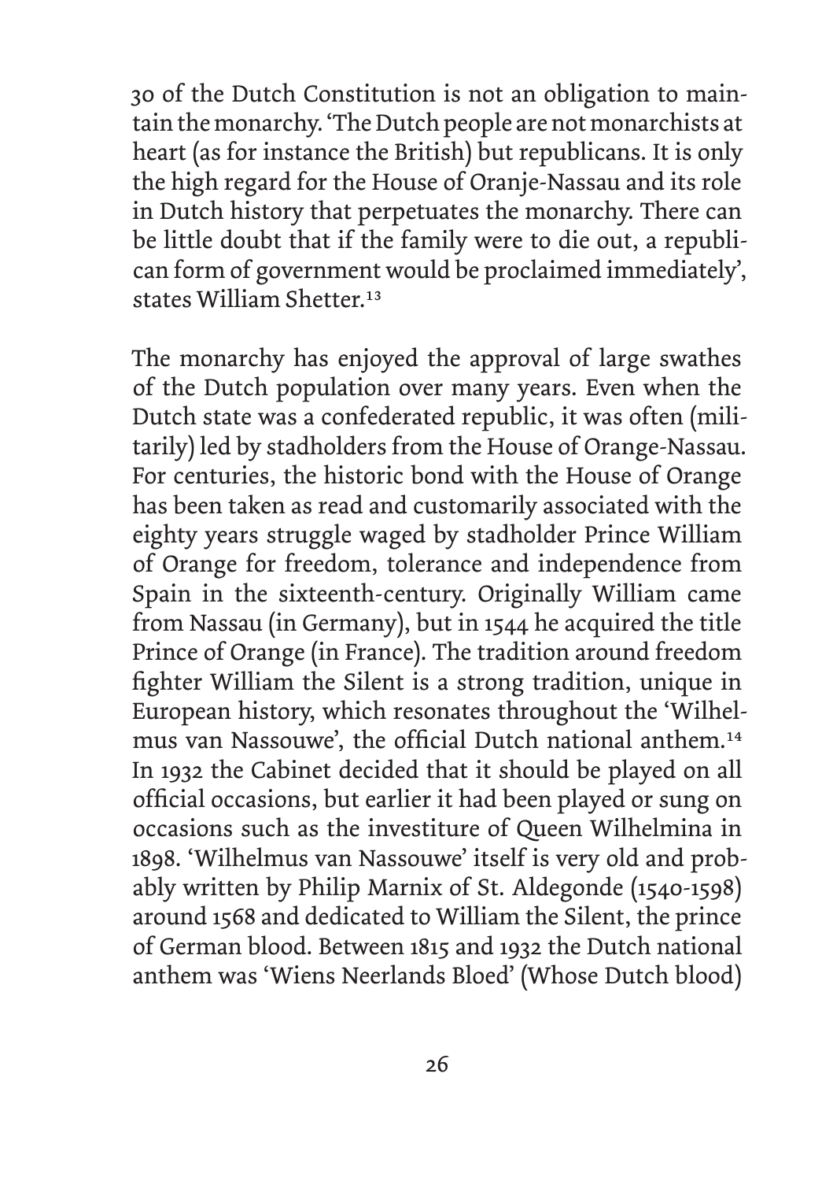30 of the Dutch Constitution is not an obligation to maintain the monarchy. 'The Dutch people are not monarchists at heart (as for instance the British) but republicans. It is only the high regard for the House of Oranje-Nassau and its role in Dutch history that perpetuates the monarchy. There can be little doubt that if the family were to die out, a republican form of government would be proclaimed immediately', states William Shetter.[13]

The monarchy has enjoyed the approval of large swathes of the Dutch population over many years. Even when the Dutch state was a confederated republic, it was often (militarily) led by stadholders from the House of Orange-Nassau. For centuries, the historic bond with the House of Orange has been taken as read and customarily associated with the eighty years struggle waged by stadholder Prince William of Orange for freedom, tolerance and independence from Spain in the sixteenth-century. Originally William came from Nassau (in Germany), but in 1544 he acquired the title Prince of Orange (in France). The tradition around freedom fighter William the Silent is a strong tradition, unique in European history, which resonates throughout the 'Wilhelmus van Nassouwe', the official Dutch national anthem.[14] In 1932 the Cabinet decided that it should be played on all official occasions, but earlier it had been played or sung on occasions such as the investiture of Queen Wilhelmina in 1898. 'Wilhelmus van Nassouwe' itself is very old and probably written by Philip Marnix of St. Aldegonde (1540-1598) around 1568 and dedicated to William the Silent, the prince of German blood. Between 1815 and 1932 the Dutch national anthem was 'Wiens Neerlands Bloed' (Whose Dutch blood)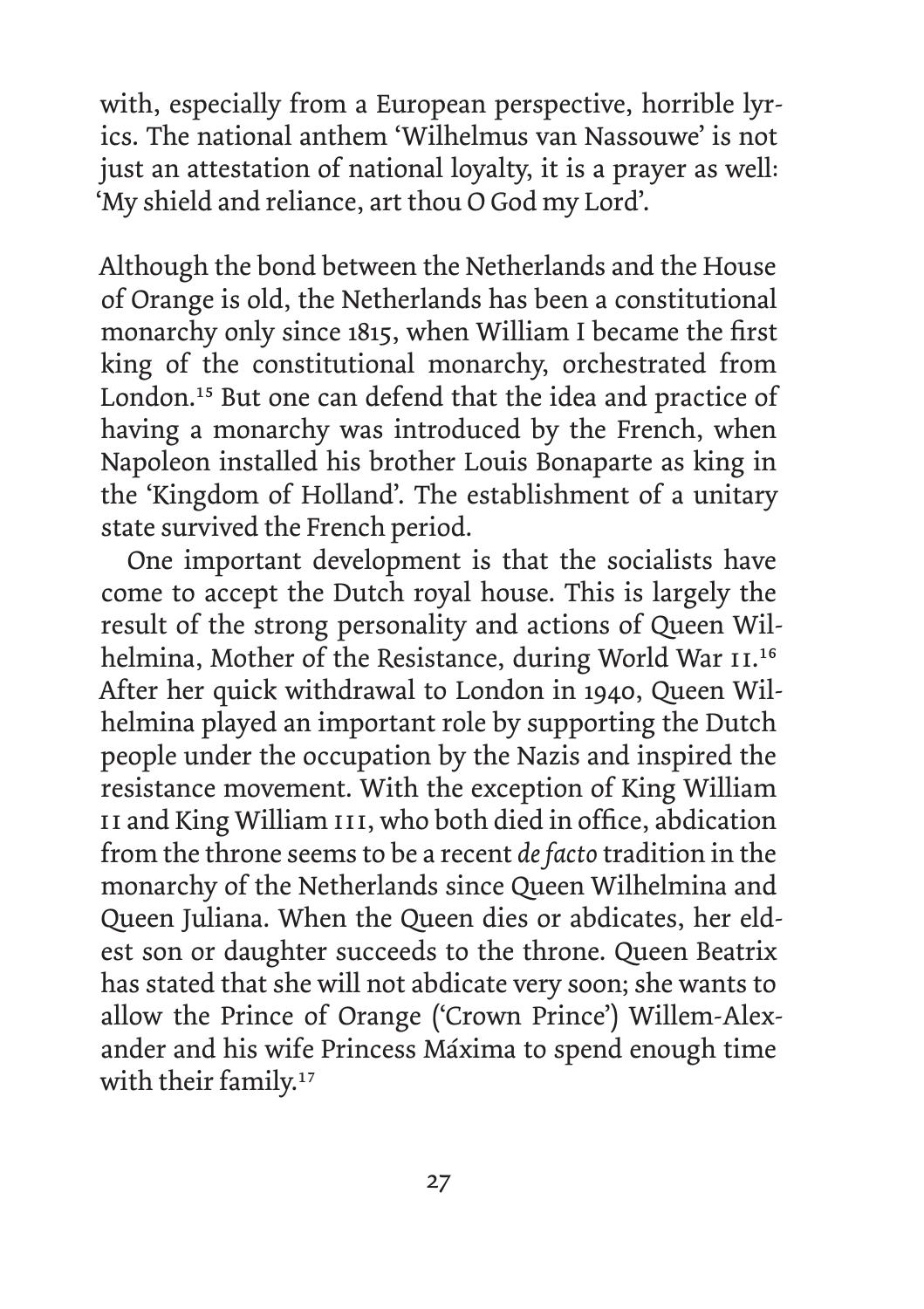with, especially from a European perspective, horrible lyrics. The national anthem 'Wilhelmus van Nassouwe' is not just an attestation of national loyalty, it is a prayer as well: 'My shield and reliance, art thou O God my Lord'.

Although the bond between the Netherlands and the House of Orange is old, the Netherlands has been a constitutional monarchy only since 1815, when William I became the first king of the constitutional monarchy, orchestrated from London.[15] But one can defend that the idea and practice of having a monarchy was introduced by the French, when Napoleon installed his brother Louis Bonaparte as king in the 'Kingdom of Holland'. The establishment of a unitary state survived the French period.

One important development is that the socialists have come to accept the Dutch royal house. This is largely the result of the strong personality and actions of Queen Wilhelmina, Mother of the Resistance, during World War II.[16] After her quick withdrawal to London in 1940, Queen Wilhelmina played an important role by supporting the Dutch people under the occupation by the Nazis and inspired the resistance movement. With the exception of King William II and King William III, who both died in office, abdication from the throne seems to be a recent *de facto* tradition in the monarchy of the Netherlands since Queen Wilhelmina and Queen Juliana. When the Queen dies or abdicates, her eldest son or daughter succeeds to the throne. Queen Beatrix has stated that she will not abdicate very soon; she wants to allow the Prince of Orange ('Crown Prince') Willem-Alexander and his wife Princess Máxima to spend enough time with their family.[17]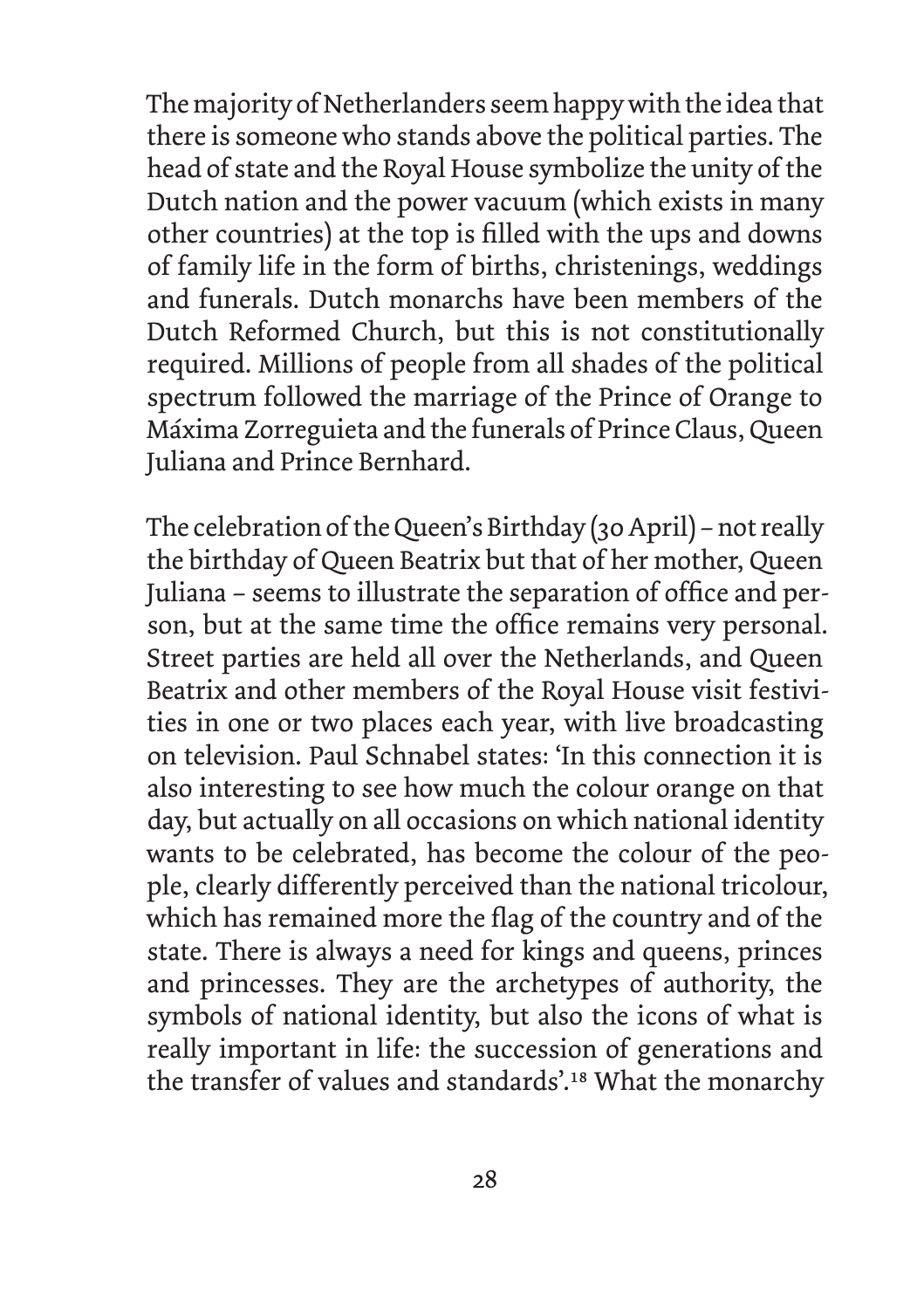The majority of Netherlanders seem happy with the idea that there is someone who stands above the political parties. The head of state and the Royal House symbolize the unity of the Dutch nation and the power vacuum (which exists in many other countries) at the top is filled with the ups and downs of family life in the form of births, christenings, weddings and funerals. Dutch monarchs have been members of the Dutch Reformed Church, but this is not constitutionally required. Millions of people from all shades of the political spectrum followed the marriage of the Prince of Orange to Máxima Zorreguieta and the funerals of Prince Claus, Queen Juliana and Prince Bernhard.

The celebration of the Queen's Birthday (30 April) – not really the birthday of Queen Beatrix but that of her mother, Queen Juliana – seems to illustrate the separation of office and person, but at the same time the office remains very personal. Street parties are held all over the Netherlands, and Queen Beatrix and other members of the Royal House visit festivities in one or two places each year, with live broadcasting on television. Paul Schnabel states: 'In this connection it is also interesting to see how much the colour orange on that day, but actually on all occasions on which national identity wants to be celebrated, has become the colour of the people, clearly differently perceived than the national tricolour, which has remained more the flag of the country and of the state. There is always a need for kings and queens, princes and princesses. They are the archetypes of authority, the symbols of national identity, but also the icons of what is really important in life: the succession of generations and the transfer of values and standards'.[18] What the monarchy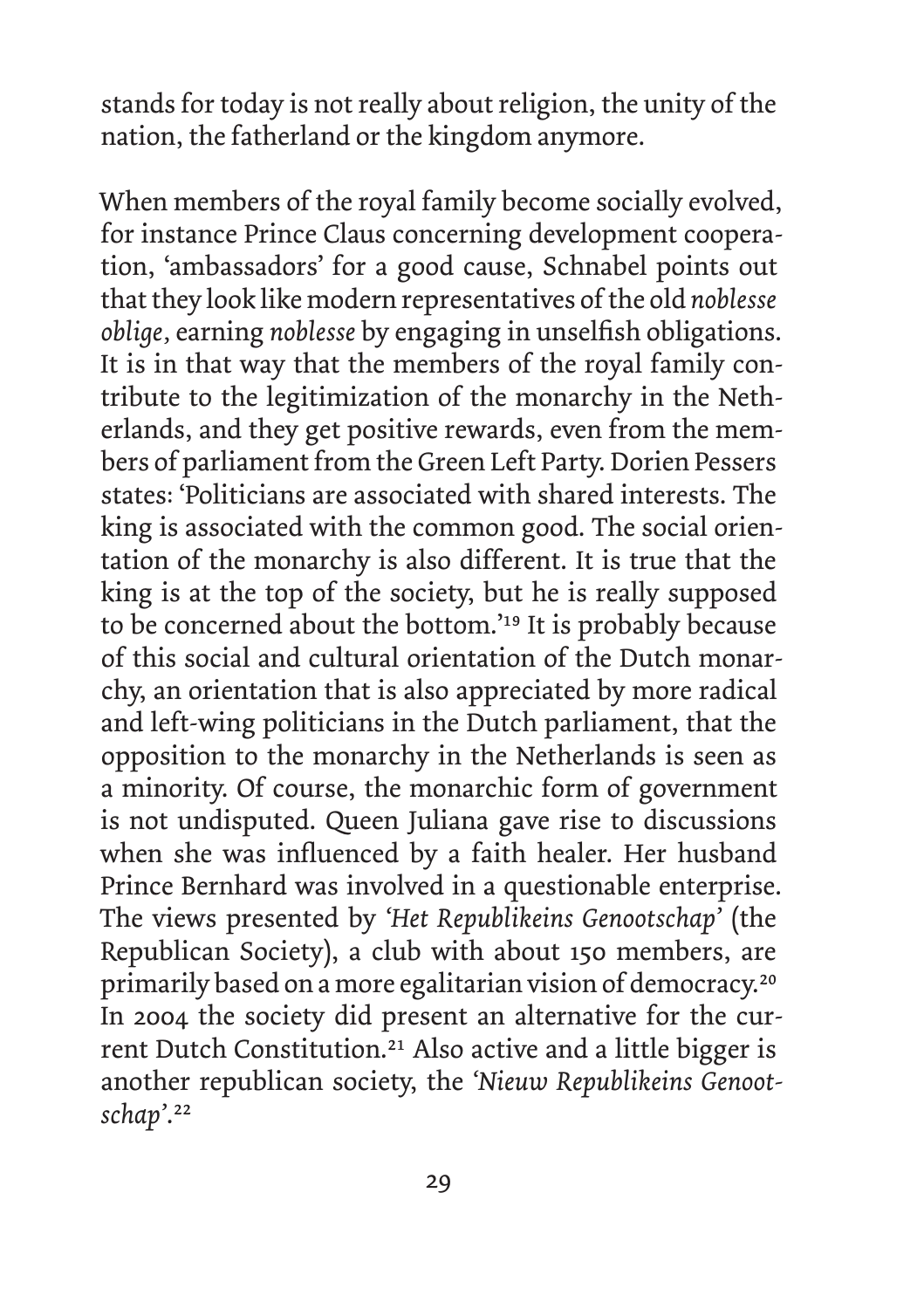stands for today is not really about religion, the unity of the nation, the fatherland or the kingdom anymore.

When members of the royal family become socially evolved, for instance Prince Claus concerning development cooperation, 'ambassadors' for a good cause, Schnabel points out that they look like modern representatives of the old *noblesse oblige*, earning *noblesse* by engaging in unselfish obligations. It is in that way that the members of the royal family contribute to the legitimization of the monarchy in the Netherlands, and they get positive rewards, even from the members of parliament from the Green Left Party. Dorien Pessers states: 'Politicians are associated with shared interests. The king is associated with the common good. The social orientation of the monarchy is also different. It is true that the king is at the top of the society, but he is really supposed to be concerned about the bottom.'[19] It is probably because of this social and cultural orientation of the Dutch monarchy, an orientation that is also appreciated by more radical and left-wing politicians in the Dutch parliament, that the opposition to the monarchy in the Netherlands is seen as a minority. Of course, the monarchic form of government is not undisputed. Queen Juliana gave rise to discussions when she was influenced by a faith healer. Her husband Prince Bernhard was involved in a questionable enterprise. The views presented by *'Het Republikeins Genootschap'* (the Republican Society), a club with about 150 members, are primarily based on a more egalitarian vision of democracy.[20] In 2004 the society did present an alternative for the current Dutch Constitution.[21] Also active and a little bigger is another republican society, the *'Nieuw Republikeins Genootschap'*.[22]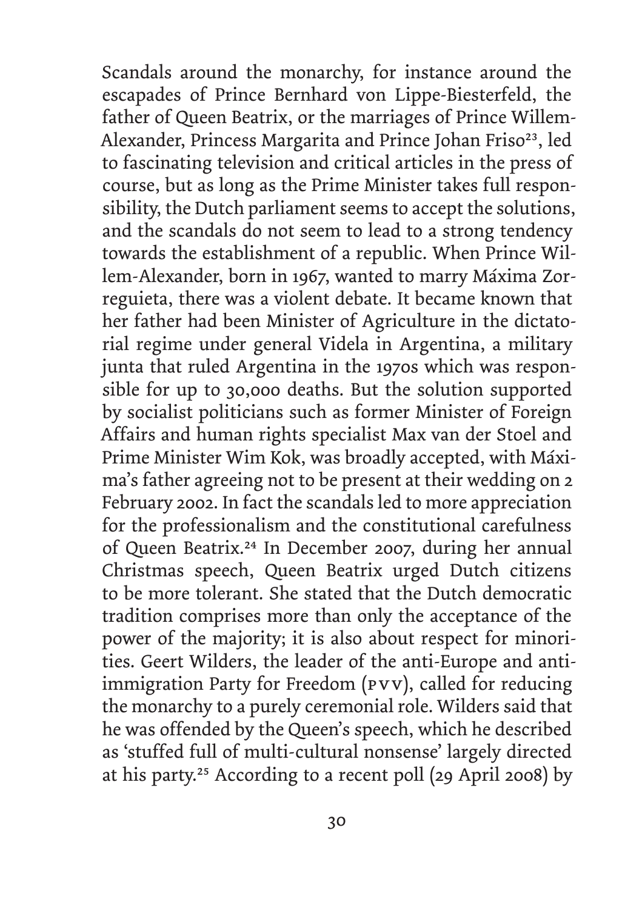Scandals around the monarchy, for instance around the escapades of Prince Bernhard von Lippe-Biesterfeld, the father of Queen Beatrix, or the marriages of Prince Willem-Alexander, Princess Margarita and Prince Johan Friso[23], led to fascinating television and critical articles in the press of course, but as long as the Prime Minister takes full responsibility, the Dutch parliament seems to accept the solutions, and the scandals do not seem to lead to a strong tendency towards the establishment of a republic. When Prince Willem-Alexander, born in 1967, wanted to marry Máxima Zorreguieta, there was a violent debate. It became known that her father had been Minister of Agriculture in the dictatorial regime under general Videla in Argentina, a military junta that ruled Argentina in the 1970s which was responsible for up to 30,000 deaths. But the solution supported by socialist politicians such as former Minister of Foreign Affairs and human rights specialist Max van der Stoel and Prime Minister Wim Kok, was broadly accepted, with Máxima's father agreeing not to be present at their wedding on 2 February 2002. In fact the scandals led to more appreciation for the professionalism and the constitutional carefulness of Queen Beatrix.[24] In December 2007, during her annual Christmas speech, Queen Beatrix urged Dutch citizens to be more tolerant. She stated that the Dutch democratic tradition comprises more than only the acceptance of the power of the majority; it is also about respect for minorities. Geert Wilders, the leader of the anti-Europe and anti-immigration Party for Freedom (PVV), called for reducing the monarchy to a purely ceremonial role. Wilders said that he was offended by the Queen's speech, which he described as 'stuffed full of multi-cultural nonsense' largely directed at his party.[25] According to a recent poll (29 April 2008) by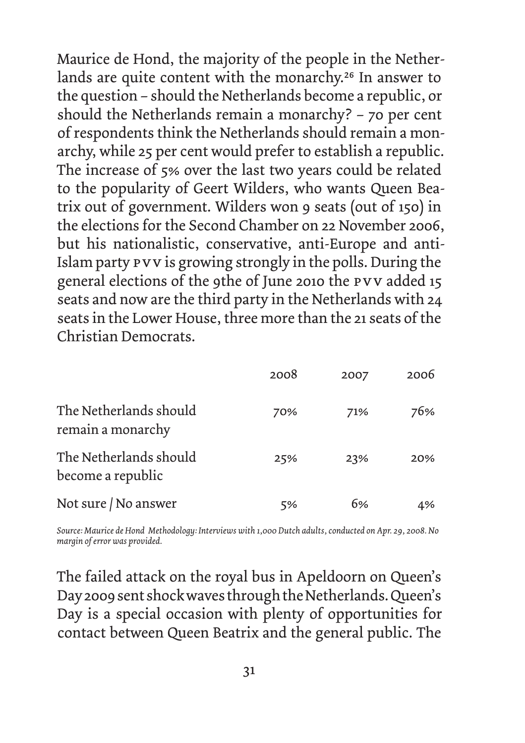Maurice de Hond, the majority of the people in the Netherlands are quite content with the monarchy.[26] In answer to the question – should the Netherlands become a republic, or should the Netherlands remain a monarchy? – 70 per cent of respondents think the Netherlands should remain a monarchy, while 25 per cent would prefer to establish a republic. The increase of 5% over the last two years could be related to the popularity of Geert Wilders, who wants Queen Beatrix out of government. Wilders won 9 seats (out of 150) in the elections for the Second Chamber on 22 November 2006, but his nationalistic, conservative, anti-Europe and anti-Islam party PVV is growing strongly in the polls. During the general elections of the 9the of June 2010 the PVV added 15 seats and now are the third party in the Netherlands with 24 seats in the Lower House, three more than the 21 seats of the Christian Democrats.

| | 2008 | 2007 | 2006 |
|---|---|---|---|
| The Netherlands should remain a monarchy | 70% | 71% | 76% |
| The Netherlands should become a republic | 25% | 23% | 20% |
| Not sure / No answer | 5% | 6% | 4% |

*Source: Maurice de Hond Methodology: Interviews with 1,000 Dutch adults, conducted on Apr. 29, 2008. No margin of error was provided.*

The failed attack on the royal bus in Apeldoorn on Queen's Day 2009 sent shock waves through the Netherlands. Queen's Day is a special occasion with plenty of opportunities for contact between Queen Beatrix and the general public. The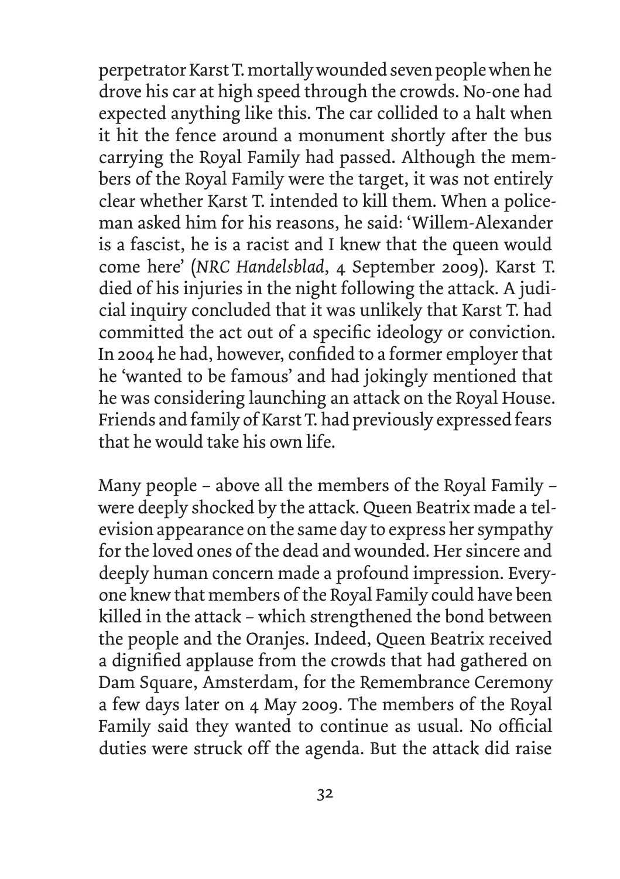perpetrator Karst T. mortally wounded seven people when he drove his car at high speed through the crowds. No-one had expected anything like this. The car collided to a halt when it hit the fence around a monument shortly after the bus carrying the Royal Family had passed. Although the members of the Royal Family were the target, it was not entirely clear whether Karst T. intended to kill them. When a policeman asked him for his reasons, he said: 'Willem-Alexander is a fascist, he is a racist and I knew that the queen would come here' (*NRC Handelsblad*, 4 September 2009). Karst T. died of his injuries in the night following the attack. A judicial inquiry concluded that it was unlikely that Karst T. had committed the act out of a specific ideology or conviction. In 2004 he had, however, confided to a former employer that he 'wanted to be famous' and had jokingly mentioned that he was considering launching an attack on the Royal House. Friends and family of Karst T. had previously expressed fears that he would take his own life.

Many people – above all the members of the Royal Family – were deeply shocked by the attack. Queen Beatrix made a television appearance on the same day to express her sympathy for the loved ones of the dead and wounded. Her sincere and deeply human concern made a profound impression. Everyone knew that members of the Royal Family could have been killed in the attack – which strengthened the bond between the people and the Oranjes. Indeed, Queen Beatrix received a dignified applause from the crowds that had gathered on Dam Square, Amsterdam, for the Remembrance Ceremony a few days later on 4 May 2009. The members of the Royal Family said they wanted to continue as usual. No official duties were struck off the agenda. But the attack did raise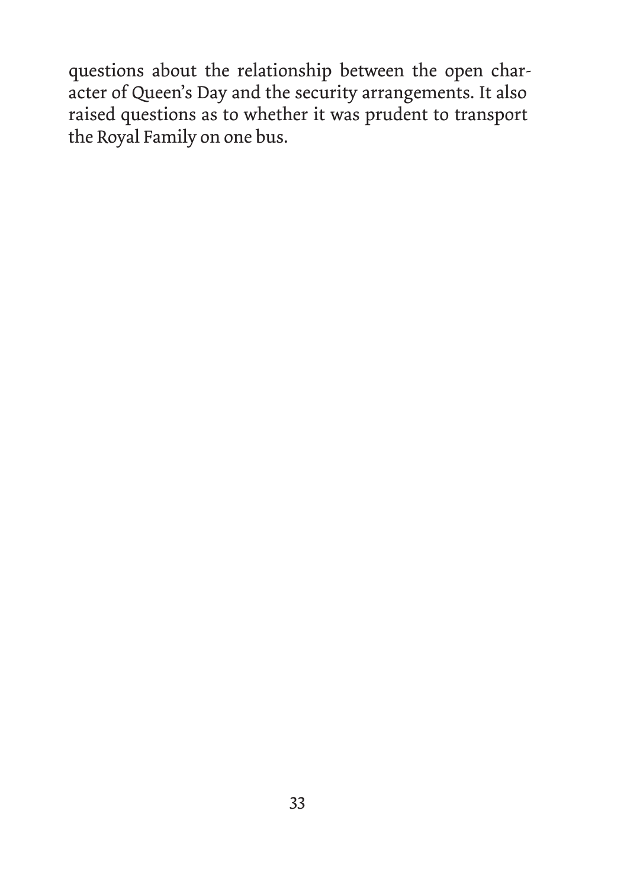questions about the relationship between the open character of Queen's Day and the security arrangements. It also raised questions as to whether it was prudent to transport the Royal Family on one bus.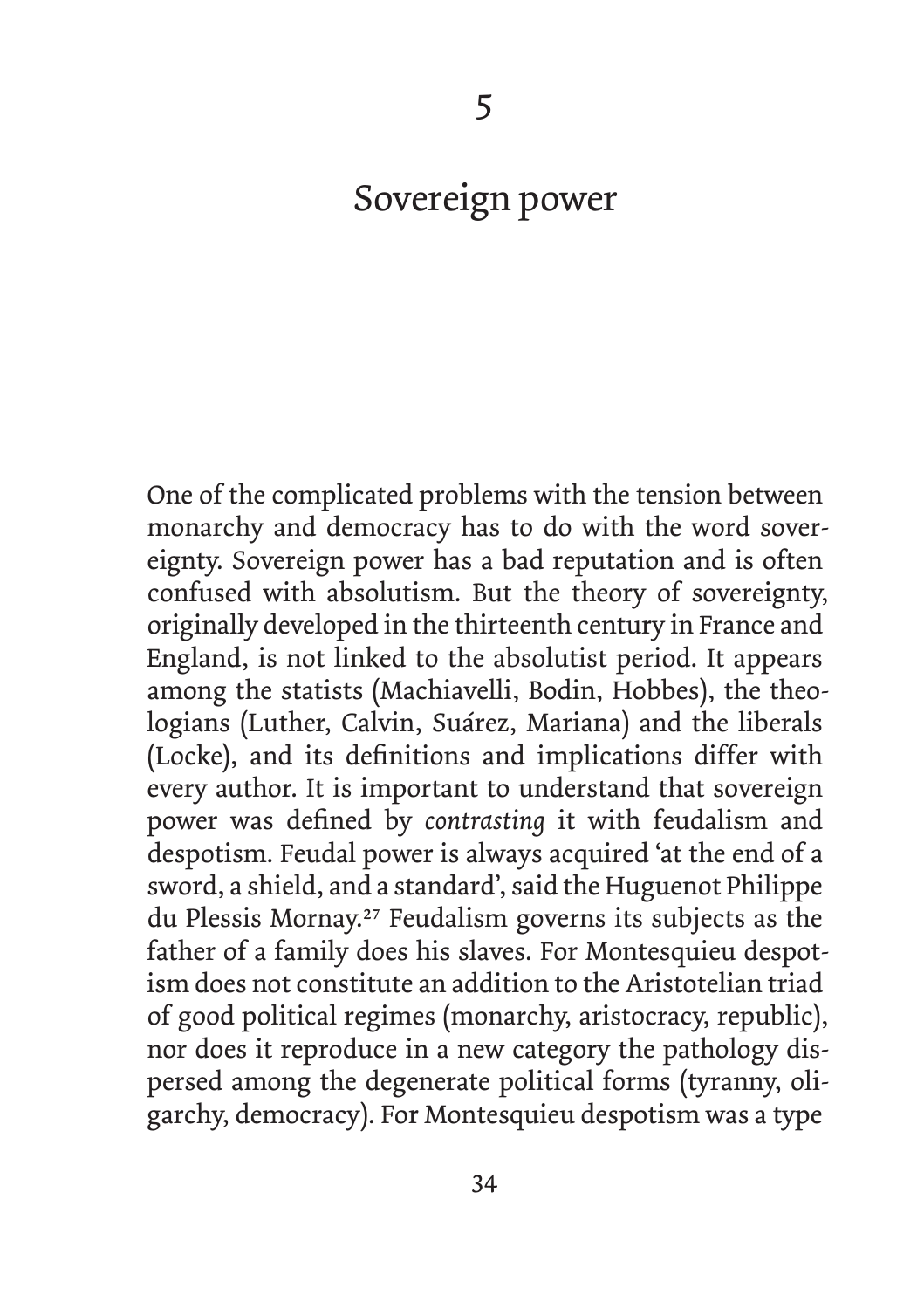# 5

# Sovereign power

One of the complicated problems with the tension between monarchy and democracy has to do with the word sovereignty. Sovereign power has a bad reputation and is often confused with absolutism. But the theory of sovereignty, originally developed in the thirteenth century in France and England, is not linked to the absolutist period. It appears among the statists (Machiavelli, Bodin, Hobbes), the theologians (Luther, Calvin, Suárez, Mariana) and the liberals (Locke), and its definitions and implications differ with every author. It is important to understand that sovereign power was defined by *contrasting* it with feudalism and despotism. Feudal power is always acquired 'at the end of a sword, a shield, and a standard', said the Huguenot Philippe du Plessis Mornay.[27] Feudalism governs its subjects as the father of a family does his slaves. For Montesquieu despotism does not constitute an addition to the Aristotelian triad of good political regimes (monarchy, aristocracy, republic), nor does it reproduce in a new category the pathology dispersed among the degenerate political forms (tyranny, oligarchy, democracy). For Montesquieu despotism was a type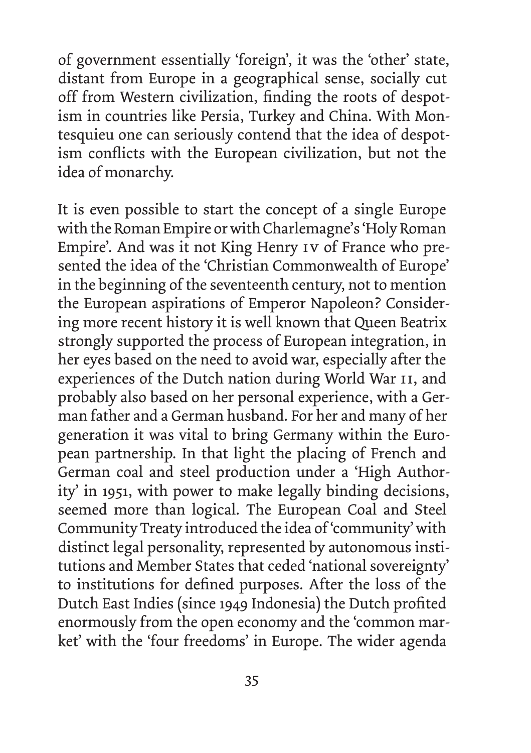of government essentially 'foreign', it was the 'other' state, distant from Europe in a geographical sense, socially cut off from Western civilization, finding the roots of despotism in countries like Persia, Turkey and China. With Montesquieu one can seriously contend that the idea of despotism conflicts with the European civilization, but not the idea of monarchy.

It is even possible to start the concept of a single Europe with the Roman Empire or with Charlemagne's 'Holy Roman Empire'. And was it not King Henry IV of France who presented the idea of the 'Christian Commonwealth of Europe' in the beginning of the seventeenth century, not to mention the European aspirations of Emperor Napoleon? Considering more recent history it is well known that Queen Beatrix strongly supported the process of European integration, in her eyes based on the need to avoid war, especially after the experiences of the Dutch nation during World War II, and probably also based on her personal experience, with a German father and a German husband. For her and many of her generation it was vital to bring Germany within the European partnership. In that light the placing of French and German coal and steel production under a 'High Authority' in 1951, with power to make legally binding decisions, seemed more than logical. The European Coal and Steel Community Treaty introduced the idea of 'community' with distinct legal personality, represented by autonomous institutions and Member States that ceded 'national sovereignty' to institutions for defined purposes. After the loss of the Dutch East Indies (since 1949 Indonesia) the Dutch profited enormously from the open economy and the 'common market' with the 'four freedoms' in Europe. The wider agenda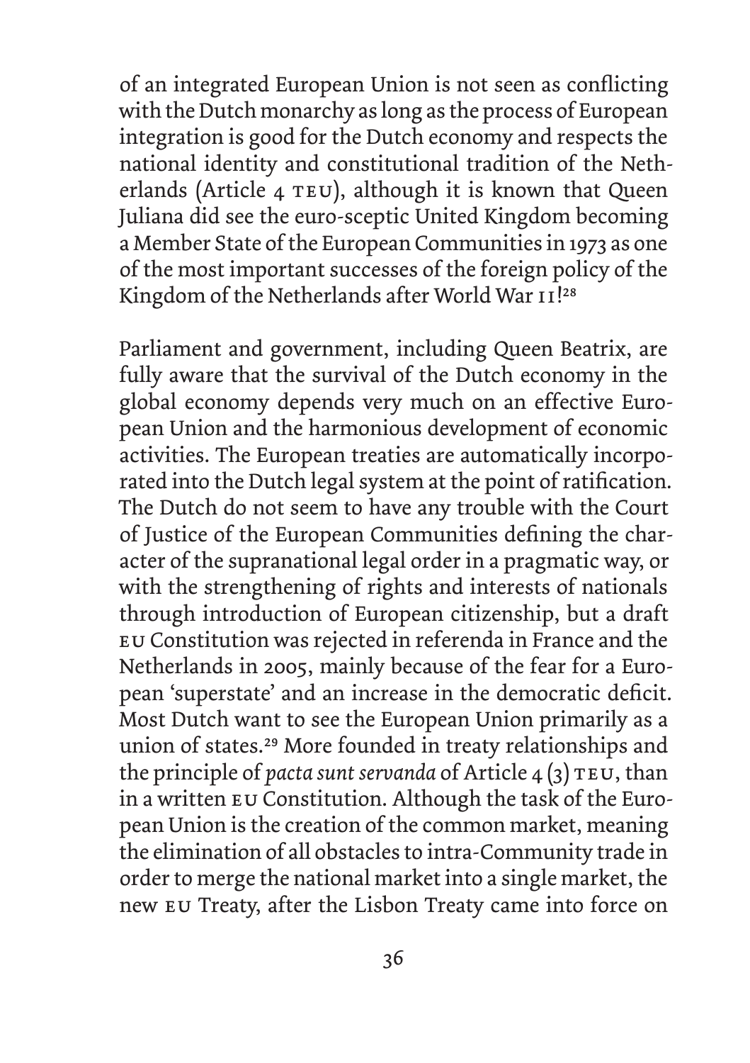of an integrated European Union is not seen as conflicting with the Dutch monarchy as long as the process of European integration is good for the Dutch economy and respects the national identity and constitutional tradition of the Netherlands (Article 4 TEU), although it is known that Queen Juliana did see the euro-sceptic United Kingdom becoming a Member State of the European Communities in 1973 as one of the most important successes of the foreign policy of the Kingdom of the Netherlands after World War II![28]

Parliament and government, including Queen Beatrix, are fully aware that the survival of the Dutch economy in the global economy depends very much on an effective European Union and the harmonious development of economic activities. The European treaties are automatically incorporated into the Dutch legal system at the point of ratification. The Dutch do not seem to have any trouble with the Court of Justice of the European Communities defining the character of the supranational legal order in a pragmatic way, or with the strengthening of rights and interests of nationals through introduction of European citizenship, but a draft EU Constitution was rejected in referenda in France and the Netherlands in 2005, mainly because of the fear for a European 'superstate' and an increase in the democratic deficit. Most Dutch want to see the European Union primarily as a union of states.[29] More founded in treaty relationships and the principle of *pacta sunt servanda* of Article 4 (3) TEU, than in a written EU Constitution. Although the task of the European Union is the creation of the common market, meaning the elimination of all obstacles to intra-Community trade in order to merge the national market into a single market, the new EU Treaty, after the Lisbon Treaty came into force on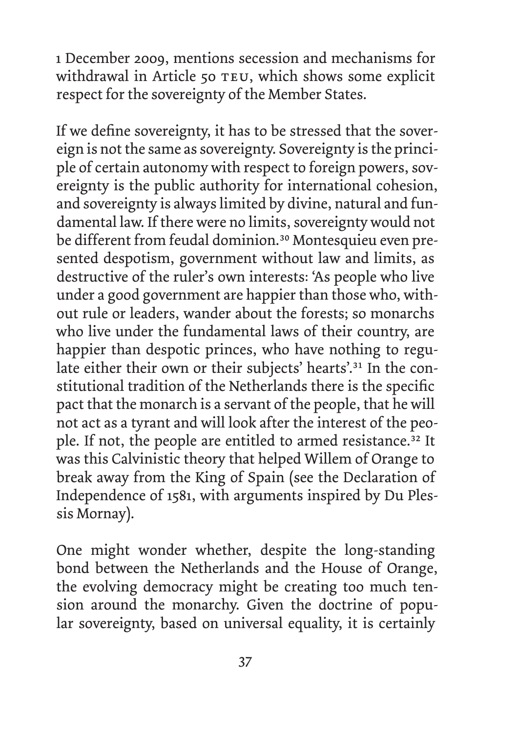1 December 2009, mentions secession and mechanisms for withdrawal in Article 50 TEU, which shows some explicit respect for the sovereignty of the Member States.

If we define sovereignty, it has to be stressed that the sovereign is not the same as sovereignty. Sovereignty is the principle of certain autonomy with respect to foreign powers, sovereignty is the public authority for international cohesion, and sovereignty is always limited by divine, natural and fundamental law. If there were no limits, sovereignty would not be different from feudal dominion.[30] Montesquieu even presented despotism, government without law and limits, as destructive of the ruler's own interests: 'As people who live under a good government are happier than those who, without rule or leaders, wander about the forests; so monarchs who live under the fundamental laws of their country, are happier than despotic princes, who have nothing to regulate either their own or their subjects' hearts'.[31] In the constitutional tradition of the Netherlands there is the specific pact that the monarch is a servant of the people, that he will not act as a tyrant and will look after the interest of the people. If not, the people are entitled to armed resistance.[32] It was this Calvinistic theory that helped Willem of Orange to break away from the King of Spain (see the Declaration of Independence of 1581, with arguments inspired by Du Plessis Mornay).

One might wonder whether, despite the long-standing bond between the Netherlands and the House of Orange, the evolving democracy might be creating too much tension around the monarchy. Given the doctrine of popular sovereignty, based on universal equality, it is certainly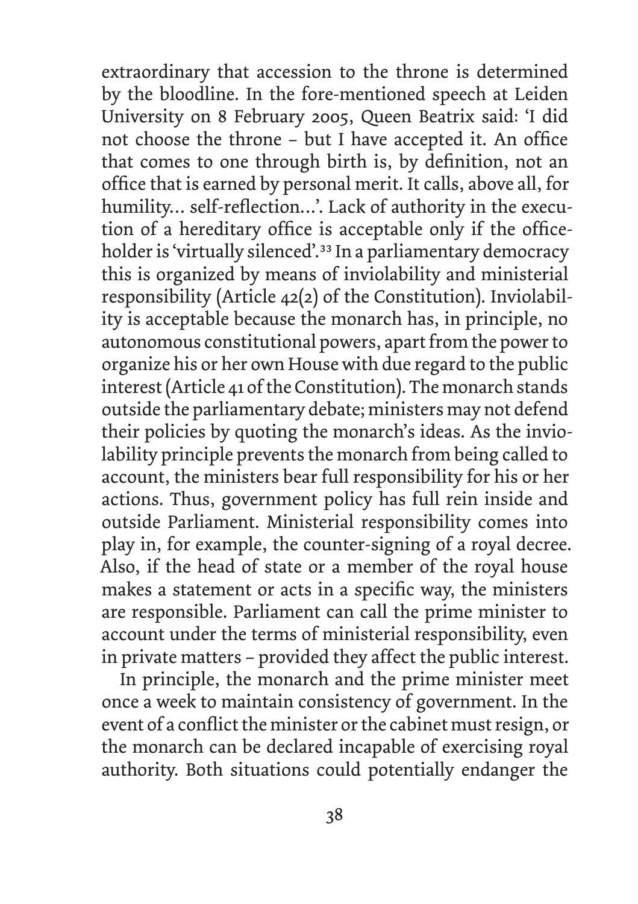extraordinary that accession to the throne is determined by the bloodline. In the fore-mentioned speech at Leiden University on 8 February 2005, Queen Beatrix said: 'I did not choose the throne – but I have accepted it. An office that comes to one through birth is, by definition, not an office that is earned by personal merit. It calls, above all, for humility… self-reflection…'. Lack of authority in the execution of a hereditary office is acceptable only if the office-holder is 'virtually silenced'.[33] In a parliamentary democracy this is organized by means of inviolability and ministerial responsibility (Article 42(2) of the Constitution). Inviolability is acceptable because the monarch has, in principle, no autonomous constitutional powers, apart from the power to organize his or her own House with due regard to the public interest (Article 41 of the Constitution). The monarch stands outside the parliamentary debate; ministers may not defend their policies by quoting the monarch's ideas. As the inviolability principle prevents the monarch from being called to account, the ministers bear full responsibility for his or her actions. Thus, government policy has full rein inside and outside Parliament. Ministerial responsibility comes into play in, for example, the counter-signing of a royal decree. Also, if the head of state or a member of the royal house makes a statement or acts in a specific way, the ministers are responsible. Parliament can call the prime minister to account under the terms of ministerial responsibility, even in private matters – provided they affect the public interest.

In principle, the monarch and the prime minister meet once a week to maintain consistency of government. In the event of a conflict the minister or the cabinet must resign, or the monarch can be declared incapable of exercising royal authority. Both situations could potentially endanger the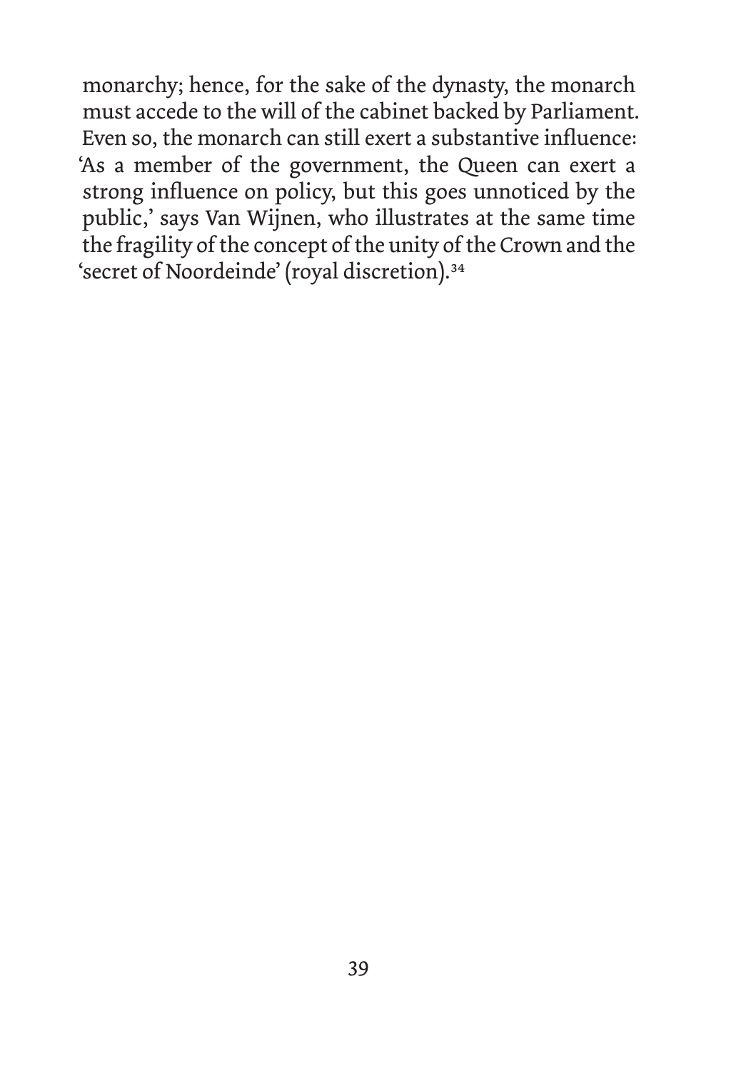monarchy; hence, for the sake of the dynasty, the monarch must accede to the will of the cabinet backed by Parliament. Even so, the monarch can still exert a substantive influence: 'As a member of the government, the Queen can exert a strong influence on policy, but this goes unnoticed by the public,' says Van Wijnen, who illustrates at the same time the fragility of the concept of the unity of the Crown and the 'secret of Noordeinde' (royal discretion).[34]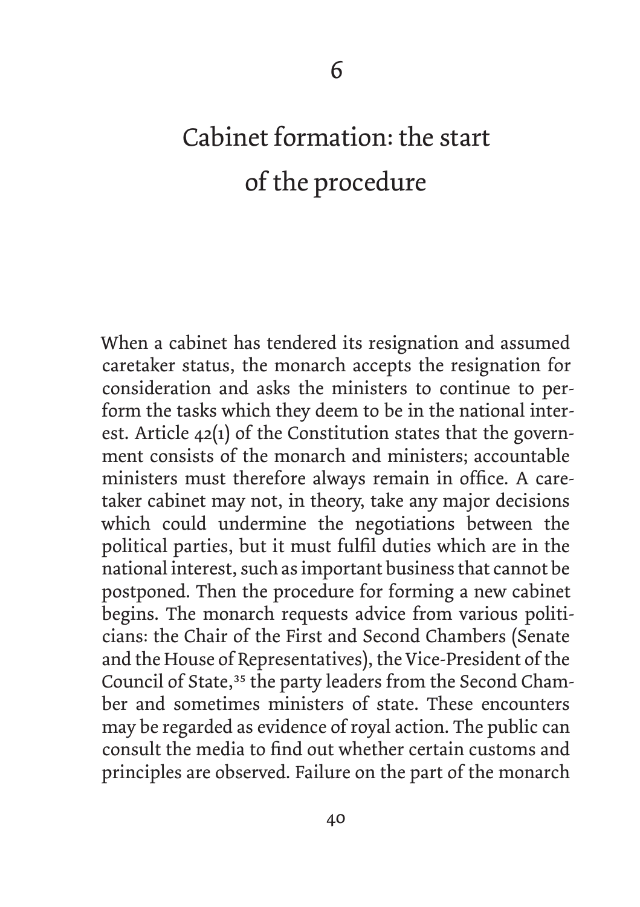# 6

# Cabinet formation: the start of the procedure

When a cabinet has tendered its resignation and assumed caretaker status, the monarch accepts the resignation for consideration and asks the ministers to continue to perform the tasks which they deem to be in the national interest. Article 42(1) of the Constitution states that the government consists of the monarch and ministers; accountable ministers must therefore always remain in office. A caretaker cabinet may not, in theory, take any major decisions which could undermine the negotiations between the political parties, but it must fulfil duties which are in the national interest, such as important business that cannot be postponed. Then the procedure for forming a new cabinet begins. The monarch requests advice from various politicians: the Chair of the First and Second Chambers (Senate and the House of Representatives), the Vice-President of the Council of State,[35] the party leaders from the Second Chamber and sometimes ministers of state. These encounters may be regarded as evidence of royal action. The public can consult the media to find out whether certain customs and principles are observed. Failure on the part of the monarch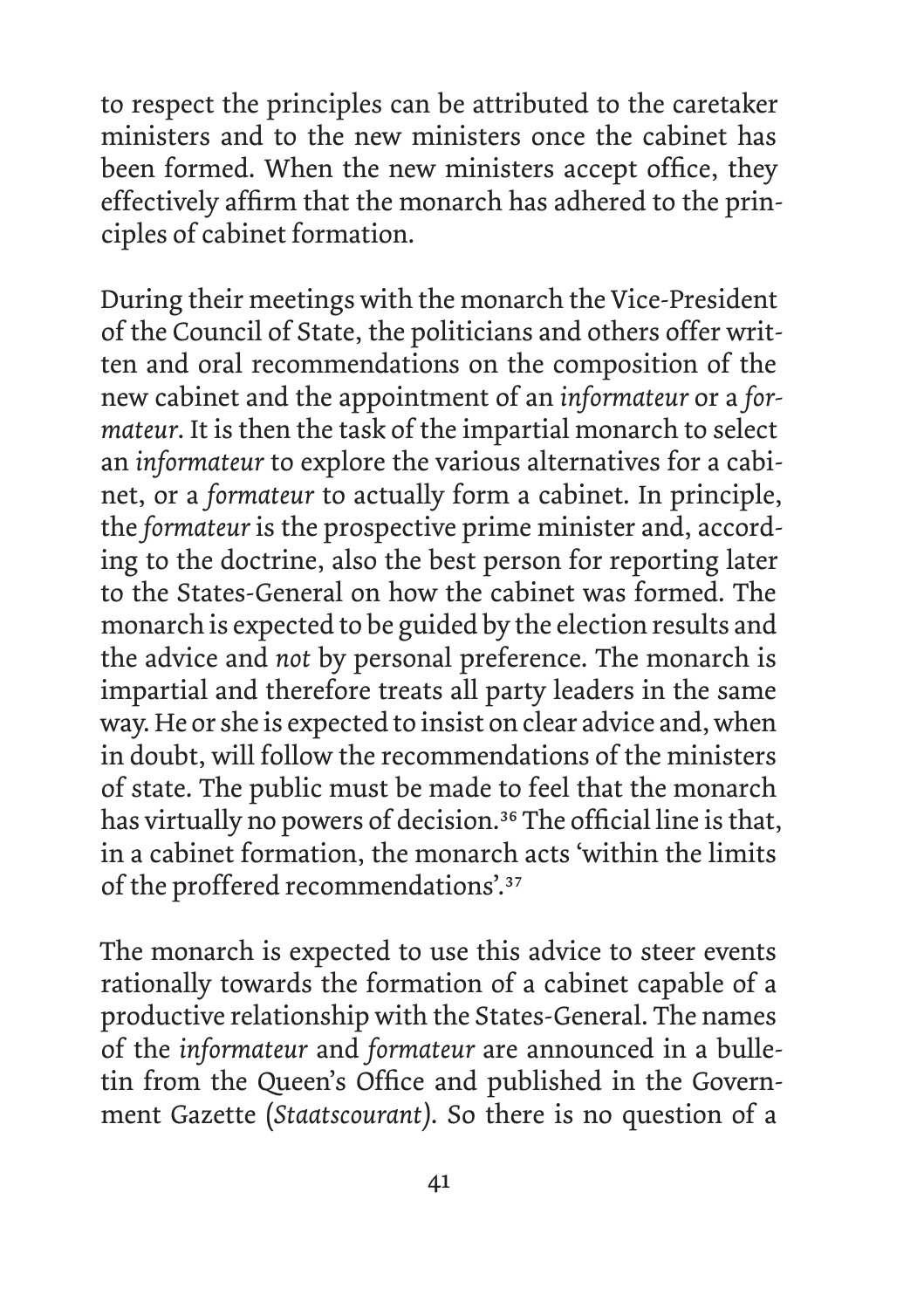to respect the principles can be attributed to the caretaker ministers and to the new ministers once the cabinet has been formed. When the new ministers accept office, they effectively affirm that the monarch has adhered to the principles of cabinet formation.

During their meetings with the monarch the Vice-President of the Council of State, the politicians and others offer written and oral recommendations on the composition of the new cabinet and the appointment of an *informateur* or a *formateur*. It is then the task of the impartial monarch to select an *informateur* to explore the various alternatives for a cabinet, or a *formateur* to actually form a cabinet. In principle, the *formateur* is the prospective prime minister and, according to the doctrine, also the best person for reporting later to the States-General on how the cabinet was formed. The monarch is expected to be guided by the election results and the advice and *not* by personal preference. The monarch is impartial and therefore treats all party leaders in the same way. He or she is expected to insist on clear advice and, when in doubt, will follow the recommendations of the ministers of state. The public must be made to feel that the monarch has virtually no powers of decision.[36] The official line is that, in a cabinet formation, the monarch acts 'within the limits of the proffered recommendations'.[37]

The monarch is expected to use this advice to steer events rationally towards the formation of a cabinet capable of a productive relationship with the States-General. The names of the *informateur* and *formateur* are announced in a bulletin from the Queen's Office and published in the Government Gazette (*Staatscourant*). So there is no question of a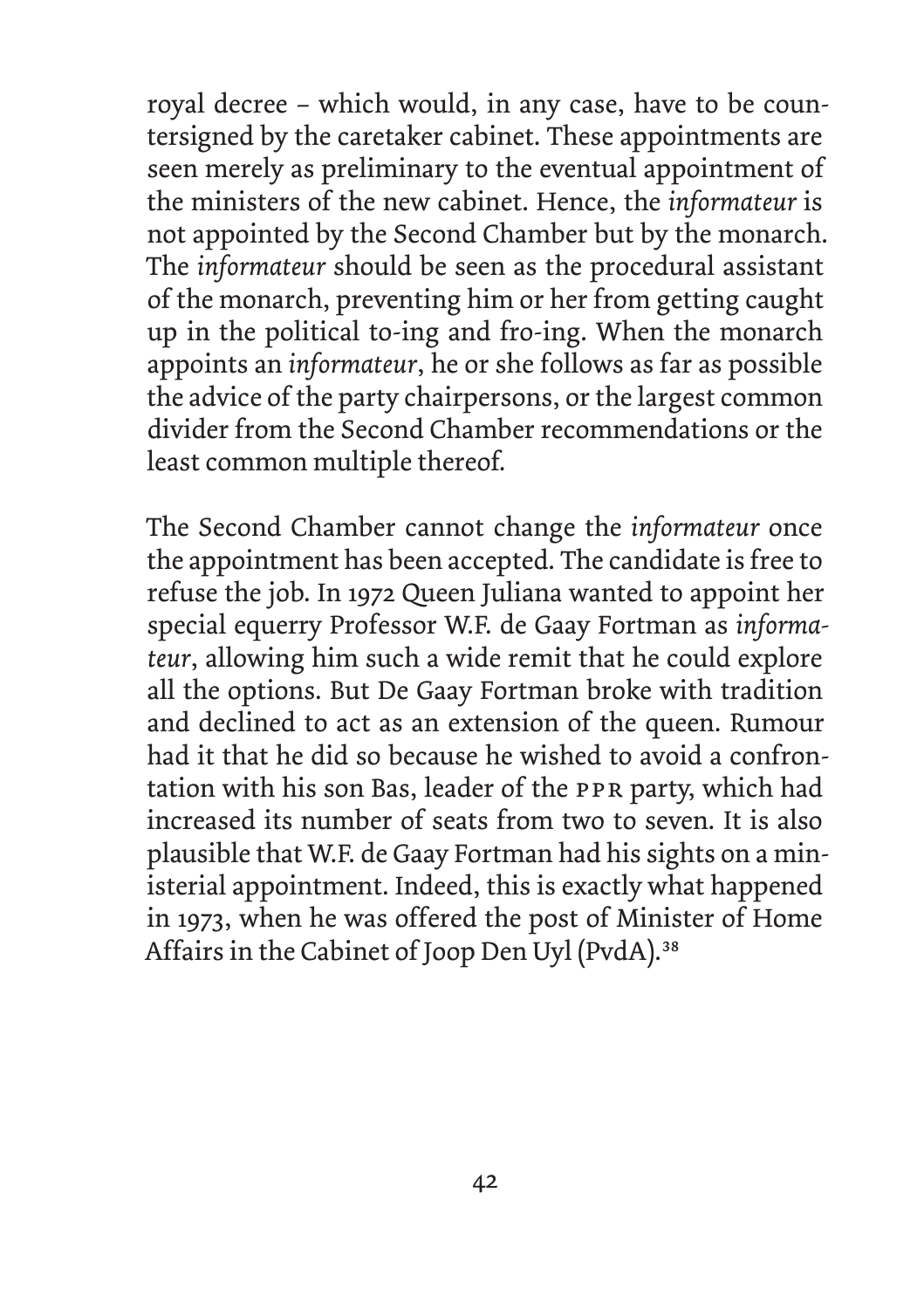royal decree – which would, in any case, have to be countersigned by the caretaker cabinet. These appointments are seen merely as preliminary to the eventual appointment of the ministers of the new cabinet. Hence, the *informateur* is not appointed by the Second Chamber but by the monarch. The *informateur* should be seen as the procedural assistant of the monarch, preventing him or her from getting caught up in the political to-ing and fro-ing. When the monarch appoints an *informateur*, he or she follows as far as possible the advice of the party chairpersons, or the largest common divider from the Second Chamber recommendations or the least common multiple thereof.

The Second Chamber cannot change the *informateur* once the appointment has been accepted. The candidate is free to refuse the job. In 1972 Queen Juliana wanted to appoint her special equerry Professor W.F. de Gaay Fortman as *informateur*, allowing him such a wide remit that he could explore all the options. But De Gaay Fortman broke with tradition and declined to act as an extension of the queen. Rumour had it that he did so because he wished to avoid a confrontation with his son Bas, leader of the PPR party, which had increased its number of seats from two to seven. It is also plausible that W.F. de Gaay Fortman had his sights on a ministerial appointment. Indeed, this is exactly what happened in 1973, when he was offered the post of Minister of Home Affairs in the Cabinet of Joop Den Uyl (PvdA).[38]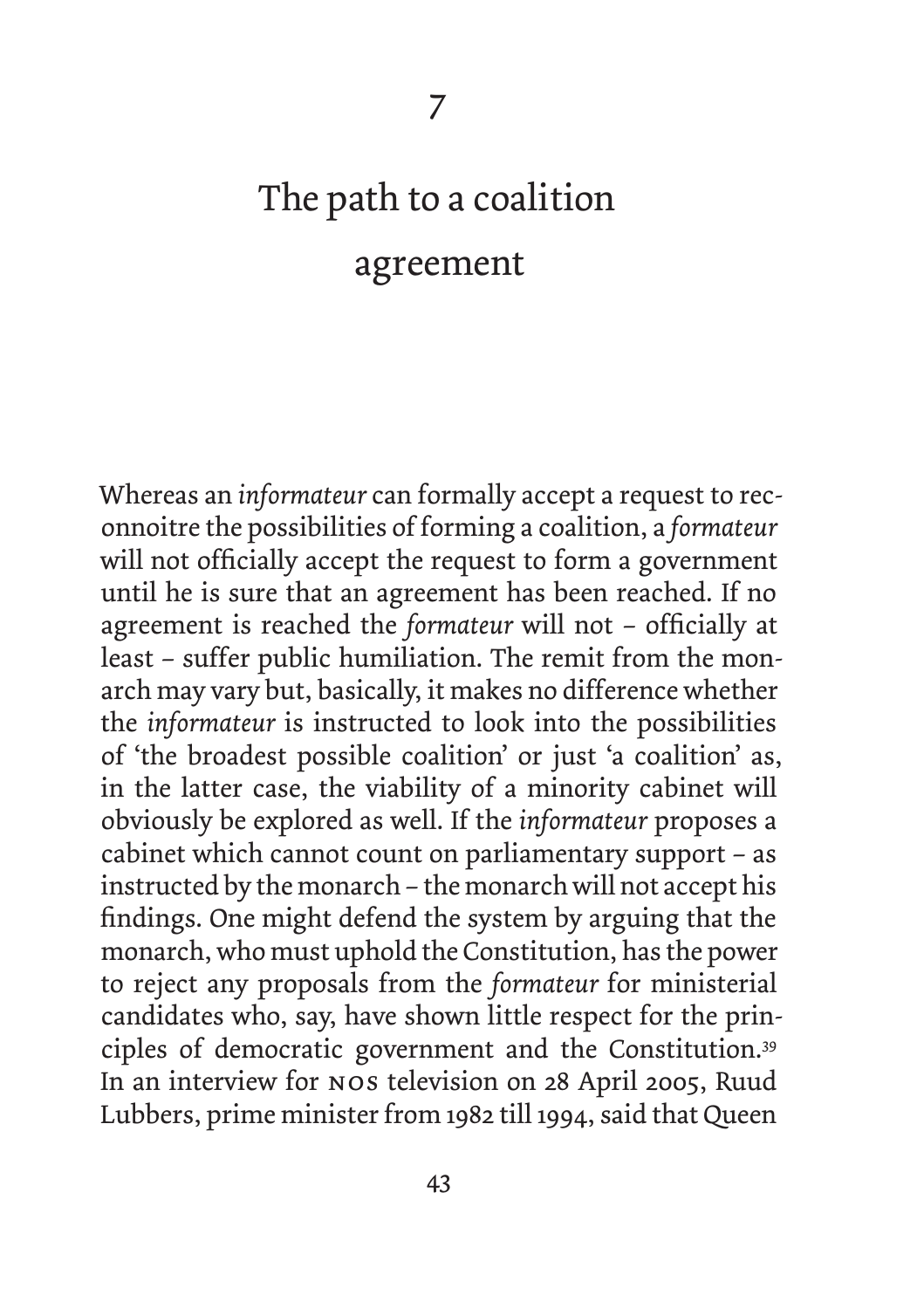# 7

# The path to a coalition agreement

Whereas an *informateur* can formally accept a request to reconnoitre the possibilities of forming a coalition, a *formateur* will not officially accept the request to form a government until he is sure that an agreement has been reached. If no agreement is reached the *formateur* will not – officially at least – suffer public humiliation. The remit from the monarch may vary but, basically, it makes no difference whether the *informateur* is instructed to look into the possibilities of 'the broadest possible coalition' or just 'a coalition' as, in the latter case, the viability of a minority cabinet will obviously be explored as well. If the *informateur* proposes a cabinet which cannot count on parliamentary support – as instructed by the monarch – the monarch will not accept his findings. One might defend the system by arguing that the monarch, who must uphold the Constitution, has the power to reject any proposals from the *formateur* for ministerial candidates who, say, have shown little respect for the principles of democratic government and the Constitution.[39] In an interview for NOS television on 28 April 2005, Ruud Lubbers, prime minister from 1982 till 1994, said that Queen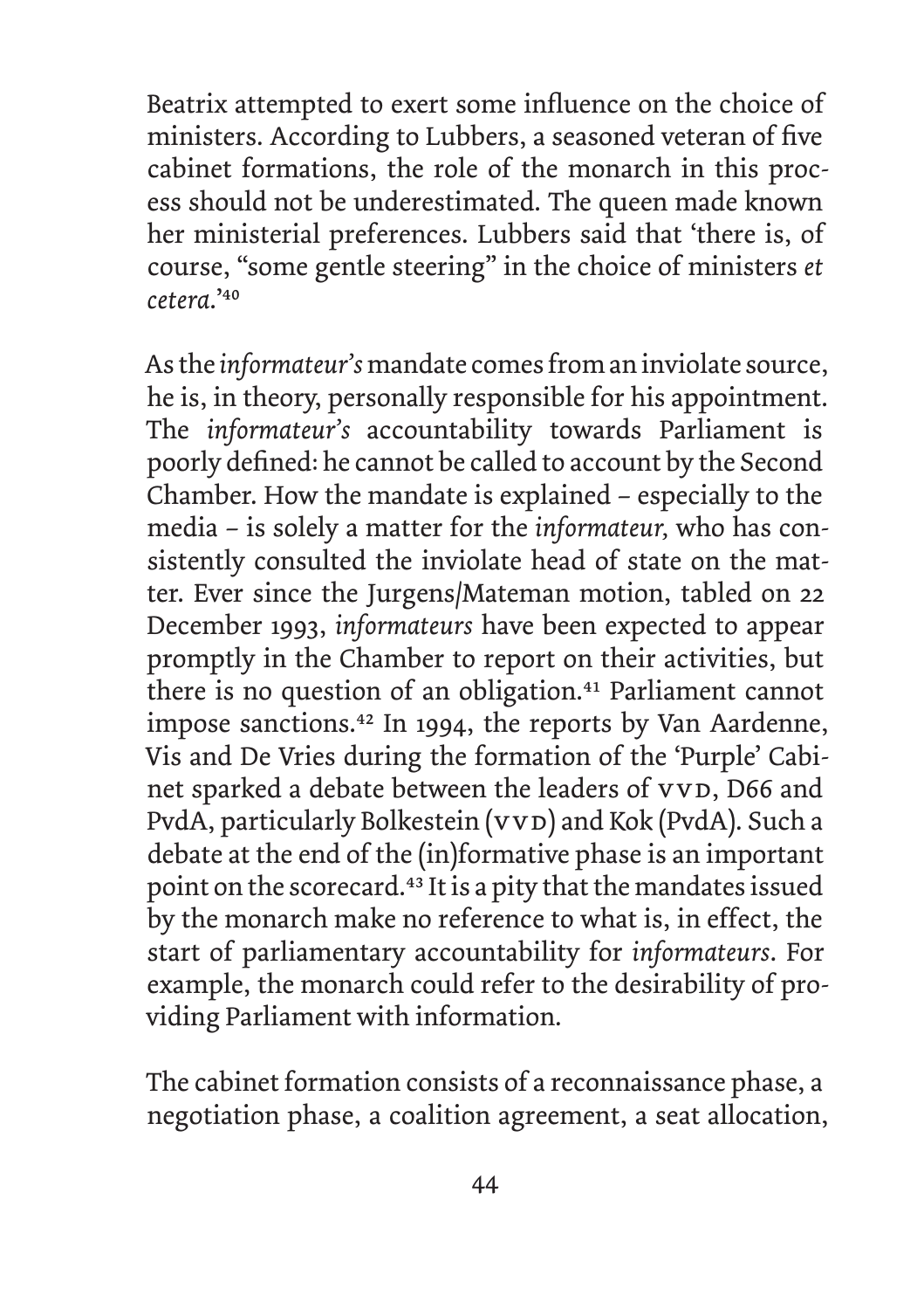Beatrix attempted to exert some influence on the choice of ministers. According to Lubbers, a seasoned veteran of five cabinet formations, the role of the monarch in this process should not be underestimated. The queen made known her ministerial preferences. Lubbers said that 'there is, of course, "some gentle steering" in the choice of ministers *et cetera*.'[40]

As the *informateur's* mandate comes from an inviolate source, he is, in theory, personally responsible for his appointment. The *informateur's* accountability towards Parliament is poorly defined: he cannot be called to account by the Second Chamber. How the mandate is explained – especially to the media – is solely a matter for the *informateur*, who has consistently consulted the inviolate head of state on the matter. Ever since the Jurgens/Mateman motion, tabled on 22 December 1993, *informateurs* have been expected to appear promptly in the Chamber to report on their activities, but there is no question of an obligation.[41] Parliament cannot impose sanctions.[42] In 1994, the reports by Van Aardenne, Vis and De Vries during the formation of the 'Purple' Cabinet sparked a debate between the leaders of VVD, D66 and PvdA, particularly Bolkestein (VVD) and Kok (PvdA). Such a debate at the end of the (in)formative phase is an important point on the scorecard.[43] It is a pity that the mandates issued by the monarch make no reference to what is, in effect, the start of parliamentary accountability for *informateurs*. For example, the monarch could refer to the desirability of providing Parliament with information.

The cabinet formation consists of a reconnaissance phase, a negotiation phase, a coalition agreement, a seat allocation,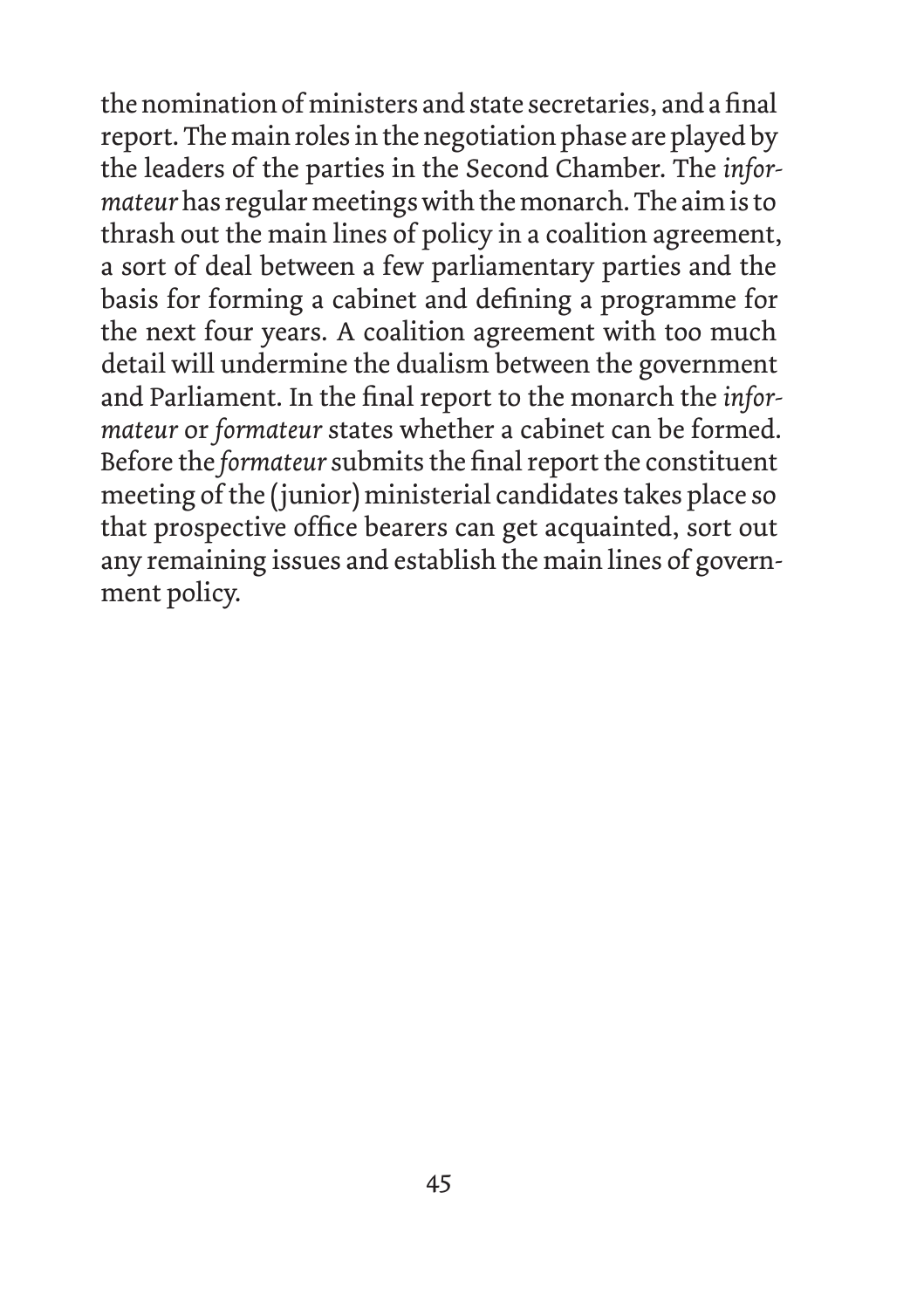the nomination of ministers and state secretaries, and a final report. The main roles in the negotiation phase are played by the leaders of the parties in the Second Chamber. The *informateur* has regular meetings with the monarch. The aim is to thrash out the main lines of policy in a coalition agreement, a sort of deal between a few parliamentary parties and the basis for forming a cabinet and defining a programme for the next four years. A coalition agreement with too much detail will undermine the dualism between the government and Parliament. In the final report to the monarch the *informateur* or *formateur* states whether a cabinet can be formed. Before the *formateur* submits the final report the constituent meeting of the (junior) ministerial candidates takes place so that prospective office bearers can get acquainted, sort out any remaining issues and establish the main lines of government policy.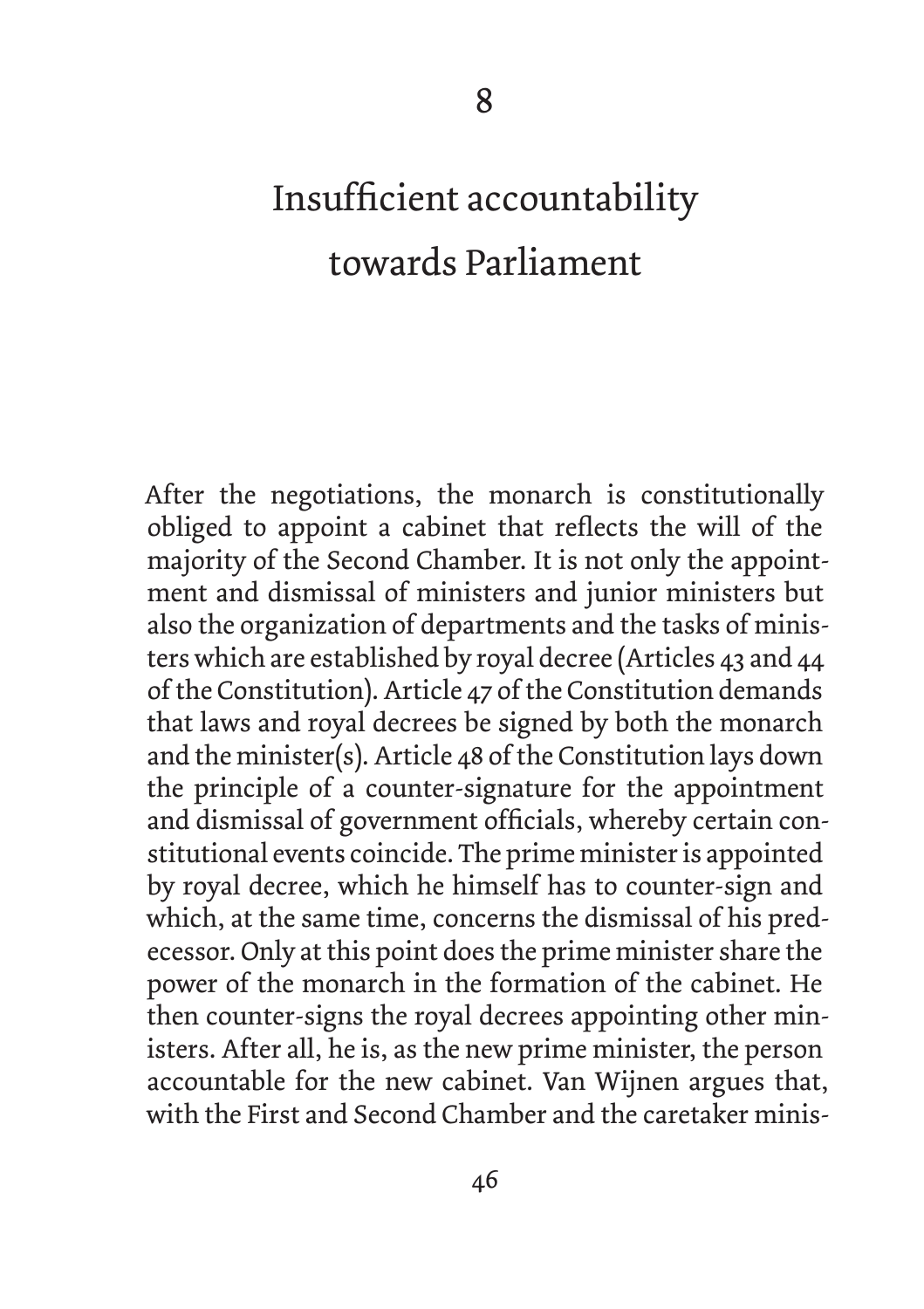# 8

# Insufficient accountability towards Parliament

After the negotiations, the monarch is constitutionally obliged to appoint a cabinet that reflects the will of the majority of the Second Chamber. It is not only the appointment and dismissal of ministers and junior ministers but also the organization of departments and the tasks of ministers which are established by royal decree (Articles 43 and 44 of the Constitution). Article 47 of the Constitution demands that laws and royal decrees be signed by both the monarch and the minister(s). Article 48 of the Constitution lays down the principle of a counter-signature for the appointment and dismissal of government officials, whereby certain constitutional events coincide. The prime minister is appointed by royal decree, which he himself has to counter-sign and which, at the same time, concerns the dismissal of his predecessor. Only at this point does the prime minister share the power of the monarch in the formation of the cabinet. He then counter-signs the royal decrees appointing other ministers. After all, he is, as the new prime minister, the person accountable for the new cabinet. Van Wijnen argues that, with the First and Second Chamber and the caretaker minis-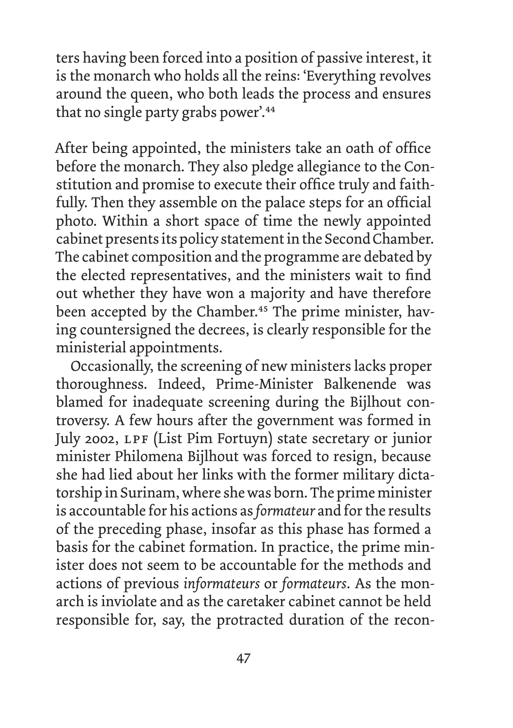ters having been forced into a position of passive interest, it is the monarch who holds all the reins: 'Everything revolves around the queen, who both leads the process and ensures that no single party grabs power'.[44]

After being appointed, the ministers take an oath of office before the monarch. They also pledge allegiance to the Constitution and promise to execute their office truly and faithfully. Then they assemble on the palace steps for an official photo. Within a short space of time the newly appointed cabinet presents its policy statement in the Second Chamber. The cabinet composition and the programme are debated by the elected representatives, and the ministers wait to find out whether they have won a majority and have therefore been accepted by the Chamber.[45] The prime minister, having countersigned the decrees, is clearly responsible for the ministerial appointments.

Occasionally, the screening of new ministers lacks proper thoroughness. Indeed, Prime-Minister Balkenende was blamed for inadequate screening during the Bijlhout controversy. A few hours after the government was formed in July 2002, LPF (List Pim Fortuyn) state secretary or junior minister Philomena Bijlhout was forced to resign, because she had lied about her links with the former military dictatorship in Surinam, where she was born. The prime minister is accountable for his actions as *formateur* and for the results of the preceding phase, insofar as this phase has formed a basis for the cabinet formation. In practice, the prime minister does not seem to be accountable for the methods and actions of previous *informateurs* or *formateurs*. As the monarch is inviolate and as the caretaker cabinet cannot be held responsible for, say, the protracted duration of the recon-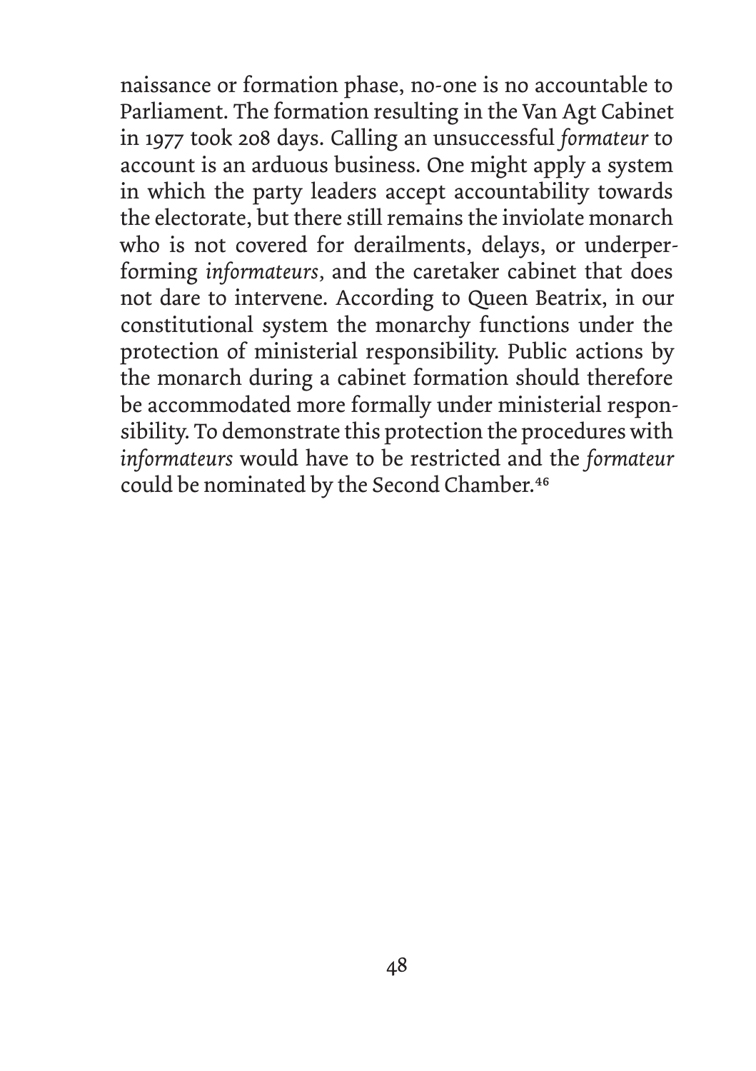naissance or formation phase, no-one is no accountable to Parliament. The formation resulting in the Van Agt Cabinet in 1977 took 208 days. Calling an unsuccessful *formateur* to account is an arduous business. One might apply a system in which the party leaders accept accountability towards the electorate, but there still remains the inviolate monarch who is not covered for derailments, delays, or underperforming *informateurs*, and the caretaker cabinet that does not dare to intervene. According to Queen Beatrix, in our constitutional system the monarchy functions under the protection of ministerial responsibility. Public actions by the monarch during a cabinet formation should therefore be accommodated more formally under ministerial responsibility. To demonstrate this protection the procedures with *informateurs* would have to be restricted and the *formateur* could be nominated by the Second Chamber.[46]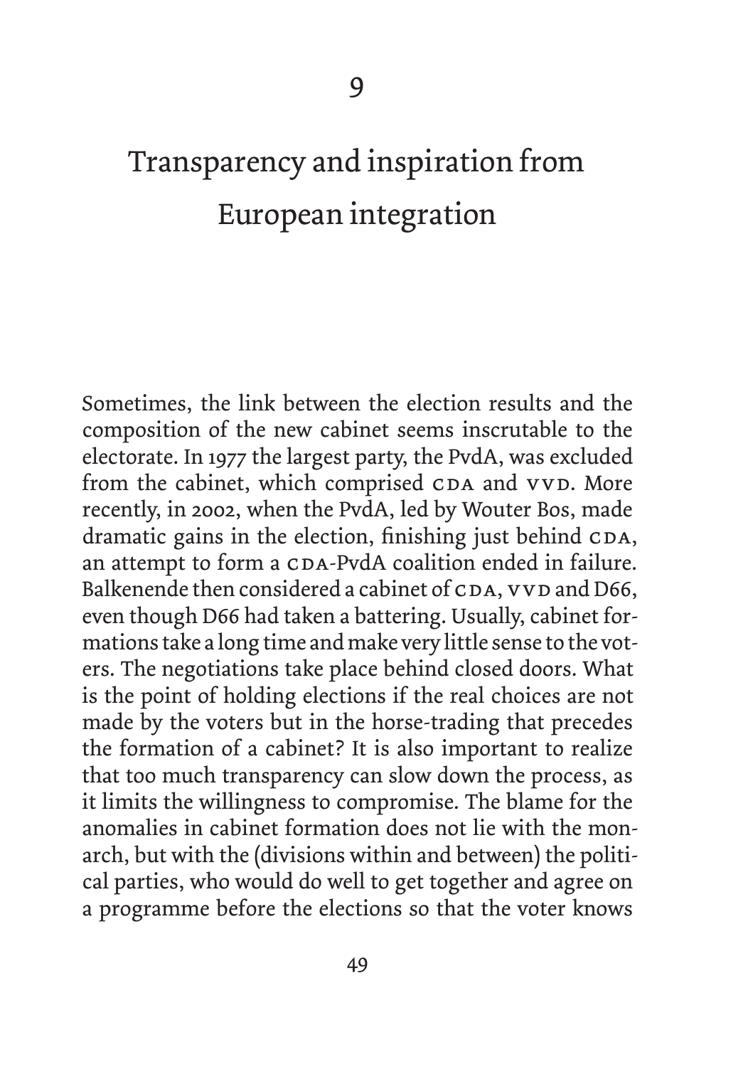# 9

# Transparency and inspiration from European integration

Sometimes, the link between the election results and the composition of the new cabinet seems inscrutable to the electorate. In 1977 the largest party, the PvdA, was excluded from the cabinet, which comprised CDA and VVD. More recently, in 2002, when the PvdA, led by Wouter Bos, made dramatic gains in the election, finishing just behind CDA, an attempt to form a CDA-PvdA coalition ended in failure. Balkenende then considered a cabinet of CDA, VVD and D66, even though D66 had taken a battering. Usually, cabinet formations take a long time and make very little sense to the voters. The negotiations take place behind closed doors. What is the point of holding elections if the real choices are not made by the voters but in the horse-trading that precedes the formation of a cabinet? It is also important to realize that too much transparency can slow down the process, as it limits the willingness to compromise. The blame for the anomalies in cabinet formation does not lie with the monarch, but with the (divisions within and between) the political parties, who would do well to get together and agree on a programme before the elections so that the voter knows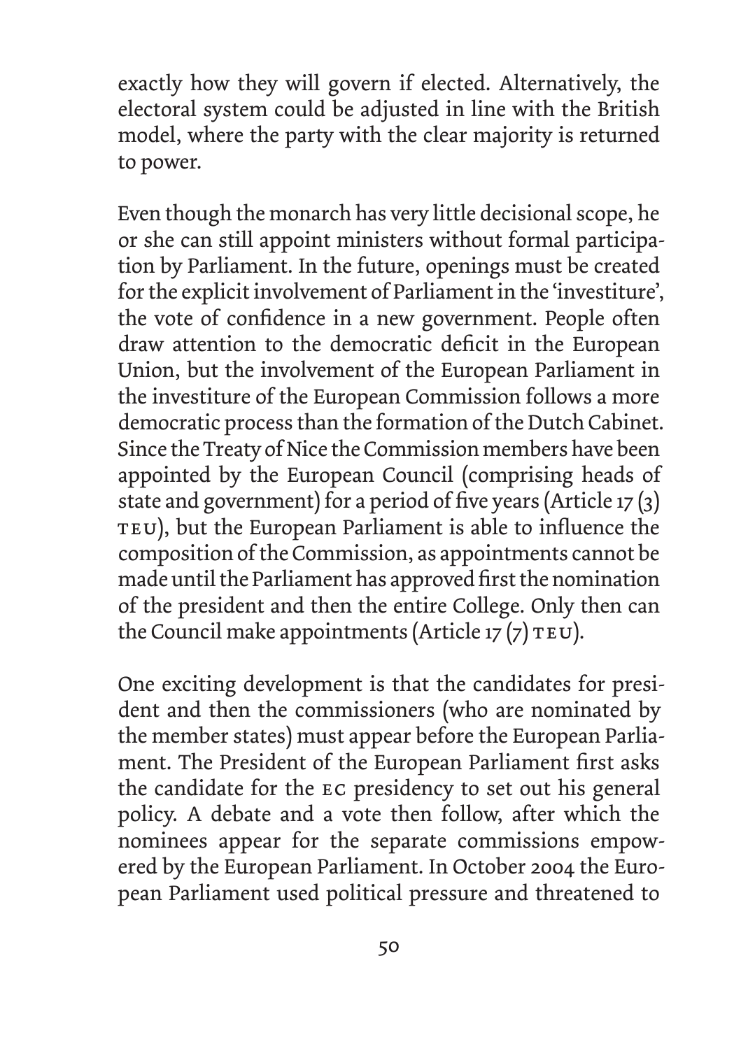exactly how they will govern if elected. Alternatively, the electoral system could be adjusted in line with the British model, where the party with the clear majority is returned to power.

Even though the monarch has very little decisional scope, he or she can still appoint ministers without formal participation by Parliament. In the future, openings must be created for the explicit involvement of Parliament in the 'investiture', the vote of confidence in a new government. People often draw attention to the democratic deficit in the European Union, but the involvement of the European Parliament in the investiture of the European Commission follows a more democratic process than the formation of the Dutch Cabinet. Since the Treaty of Nice the Commission members have been appointed by the European Council (comprising heads of state and government) for a period of five years (Article 17 (3) TEU), but the European Parliament is able to influence the composition of the Commission, as appointments cannot be made until the Parliament has approved first the nomination of the president and then the entire College. Only then can the Council make appointments (Article 17 (7) TEU).

One exciting development is that the candidates for president and then the commissioners (who are nominated by the member states) must appear before the European Parliament. The President of the European Parliament first asks the candidate for the EC presidency to set out his general policy. A debate and a vote then follow, after which the nominees appear for the separate commissions empowered by the European Parliament. In October 2004 the European Parliament used political pressure and threatened to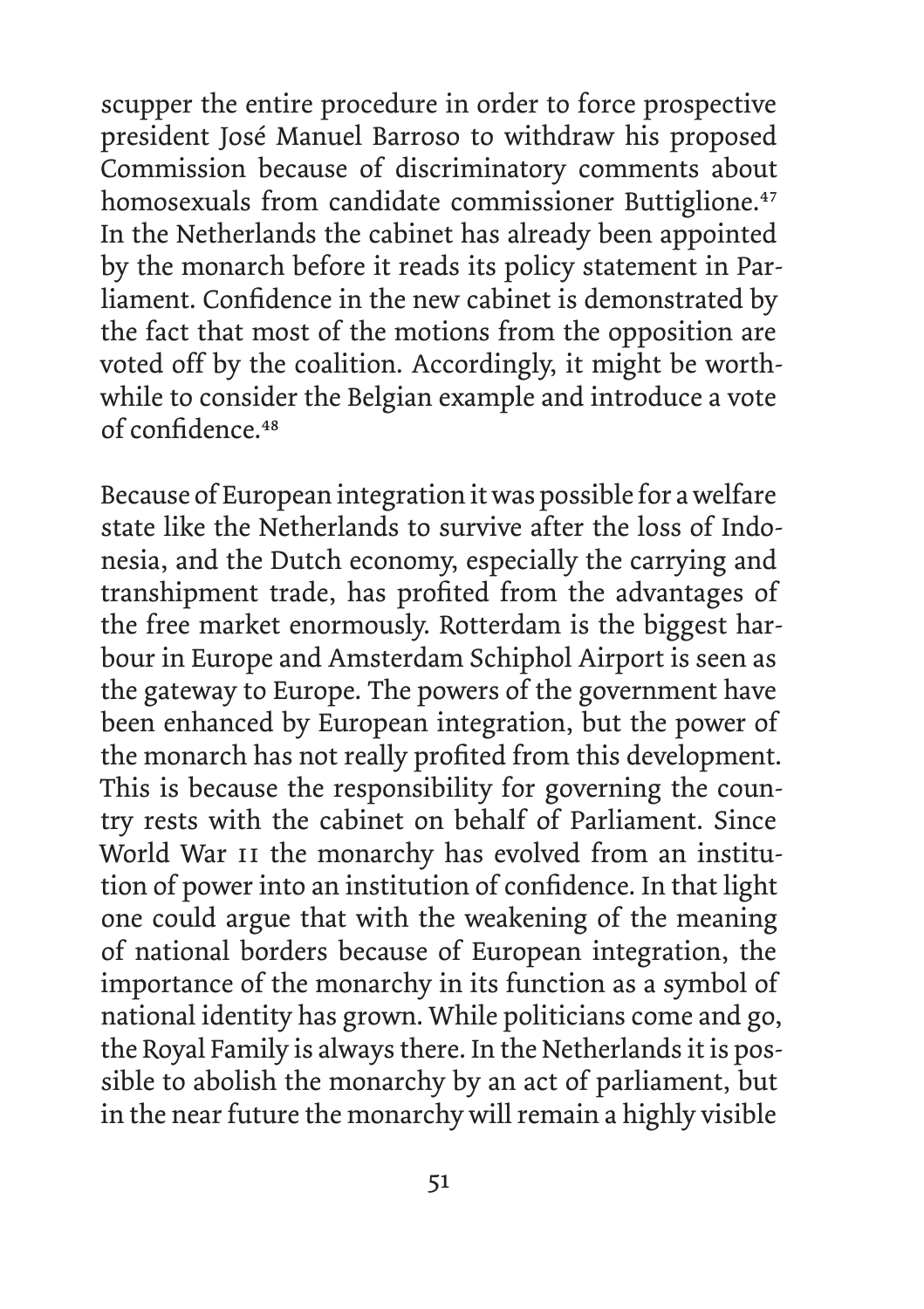scupper the entire procedure in order to force prospective president José Manuel Barroso to withdraw his proposed Commission because of discriminatory comments about homosexuals from candidate commissioner Buttiglione.[47] In the Netherlands the cabinet has already been appointed by the monarch before it reads its policy statement in Parliament. Confidence in the new cabinet is demonstrated by the fact that most of the motions from the opposition are voted off by the coalition. Accordingly, it might be worthwhile to consider the Belgian example and introduce a vote of confidence.[48]

Because of European integration it was possible for a welfare state like the Netherlands to survive after the loss of Indonesia, and the Dutch economy, especially the carrying and transhipment trade, has profited from the advantages of the free market enormously. Rotterdam is the biggest harbour in Europe and Amsterdam Schiphol Airport is seen as the gateway to Europe. The powers of the government have been enhanced by European integration, but the power of the monarch has not really profited from this development. This is because the responsibility for governing the country rests with the cabinet on behalf of Parliament. Since World War II the monarchy has evolved from an institution of power into an institution of confidence. In that light one could argue that with the weakening of the meaning of national borders because of European integration, the importance of the monarchy in its function as a symbol of national identity has grown. While politicians come and go, the Royal Family is always there. In the Netherlands it is possible to abolish the monarchy by an act of parliament, but in the near future the monarchy will remain a highly visible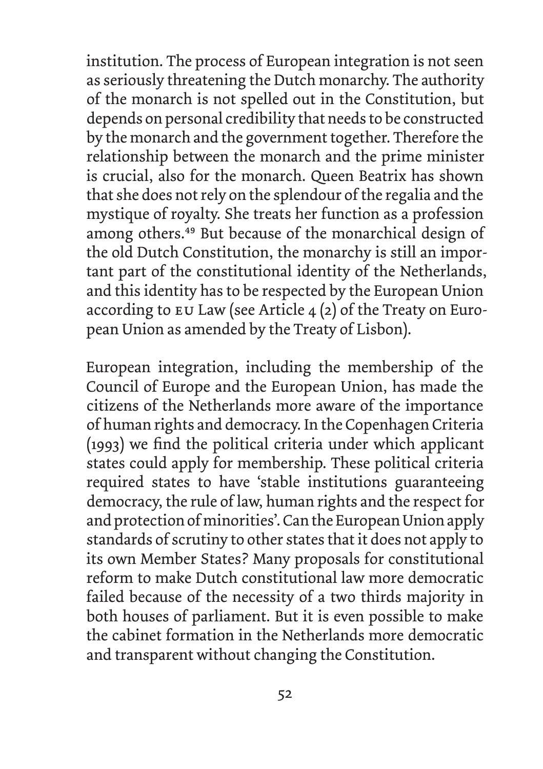institution. The process of European integration is not seen as seriously threatening the Dutch monarchy. The authority of the monarch is not spelled out in the Constitution, but depends on personal credibility that needs to be constructed by the monarch and the government together. Therefore the relationship between the monarch and the prime minister is crucial, also for the monarch. Queen Beatrix has shown that she does not rely on the splendour of the regalia and the mystique of royalty. She treats her function as a profession among others.[49] But because of the monarchical design of the old Dutch Constitution, the monarchy is still an important part of the constitutional identity of the Netherlands, and this identity has to be respected by the European Union according to EU Law (see Article 4 (2) of the Treaty on European Union as amended by the Treaty of Lisbon).

European integration, including the membership of the Council of Europe and the European Union, has made the citizens of the Netherlands more aware of the importance of human rights and democracy. In the Copenhagen Criteria (1993) we find the political criteria under which applicant states could apply for membership. These political criteria required states to have 'stable institutions guaranteeing democracy, the rule of law, human rights and the respect for and protection of minorities'. Can the European Union apply standards of scrutiny to other states that it does not apply to its own Member States? Many proposals for constitutional reform to make Dutch constitutional law more democratic failed because of the necessity of a two thirds majority in both houses of parliament. But it is even possible to make the cabinet formation in the Netherlands more democratic and transparent without changing the Constitution.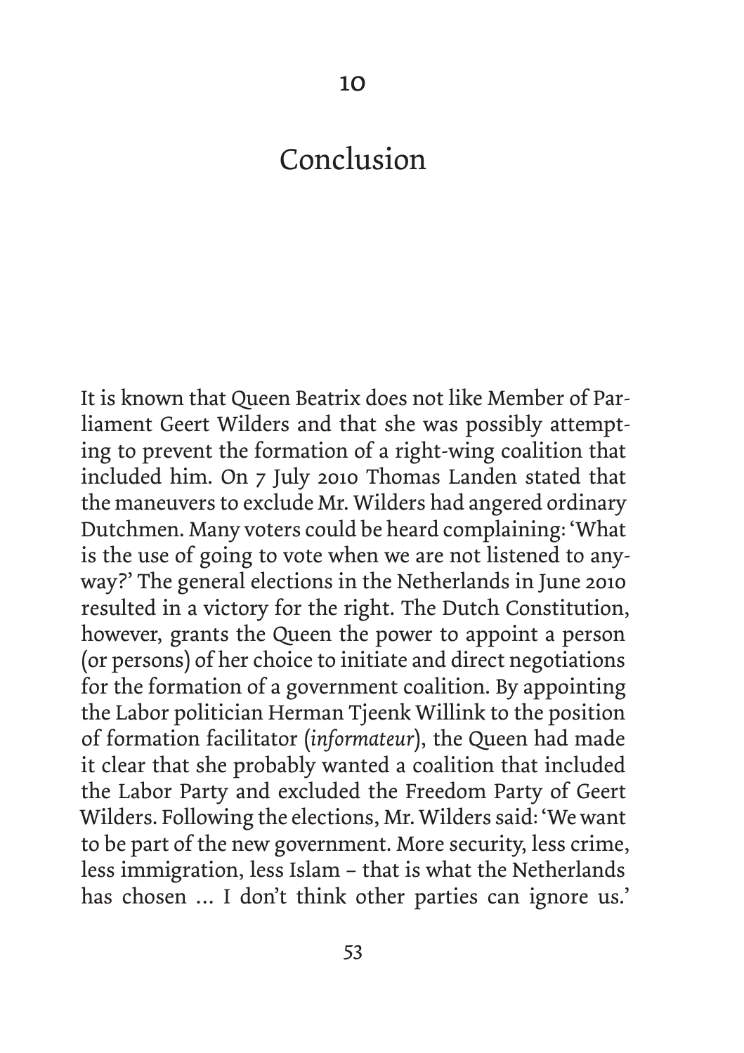# 10

# Conclusion

It is known that Queen Beatrix does not like Member of Parliament Geert Wilders and that she was possibly attempting to prevent the formation of a right-wing coalition that included him. On 7 July 2010 Thomas Landen stated that the maneuvers to exclude Mr. Wilders had angered ordinary Dutchmen. Many voters could be heard complaining: 'What is the use of going to vote when we are not listened to anyway?' The general elections in the Netherlands in June 2010 resulted in a victory for the right. The Dutch Constitution, however, grants the Queen the power to appoint a person (or persons) of her choice to initiate and direct negotiations for the formation of a government coalition. By appointing the Labor politician Herman Tjeenk Willink to the position of formation facilitator (*informateur*), the Queen had made it clear that she probably wanted a coalition that included the Labor Party and excluded the Freedom Party of Geert Wilders. Following the elections, Mr. Wilders said: 'We want to be part of the new government. More security, less crime, less immigration, less Islam – that is what the Netherlands has chosen … I don't think other parties can ignore us.'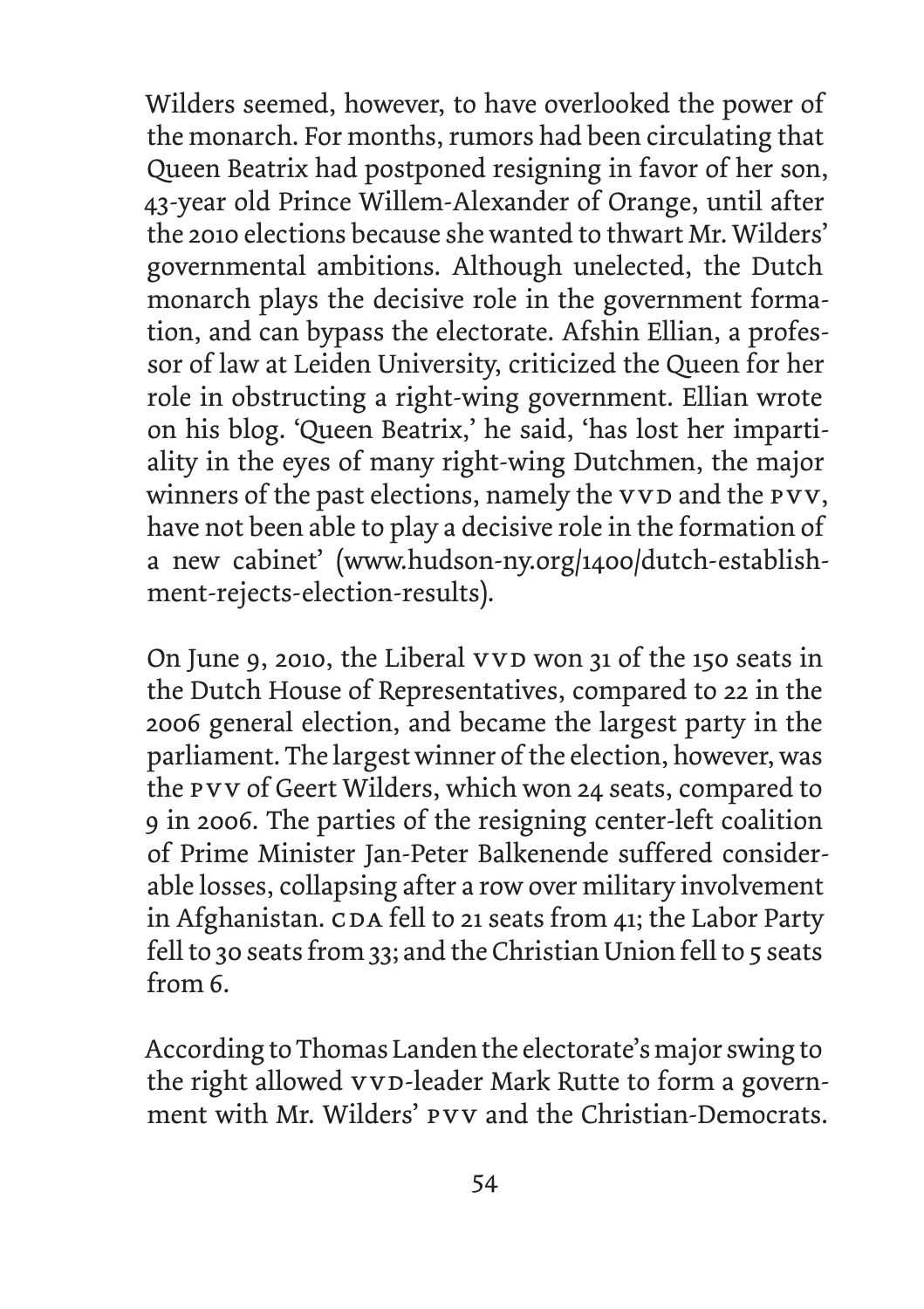Wilders seemed, however, to have overlooked the power of the monarch. For months, rumors had been circulating that Queen Beatrix had postponed resigning in favor of her son, 43-year old Prince Willem-Alexander of Orange, until after the 2010 elections because she wanted to thwart Mr. Wilders' governmental ambitions. Although unelected, the Dutch monarch plays the decisive role in the government formation, and can bypass the electorate. Afshin Ellian, a professor of law at Leiden University, criticized the Queen for her role in obstructing a right-wing government. Ellian wrote on his blog. 'Queen Beatrix,' he said, 'has lost her impartiality in the eyes of many right-wing Dutchmen, the major winners of the past elections, namely the VVD and the PVV, have not been able to play a decisive role in the formation of a new cabinet' (www.hudson-ny.org/1400/dutch-establishment-rejects-election-results).

On June 9, 2010, the Liberal VVD won 31 of the 150 seats in the Dutch House of Representatives, compared to 22 in the 2006 general election, and became the largest party in the parliament. The largest winner of the election, however, was the PVV of Geert Wilders, which won 24 seats, compared to 9 in 2006. The parties of the resigning center-left coalition of Prime Minister Jan-Peter Balkenende suffered considerable losses, collapsing after a row over military involvement in Afghanistan. CDA fell to 21 seats from 41; the Labor Party fell to 30 seats from 33; and the Christian Union fell to 5 seats from 6.

According to Thomas Landen the electorate's major swing to the right allowed VVD-leader Mark Rutte to form a government with Mr. Wilders' PVV and the Christian-Democrats.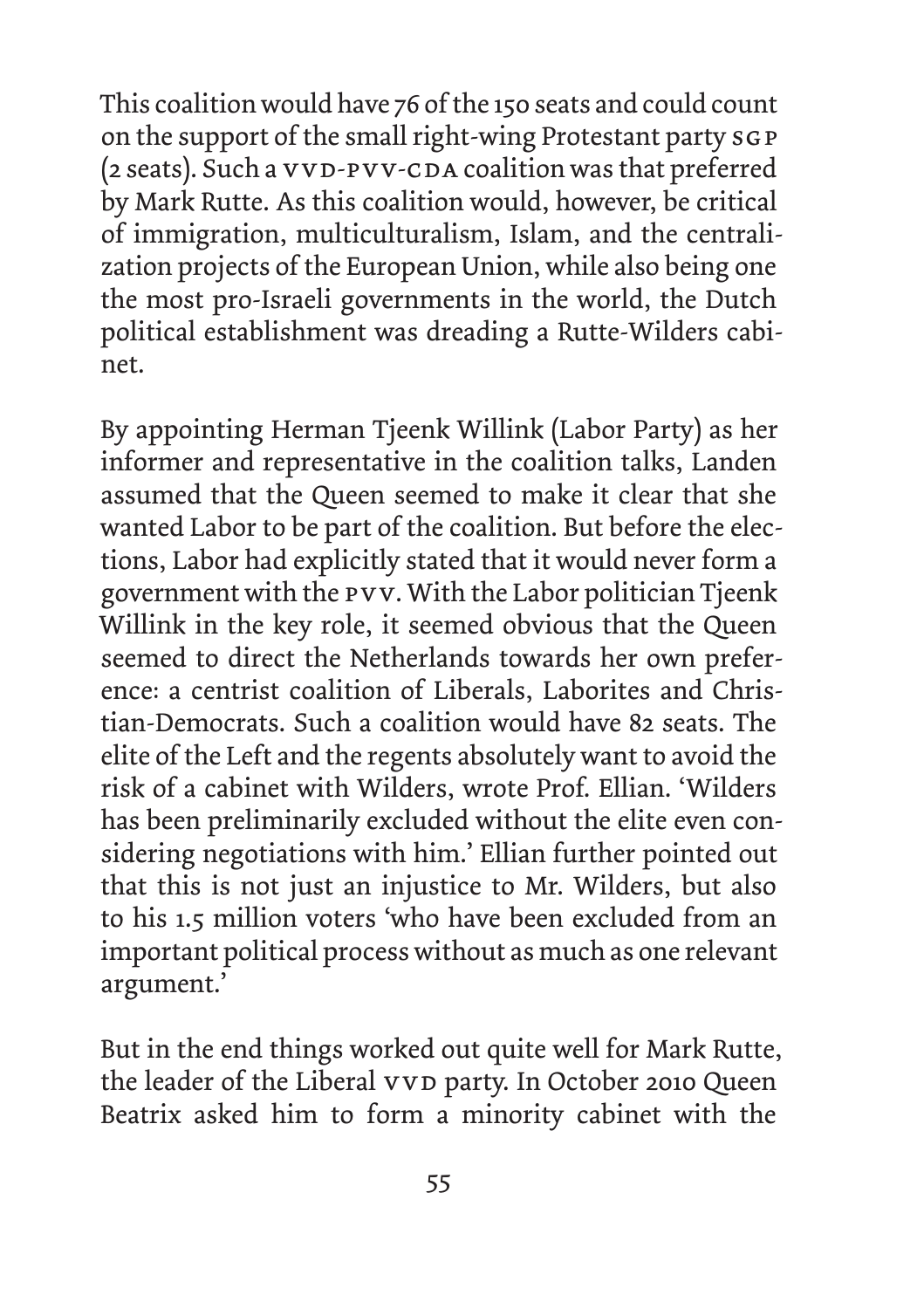This coalition would have 76 of the 150 seats and could count on the support of the small right-wing Protestant party SGP (2 seats). Such a VVD-PVV-CDA coalition was that preferred by Mark Rutte. As this coalition would, however, be critical of immigration, multiculturalism, Islam, and the centralization projects of the European Union, while also being one the most pro-Israeli governments in the world, the Dutch political establishment was dreading a Rutte-Wilders cabinet.

By appointing Herman Tjeenk Willink (Labor Party) as her informer and representative in the coalition talks, Landen assumed that the Queen seemed to make it clear that she wanted Labor to be part of the coalition. But before the elections, Labor had explicitly stated that it would never form a government with the PVV. With the Labor politician Tjeenk Willink in the key role, it seemed obvious that the Queen seemed to direct the Netherlands towards her own preference: a centrist coalition of Liberals, Laborites and Christian-Democrats. Such a coalition would have 82 seats. The elite of the Left and the regents absolutely want to avoid the risk of a cabinet with Wilders, wrote Prof. Ellian. 'Wilders has been preliminarily excluded without the elite even considering negotiations with him.' Ellian further pointed out that this is not just an injustice to Mr. Wilders, but also to his 1.5 million voters 'who have been excluded from an important political process without as much as one relevant argument.'

But in the end things worked out quite well for Mark Rutte, the leader of the Liberal VVD party. In October 2010 Queen Beatrix asked him to form a minority cabinet with the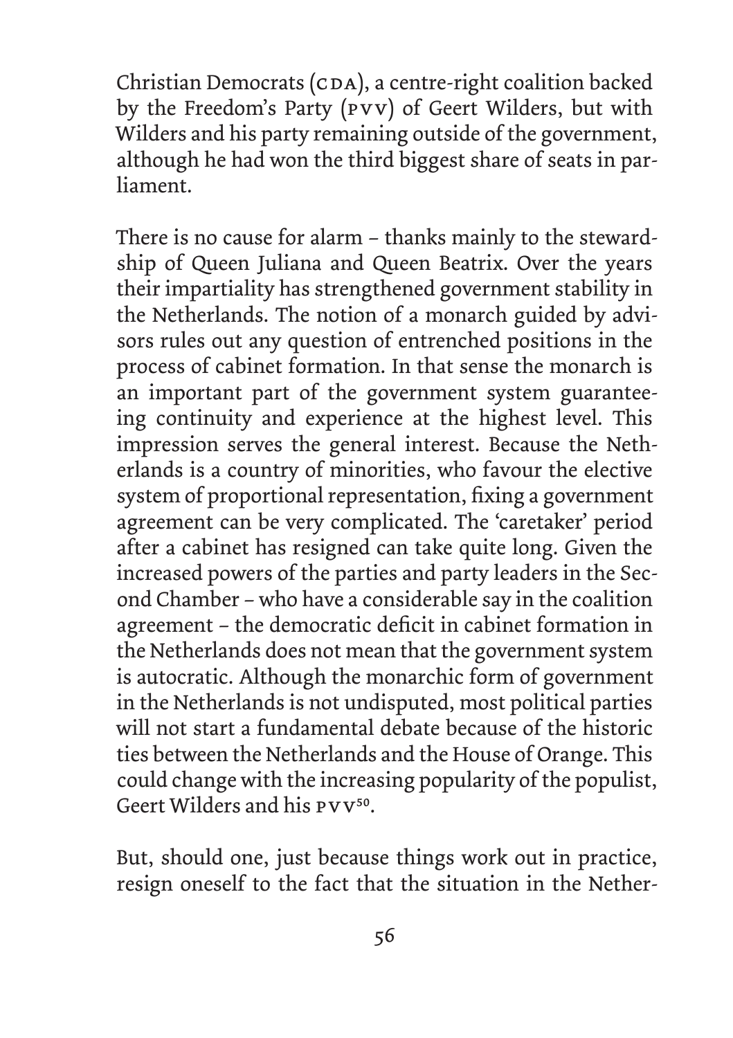Christian Democrats (CDA), a centre-right coalition backed by the Freedom's Party (PVV) of Geert Wilders, but with Wilders and his party remaining outside of the government, although he had won the third biggest share of seats in parliament.

There is no cause for alarm – thanks mainly to the stewardship of Queen Juliana and Queen Beatrix. Over the years their impartiality has strengthened government stability in the Netherlands. The notion of a monarch guided by advisors rules out any question of entrenched positions in the process of cabinet formation. In that sense the monarch is an important part of the government system guaranteeing continuity and experience at the highest level. This impression serves the general interest. Because the Netherlands is a country of minorities, who favour the elective system of proportional representation, fixing a government agreement can be very complicated. The 'caretaker' period after a cabinet has resigned can take quite long. Given the increased powers of the parties and party leaders in the Second Chamber – who have a considerable say in the coalition agreement – the democratic deficit in cabinet formation in the Netherlands does not mean that the government system is autocratic. Although the monarchic form of government in the Netherlands is not undisputed, most political parties will not start a fundamental debate because of the historic ties between the Netherlands and the House of Orange. This could change with the increasing popularity of the populist, Geert Wilders and his PVV[50].

But, should one, just because things work out in practice, resign oneself to the fact that the situation in the Nether-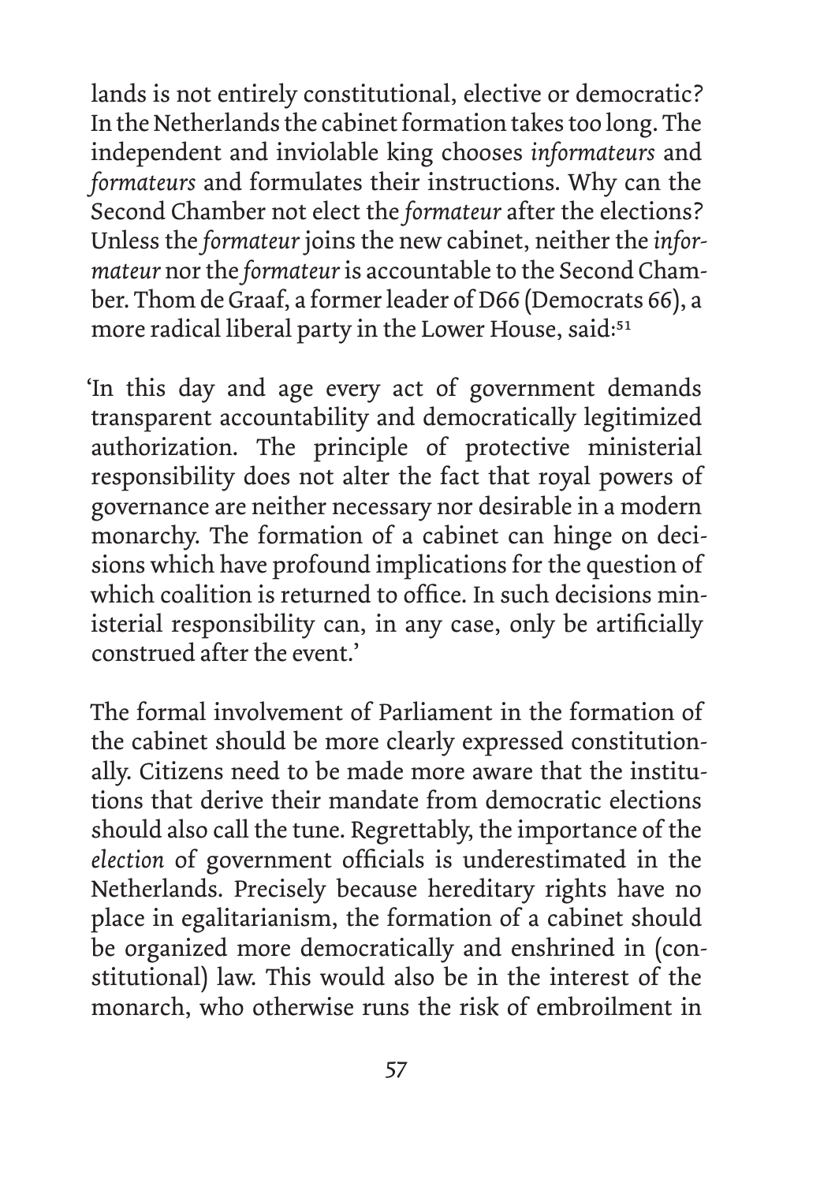lands is not entirely constitutional, elective or democratic? In the Netherlands the cabinet formation takes too long. The independent and inviolable king chooses *informateurs* and *formateurs* and formulates their instructions. Why can the Second Chamber not elect the *formateur* after the elections? Unless the *formateur* joins the new cabinet, neither the *informateur* nor the *formateur* is accountable to the Second Chamber. Thom de Graaf, a former leader of D66 (Democrats 66), a more radical liberal party in the Lower House, said:[51]

> 'In this day and age every act of government demands transparent accountability and democratically legitimized authorization. The principle of protective ministerial responsibility does not alter the fact that royal powers of governance are neither necessary nor desirable in a modern monarchy. The formation of a cabinet can hinge on decisions which have profound implications for the question of which coalition is returned to office. In such decisions ministerial responsibility can, in any case, only be artificially construed after the event.'

The formal involvement of Parliament in the formation of the cabinet should be more clearly expressed constitutionally. Citizens need to be made more aware that the institutions that derive their mandate from democratic elections should also call the tune. Regrettably, the importance of the *election* of government officials is underestimated in the Netherlands. Precisely because hereditary rights have no place in egalitarianism, the formation of a cabinet should be organized more democratically and enshrined in (constitutional) law. This would also be in the interest of the monarch, who otherwise runs the risk of embroilment in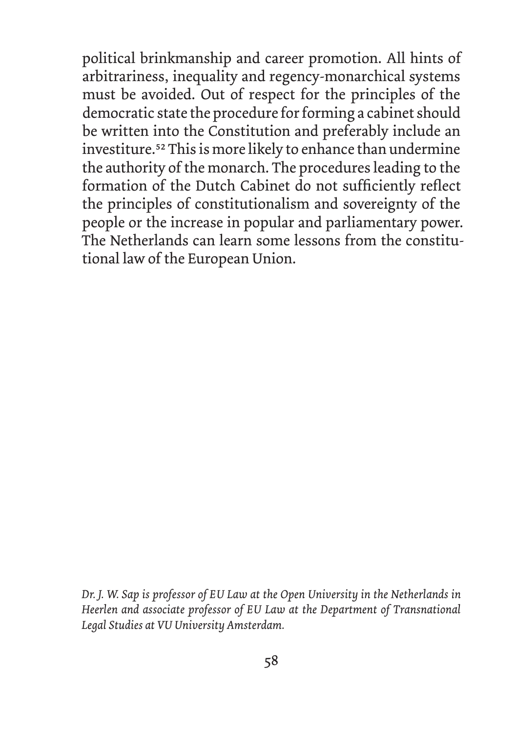political brinkmanship and career promotion. All hints of arbitrariness, inequality and regency-monarchical systems must be avoided. Out of respect for the principles of the democratic state the procedure for forming a cabinet should be written into the Constitution and preferably include an investiture.[52] This is more likely to enhance than undermine the authority of the monarch. The procedures leading to the formation of the Dutch Cabinet do not sufficiently reflect the principles of constitutionalism and sovereignty of the people or the increase in popular and parliamentary power. The Netherlands can learn some lessons from the constitutional law of the European Union.

*Dr. J. W. Sap is professor of EU Law at the Open University in the Netherlands in Heerlen and associate professor of EU Law at the Department of Transnational Legal Studies at VU University Amsterdam.*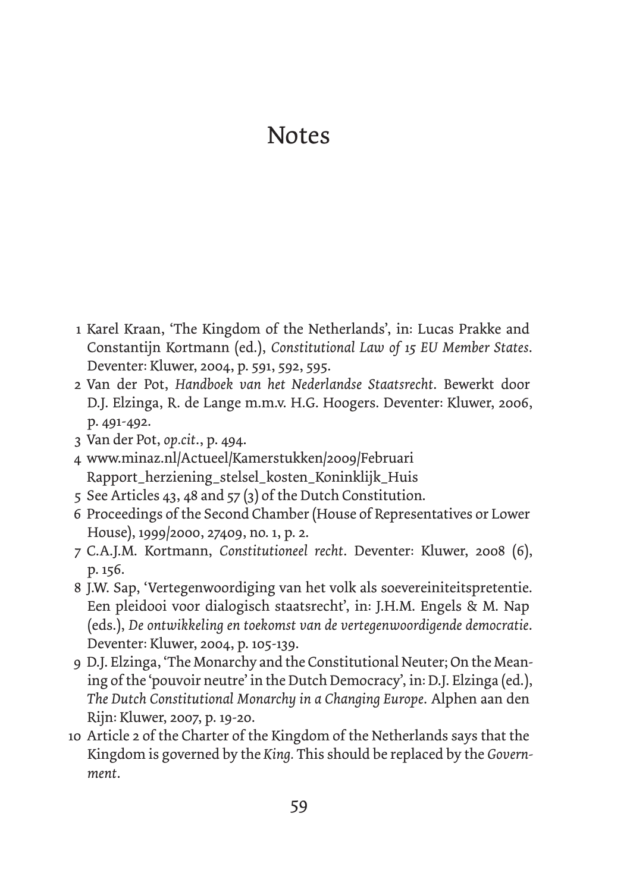# Notes

1. Karel Kraan, 'The Kingdom of the Netherlands', in: Lucas Prakke and Constantijn Kortmann (ed.), *Constitutional Law of 15 EU Member States*. Deventer: Kluwer, 2004, p. 591, 592, 595.
2. Van der Pot, *Handboek van het Nederlandse Staatsrecht*. Bewerkt door D.J. Elzinga, R. de Lange m.m.v. H.G. Hoogers. Deventer: Kluwer, 2006, p. 491-492.
3. Van der Pot, *op.cit.*, p. 494.
4. www.minaz.nl/Actueel/Kamerstukken/2009/Februari Rapport_herziening_stelsel_kosten_Koninklijk_Huis
5. See Articles 43, 48 and 57 (3) of the Dutch Constitution.
6. Proceedings of the Second Chamber (House of Representatives or Lower House), 1999/2000, 27409, no. 1, p. 2.
7. C.A.J.M. Kortmann, *Constitutioneel recht*. Deventer: Kluwer, 2008 (6), p. 156.
8. J.W. Sap, 'Vertegenwoordiging van het volk als soevereiniteitspretentie. Een pleidooi voor dialogisch staatsrecht', in: J.H.M. Engels & M. Nap (eds.), *De ontwikkeling en toekomst van de vertegenwoordigende democratie*. Deventer: Kluwer, 2004, p. 105-139.
9. D.J. Elzinga, 'The Monarchy and the Constitutional Neuter; On the Meaning of the 'pouvoir neutre' in the Dutch Democracy', in: D.J. Elzinga (ed.), *The Dutch Constitutional Monarchy in a Changing Europe*. Alphen aan den Rijn: Kluwer, 2007, p. 19-20.
10. Article 2 of the Charter of the Kingdom of the Netherlands says that the Kingdom is governed by the *King*. This should be replaced by the *Government*.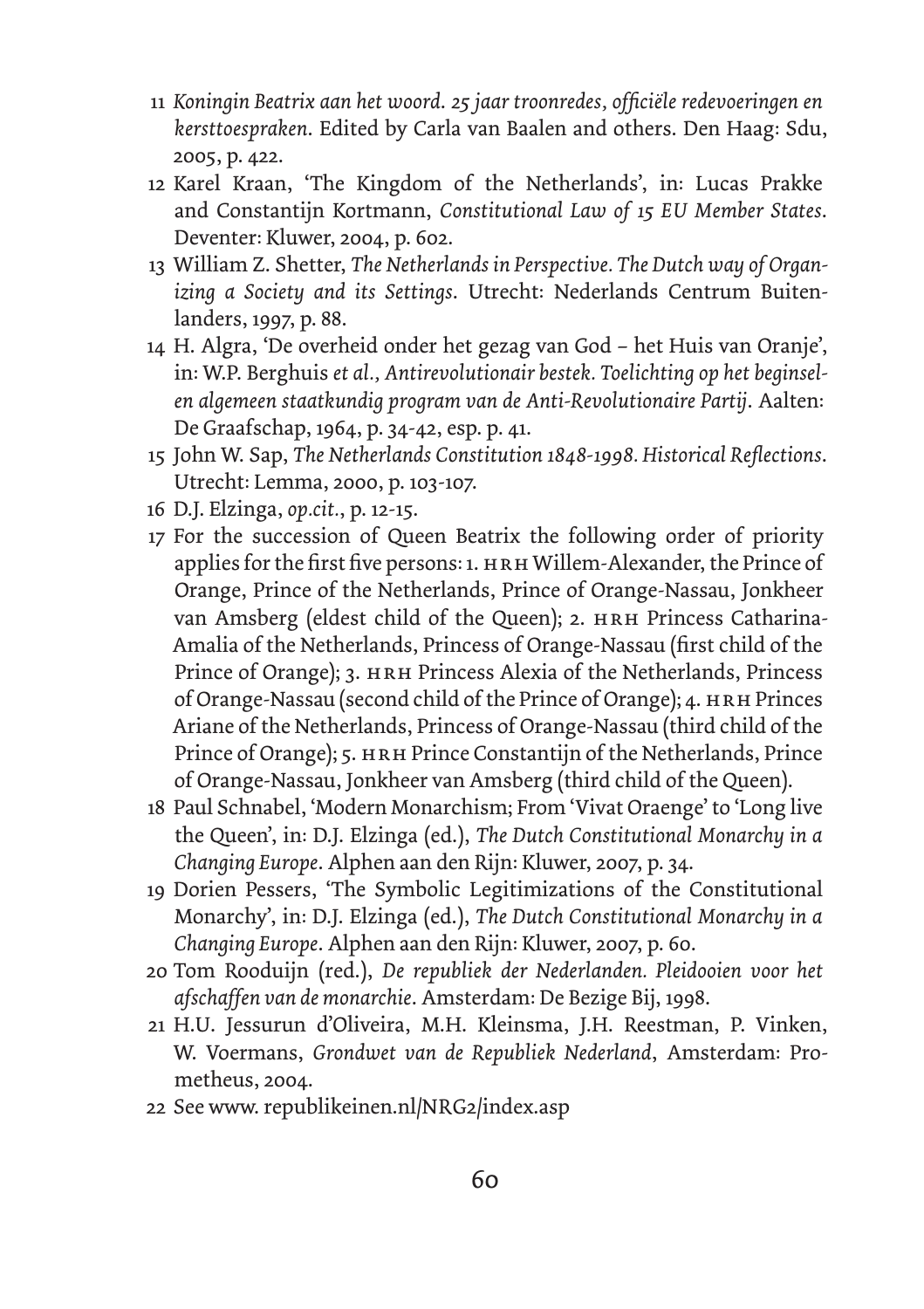11 *Koningin Beatrix aan het woord. 25 jaar troonredes, officiële redevoeringen en kersttoespraken*. Edited by Carla van Baalen and others. Den Haag: Sdu, 2005, p. 422.

12 Karel Kraan, 'The Kingdom of the Netherlands', in: Lucas Prakke and Constantijn Kortmann, *Constitutional Law of 15 EU Member States*. Deventer: Kluwer, 2004, p. 602.

13 William Z. Shetter, *The Netherlands in Perspective. The Dutch way of Organizing a Society and its Settings*. Utrecht: Nederlands Centrum Buitenlanders, 1997, p. 88.

14 H. Algra, 'De overheid onder het gezag van God – het Huis van Oranje', in: W.P. Berghuis *et al.*, *Antirevolutionair bestek. Toelichting op het beginsel- en algemeen staatkundig program van de Anti-Revolutionaire Partij*. Aalten: De Graafschap, 1964, p. 34-42, esp. p. 41.

15 John W. Sap, *The Netherlands Constitution 1848-1998. Historical Reflections*. Utrecht: Lemma, 2000, p. 103-107.

16 D.J. Elzinga, *op.cit.*, p. 12-15.

17 For the succession of Queen Beatrix the following order of priority applies for the first five persons: 1. HRH Willem-Alexander, the Prince of Orange, Prince of the Netherlands, Prince of Orange-Nassau, Jonkheer van Amsberg (eldest child of the Queen); 2. HRH Princess Catharina-Amalia of the Netherlands, Princess of Orange-Nassau (first child of the Prince of Orange); 3. HRH Princess Alexia of the Netherlands, Princess of Orange-Nassau (second child of the Prince of Orange); 4. HRH Princes Ariane of the Netherlands, Princess of Orange-Nassau (third child of the Prince of Orange); 5. HRH Prince Constantijn of the Netherlands, Prince of Orange-Nassau, Jonkheer van Amsberg (third child of the Queen).

18 Paul Schnabel, 'Modern Monarchism; From 'Vivat Oraenge' to 'Long live the Queen', in: D.J. Elzinga (ed.), *The Dutch Constitutional Monarchy in a Changing Europe*. Alphen aan den Rijn: Kluwer, 2007, p. 34.

19 Dorien Pessers, 'The Symbolic Legitimizations of the Constitutional Monarchy', in: D.J. Elzinga (ed.), *The Dutch Constitutional Monarchy in a Changing Europe*. Alphen aan den Rijn: Kluwer, 2007, p. 60.

20 Tom Rooduijn (red.), *De republiek der Nederlanden. Pleidooien voor het afschaffen van de monarchie*. Amsterdam: De Bezige Bij, 1998.

21 H.U. Jessurun d'Oliveira, M.H. Kleinsma, J.H. Reestman, P. Vinken, W. Voermans, *Grondwet van de Republiek Nederland*, Amsterdam: Prometheus, 2004.

22 See www. republikeinen.nl/NRG2/index.asp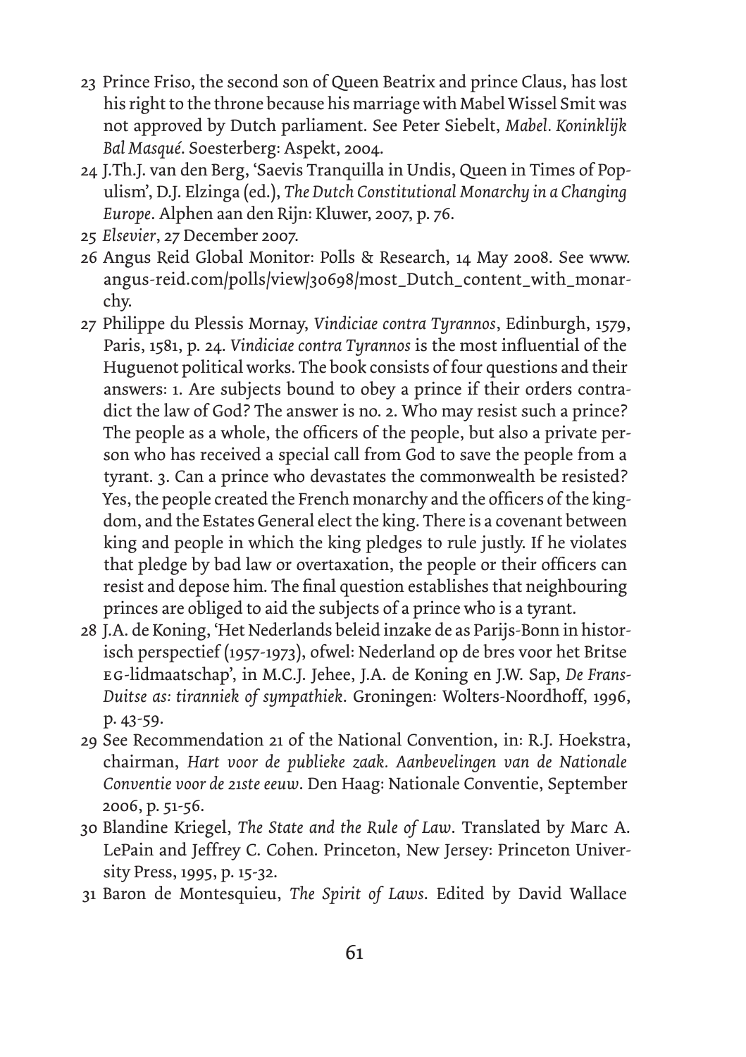23 Prince Friso, the second son of Queen Beatrix and prince Claus, has lost his right to the throne because his marriage with Mabel Wissel Smit was not approved by Dutch parliament. See Peter Siebelt, *Mabel. Koninklijk Bal Masqué*. Soesterberg: Aspekt, 2004.

24 J.Th.J. van den Berg, 'Saevis Tranquilla in Undis, Queen in Times of Populism', D.J. Elzinga (ed.), *The Dutch Constitutional Monarchy in a Changing Europe*. Alphen aan den Rijn: Kluwer, 2007, p. 76.

25 *Elsevier*, 27 December 2007.

26 Angus Reid Global Monitor: Polls & Research, 14 May 2008. See www.angus-reid.com/polls/view/30698/most_Dutch_content_with_monarchy.

27 Philippe du Plessis Mornay, *Vindiciae contra Tyrannos*, Edinburgh, 1579, Paris, 1581, p. 24. *Vindiciae contra Tyrannos* is the most influential of the Huguenot political works. The book consists of four questions and their answers: 1. Are subjects bound to obey a prince if their orders contradict the law of God? The answer is no. 2. Who may resist such a prince? The people as a whole, the officers of the people, but also a private person who has received a special call from God to save the people from a tyrant. 3. Can a prince who devastates the commonwealth be resisted? Yes, the people created the French monarchy and the officers of the kingdom, and the Estates General elect the king. There is a covenant between king and people in which the king pledges to rule justly. If he violates that pledge by bad law or overtaxation, the people or their officers can resist and depose him. The final question establishes that neighbouring princes are obliged to aid the subjects of a prince who is a tyrant.

28 J.A. de Koning, 'Het Nederlands beleid inzake de as Parijs-Bonn in historisch perspectief (1957-1973), ofwel: Nederland op de bres voor het Britse EG-lidmaatschap', in M.C.J. Jehee, J.A. de Koning en J.W. Sap, *De Frans-Duitse as: tiranniek of sympathiek*. Groningen: Wolters-Noordhoff, 1996, p. 43-59.

29 See Recommendation 21 of the National Convention, in: R.J. Hoekstra, chairman, *Hart voor de publieke zaak. Aanbevelingen van de Nationale Conventie voor de 21ste eeuw*. Den Haag: Nationale Conventie, September 2006, p. 51-56.

30 Blandine Kriegel, *The State and the Rule of Law*. Translated by Marc A. LePain and Jeffrey C. Cohen. Princeton, New Jersey: Princeton University Press, 1995, p. 15-32.

31 Baron de Montesquieu, *The Spirit of Laws*. Edited by David Wallace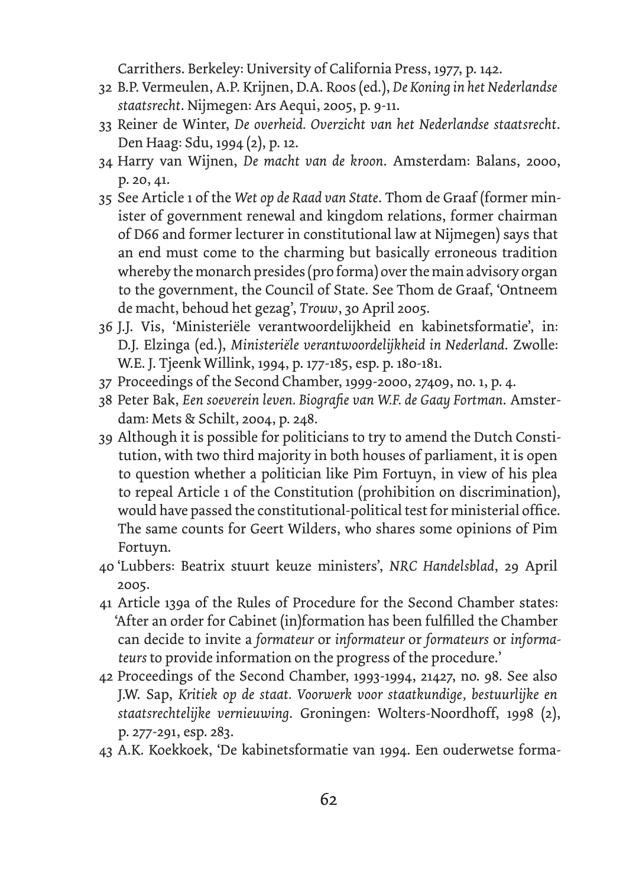Carrithers. Berkeley: University of California Press, 1977, p. 142.

32 B.P. Vermeulen, A.P. Krijnen, D.A. Roos (ed.), *De Koning in het Nederlandse staatsrecht*. Nijmegen: Ars Aequi, 2005, p. 9-11.

33 Reiner de Winter, *De overheid. Overzicht van het Nederlandse staatsrecht*. Den Haag: Sdu, 1994 (2), p. 12.

34 Harry van Wijnen, *De macht van de kroon*. Amsterdam: Balans, 2000, p. 20, 41.

35 See Article 1 of the *Wet op de Raad van State*. Thom de Graaf (former minister of government renewal and kingdom relations, former chairman of D66 and former lecturer in constitutional law at Nijmegen) says that an end must come to the charming but basically erroneous tradition whereby the monarch presides (pro forma) over the main advisory organ to the government, the Council of State. See Thom de Graaf, 'Ontneem de macht, behoud het gezag', *Trouw*, 30 April 2005.

36 J.J. Vis, 'Ministeriële verantwoordelijkheid en kabinetsformatie', in: D.J. Elzinga (ed.), *Ministeriële verantwoordelijkheid in Nederland*. Zwolle: W.E. J. Tjeenk Willink, 1994, p. 177-185, esp. p. 180-181.

37 Proceedings of the Second Chamber, 1999-2000, 27409, no. 1, p. 4.

38 Peter Bak, *Een soeverein leven. Biografie van W.F. de Gaay Fortman*. Amsterdam: Mets & Schilt, 2004, p. 248.

39 Although it is possible for politicians to try to amend the Dutch Constitution, with two third majority in both houses of parliament, it is open to question whether a politician like Pim Fortuyn, in view of his plea to repeal Article 1 of the Constitution (prohibition on discrimination), would have passed the constitutional-political test for ministerial office. The same counts for Geert Wilders, who shares some opinions of Pim Fortuyn.

40 'Lubbers: Beatrix stuurt keuze ministers', *NRC Handelsblad*, 29 April 2005.

41 Article 139a of the Rules of Procedure for the Second Chamber states: 'After an order for Cabinet (in)formation has been fulfilled the Chamber can decide to invite a *formateur* or *informateur* or *formateurs* or *informateurs* to provide information on the progress of the procedure.'

42 Proceedings of the Second Chamber, 1993-1994, 21427, no. 98. See also J.W. Sap, *Kritiek op de staat. Voorwerk voor staatkundige, bestuurlijke en staatsrechtelijke vernieuwing*. Groningen: Wolters-Noordhoff, 1998 (2), p. 277-291, esp. 283.

43 A.K. Koekkoek, 'De kabinetsformatie van 1994. Een ouderwetse forma-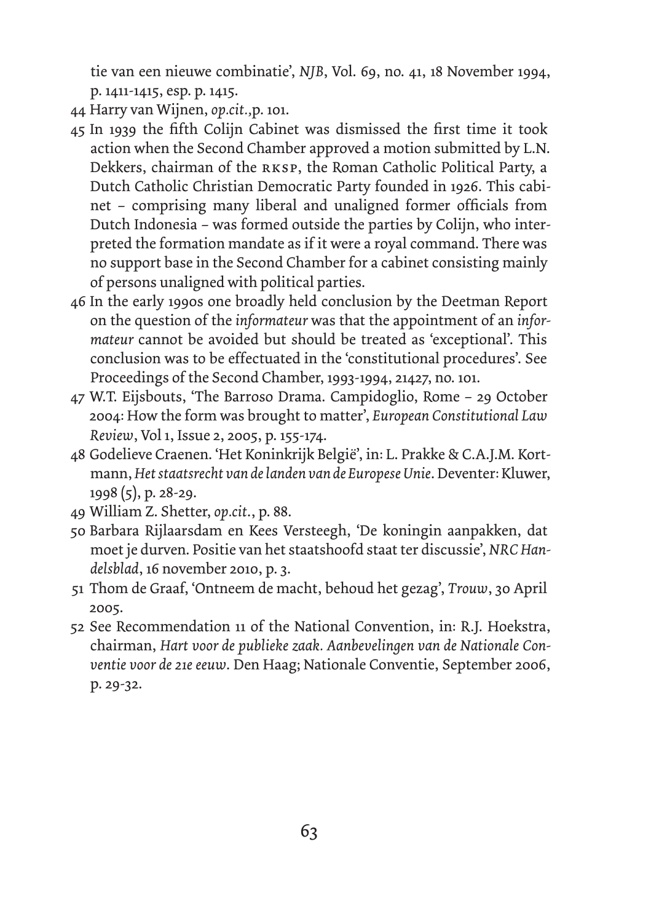tie van een nieuwe combinatie', *NJB*, Vol. 69, no. 41, 18 November 1994, p. 1411-1415, esp. p. 1415.

44 Harry van Wijnen, *op.cit.*,p. 101.

45 In 1939 the fifth Colijn Cabinet was dismissed the first time it took action when the Second Chamber approved a motion submitted by L.N. Dekkers, chairman of the RKSP, the Roman Catholic Political Party, a Dutch Catholic Christian Democratic Party founded in 1926. This cabinet – comprising many liberal and unaligned former officials from Dutch Indonesia – was formed outside the parties by Colijn, who interpreted the formation mandate as if it were a royal command. There was no support base in the Second Chamber for a cabinet consisting mainly of persons unaligned with political parties.

46 In the early 1990s one broadly held conclusion by the Deetman Report on the question of the *informateur* was that the appointment of an *informateur* cannot be avoided but should be treated as 'exceptional'. This conclusion was to be effectuated in the 'constitutional procedures'. See Proceedings of the Second Chamber, 1993-1994, 21427, no. 101.

47 W.T. Eijsbouts, 'The Barroso Drama. Campidoglio, Rome – 29 October 2004: How the form was brought to matter', *European Constitutional Law Review*, Vol 1, Issue 2, 2005, p. 155-174.

48 Godelieve Craenen. 'Het Koninkrijk België', in: L. Prakke & C.A.J.M. Kortmann, *Het staatsrecht van de landen van de Europese Unie*. Deventer: Kluwer, 1998 (5), p. 28-29.

49 William Z. Shetter, *op.cit.*, p. 88.

50 Barbara Rijlaarsdam en Kees Versteegh, 'De koningin aanpakken, dat moet je durven. Positie van het staatshoofd staat ter discussie', *NRC Handelsblad*, 16 november 2010, p. 3.

51 Thom de Graaf, 'Ontneem de macht, behoud het gezag', *Trouw*, 30 April 2005.

52 See Recommendation 11 of the National Convention, in: R.J. Hoekstra, chairman, *Hart voor de publieke zaak. Aanbevelingen van de Nationale Conventie voor de 21e eeuw*. Den Haag; Nationale Conventie, September 2006, p. 29-32.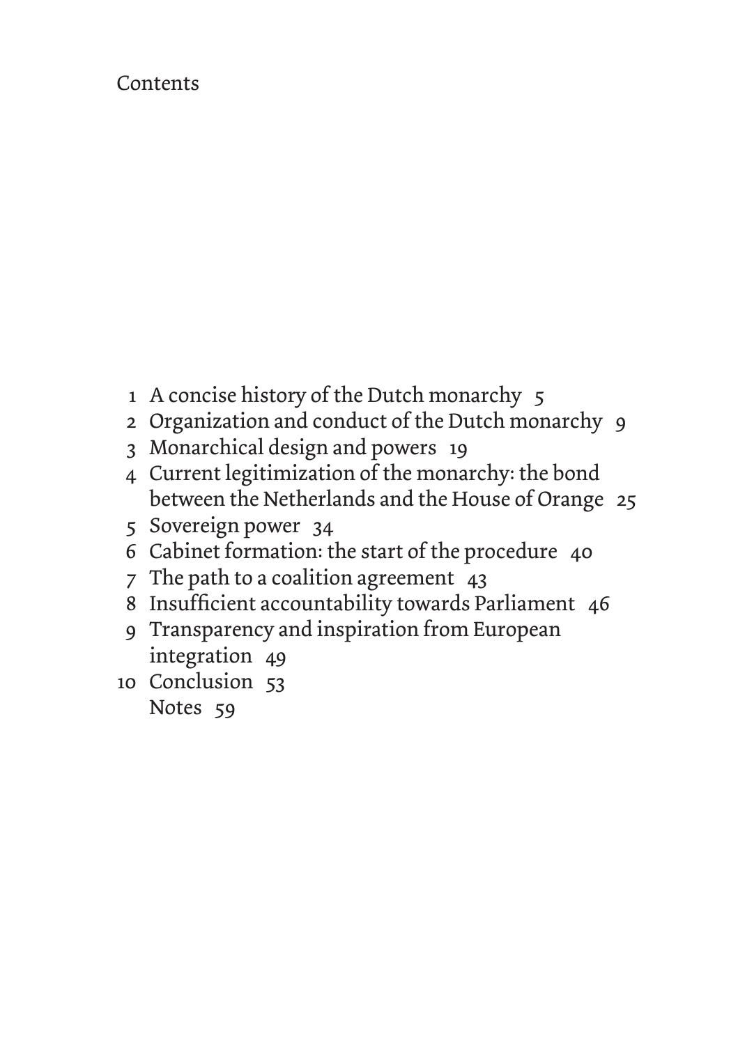# Contents

1 A concise history of the Dutch monarchy 5
2 Organization and conduct of the Dutch monarchy 9
3 Monarchical design and powers 19
4 Current legitimization of the monarchy: the bond between the Netherlands and the House of Orange 25
5 Sovereign power 34
6 Cabinet formation: the start of the procedure 40
7 The path to a coalition agreement 43
8 Insufficient accountability towards Parliament 46
9 Transparency and inspiration from European integration 49
10 Conclusion 53

Notes 59